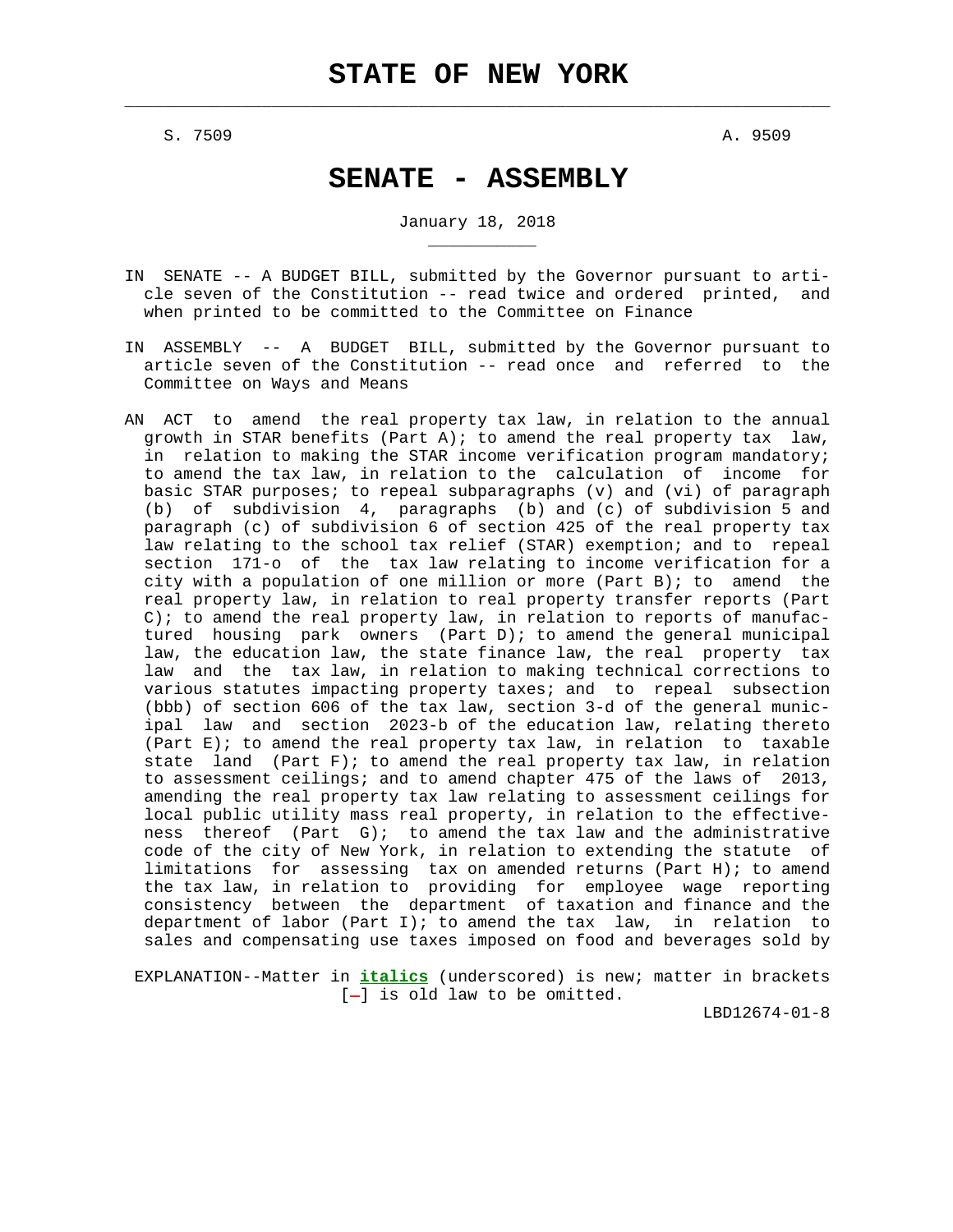# STATE OF NEW YORK

S. 7509 A. 9509

# SENATE - ASSEMBLY

January 18, 2018

IN SENATE -- A BUDGET BILL, submitted by the Governor pursuant to article seven of the Constitution -- read twice and ordered printed, and when printed to be committed to the Committee on Finance

IN ASSEMBLY -- A BUDGET BILL, submitted by the Governor pursuant to article seven of the Constitution -- read once and referred to the Committee on Ways and Means

AN ACT to amend the real property tax law, in relation to the annual growth in STAR benefits (Part A); to amend the real property tax law, in relation to making the STAR income verification program mandatory; to amend the tax law, in relation to the calculation of income for basic STAR purposes; to repeal subparagraphs (v) and (vi) of paragraph (b) of subdivision 4, paragraphs (b) and (c) of subdivision 5 and paragraph (c) of subdivision 6 of section 425 of the real property tax law relating to the school tax relief (STAR) exemption; and to repeal section 171-o of the tax law relating to income verification for a city with a population of one million or more (Part B); to amend the real property law, in relation to real property transfer reports (Part C); to amend the real property law, in relation to reports of manufactured housing park owners (Part D); to amend the general municipal law, the education law, the state finance law, the real property tax law and the tax law, in relation to making technical corrections to various statutes impacting property taxes; and to repeal subsection (bbb) of section 606 of the tax law, section 3-d of the general municipal law and section 2023-b of the education law, relating thereto (Part E); to amend the real property tax law, in relation to taxable state land (Part F); to amend the real property tax law, in relation to assessment ceilings; and to amend chapter 475 of the laws of 2013, amending the real property tax law relating to assessment ceilings for local public utility mass real property, in relation to the effectiveness thereof (Part G); to amend the tax law and the administrative code of the city of New York, in relation to extending the statute of limitations for assessing tax on amended returns (Part H); to amend the tax law, in relation to providing for employee wage reporting consistency between the department of taxation and finance and the department of labor (Part I); to amend the tax law, in relation to sales and compensating use taxes imposed on food and beverages sold by

EXPLANATION--Matter in ***italics*** (underscored) is new; matter in brackets [-] is old law to be omitted.

LBD12674-01-8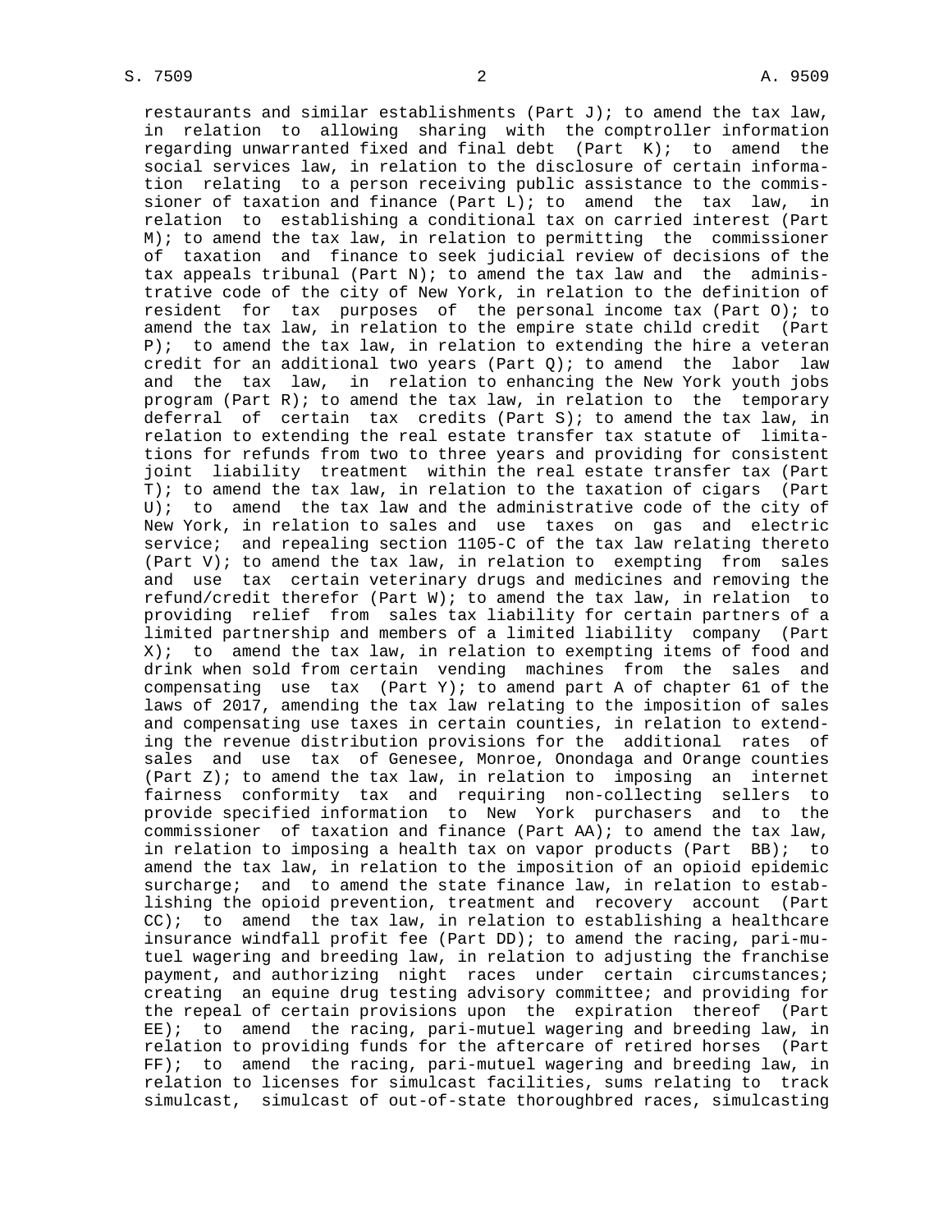restaurants and similar establishments (Part J); to amend the tax law, in relation to allowing sharing with the comptroller information regarding unwarranted fixed and final debt (Part K); to amend the social services law, in relation to the disclosure of certain information relating to a person receiving public assistance to the commissioner of taxation and finance (Part L); to amend the tax law, in relation to establishing a conditional tax on carried interest (Part M); to amend the tax law, in relation to permitting the commissioner of taxation and finance to seek judicial review of decisions of the tax appeals tribunal (Part N); to amend the tax law and the administrative code of the city of New York, in relation to the definition of resident for tax purposes of the personal income tax (Part O); to amend the tax law, in relation to the empire state child credit (Part P); to amend the tax law, in relation to extending the hire a veteran credit for an additional two years (Part Q); to amend the labor law and the tax law, in relation to enhancing the New York youth jobs program (Part R); to amend the tax law, in relation to the temporary deferral of certain tax credits (Part S); to amend the tax law, in relation to extending the real estate transfer tax statute of limitations for refunds from two to three years and providing for consistent joint liability treatment within the real estate transfer tax (Part T); to amend the tax law, in relation to the taxation of cigars (Part U); to amend the tax law and the administrative code of the city of New York, in relation to sales and use taxes on gas and electric service; and repealing section 1105-C of the tax law relating thereto (Part V); to amend the tax law, in relation to exempting from sales and use tax certain veterinary drugs and medicines and removing the refund/credit therefor (Part W); to amend the tax law, in relation to providing relief from sales tax liability for certain partners of a limited partnership and members of a limited liability company (Part X); to amend the tax law, in relation to exempting items of food and drink when sold from certain vending machines from the sales and compensating use tax (Part Y); to amend part A of chapter 61 of the laws of 2017, amending the tax law relating to the imposition of sales and compensating use taxes in certain counties, in relation to extending the revenue distribution provisions for the additional rates of sales and use tax of Genesee, Monroe, Onondaga and Orange counties (Part Z); to amend the tax law, in relation to imposing an internet fairness conformity tax and requiring non-collecting sellers to provide specified information to New York purchasers and to the commissioner of taxation and finance (Part AA); to amend the tax law, in relation to imposing a health tax on vapor products (Part BB); to amend the tax law, in relation to the imposition of an opioid epidemic surcharge; and to amend the state finance law, in relation to establishing the opioid prevention, treatment and recovery account (Part CC); to amend the tax law, in relation to establishing a healthcare insurance windfall profit fee (Part DD); to amend the racing, pari-mutuel wagering and breeding law, in relation to adjusting the franchise payment, and authorizing night races under certain circumstances; creating an equine drug testing advisory committee; and providing for the repeal of certain provisions upon the expiration thereof (Part EE); to amend the racing, pari-mutuel wagering and breeding law, in relation to providing funds for the aftercare of retired horses (Part FF); to amend the racing, pari-mutuel wagering and breeding law, in relation to licenses for simulcast facilities, sums relating to track simulcast, simulcast of out-of-state thoroughbred races, simulcasting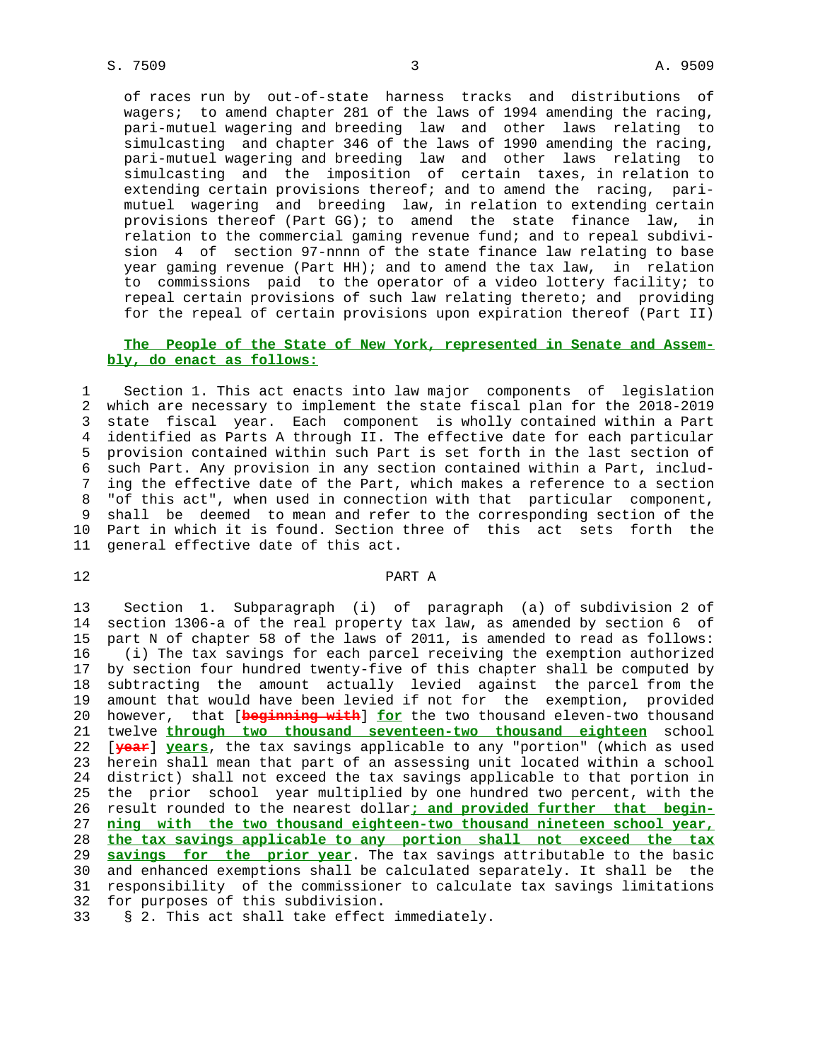of races run by out-of-state harness tracks and distributions of wagers; to amend chapter 281 of the laws of 1994 amending the racing, pari-mutuel wagering and breeding law and other laws relating to simulcasting and chapter 346 of the laws of 1990 amending the racing, pari-mutuel wagering and breeding law and other laws relating to simulcasting and the imposition of certain taxes, in relation to extending certain provisions thereof; and to amend the racing, pari-mutuel wagering and breeding law, in relation to extending certain provisions thereof (Part GG); to amend the state finance law, in relation to the commercial gaming revenue fund; and to repeal subdivision 4 of section 97-nnnn of the state finance law relating to base year gaming revenue (Part HH); and to amend the tax law, in relation to commissions paid to the operator of a video lottery facility; to repeal certain provisions of such law relating thereto; and providing for the repeal of certain provisions upon expiration thereof (Part II)

**The People of the State of New York, represented in Senate and Assembly, do enact as follows:**

1 Section 1. This act enacts into law major components of legislation
2 which are necessary to implement the state fiscal plan for the 2018-2019
3 state fiscal year. Each component is wholly contained within a Part
4 identified as Parts A through II. The effective date for each particular
5 provision contained within such Part is set forth in the last section of
6 such Part. Any provision in any section contained within a Part, includ-
7 ing the effective date of the Part, which makes a reference to a section
8 "of this act", when used in connection with that particular component,
9 shall be deemed to mean and refer to the corresponding section of the
10 Part in which it is found. Section three of this act sets forth the
11 general effective date of this act.

12 PART A

13 Section 1. Subparagraph (i) of paragraph (a) of subdivision 2 of
14 section 1306-a of the real property tax law, as amended by section 6 of
15 part N of chapter 58 of the laws of 2011, is amended to read as follows:
16 (i) The tax savings for each parcel receiving the exemption authorized
17 by section four hundred twenty-five of this chapter shall be computed by
18 subtracting the amount actually levied against the parcel from the
19 amount that would have been levied if not for the exemption, provided
20 however, that [~~beginning with~~] **for** the two thousand eleven-two thousand
21 twelve **through two thousand seventeen-two thousand eighteen** school
22 [~~year~~] **years**, the tax savings applicable to any "portion" (which as used
23 herein shall mean that part of an assessing unit located within a school
24 district) shall not exceed the tax savings applicable to that portion in
25 the prior school year multiplied by one hundred two percent, with the
26 result rounded to the nearest dollar**; and provided further that begin-**
27 **ning with the two thousand eighteen-two thousand nineteen school year,**
28 **the tax savings applicable to any portion shall not exceed the tax**
29 **savings for the prior year**. The tax savings attributable to the basic
30 and enhanced exemptions shall be calculated separately. It shall be the
31 responsibility of the commissioner to calculate tax savings limitations
32 for purposes of this subdivision.
33 § 2. This act shall take effect immediately.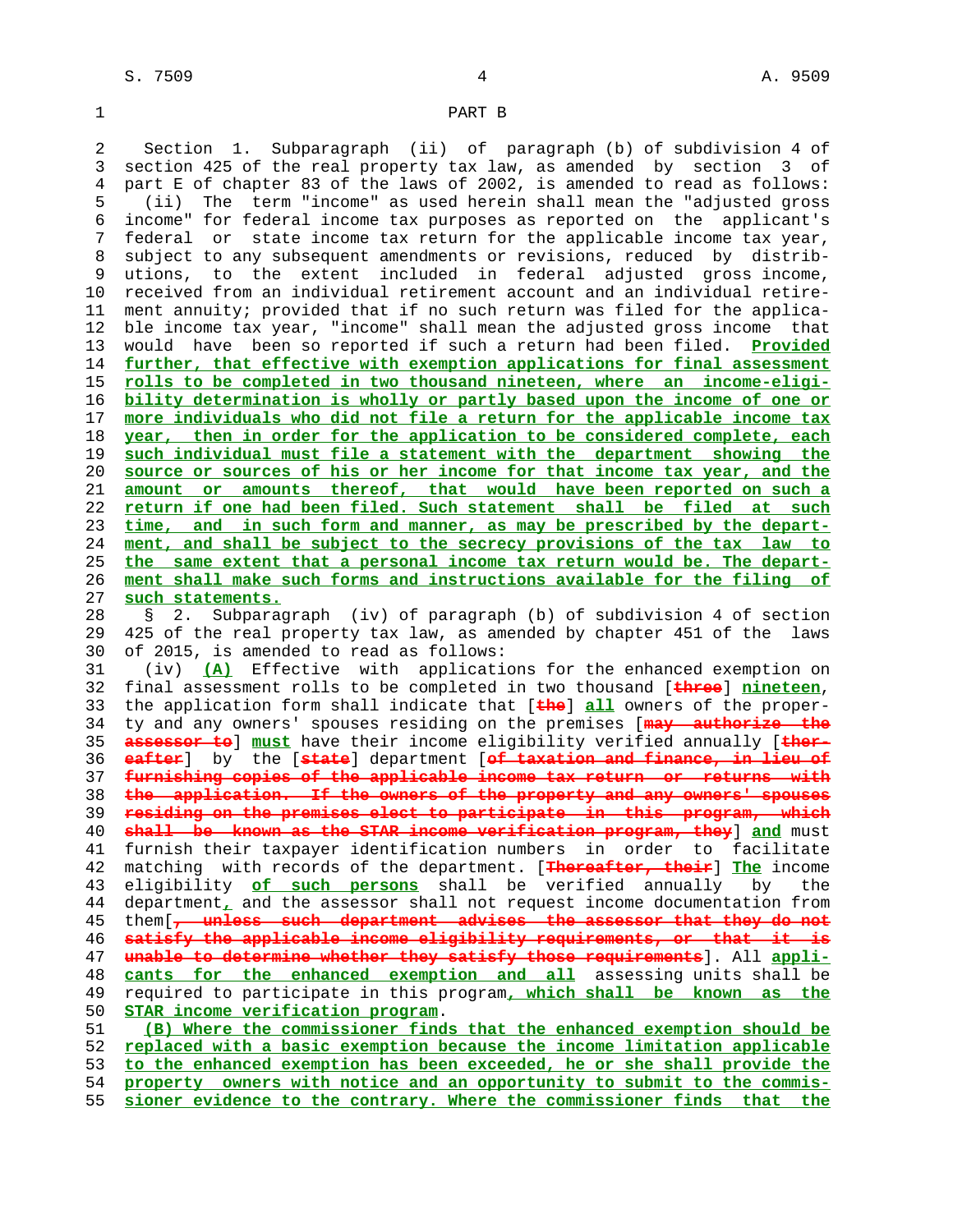PART B

Section 1. Subparagraph (ii) of paragraph (b) of subdivision 4 of section 425 of the real property tax law, as amended by section 3 of part E of chapter 83 of the laws of 2002, is amended to read as follows:

(ii) The term "income" as used herein shall mean the "adjusted gross income" for federal income tax purposes as reported on the applicant's federal or state income tax return for the applicable income tax year, subject to any subsequent amendments or revisions, reduced by distributions, to the extent included in federal adjusted gross income, received from an individual retirement account and an individual retirement annuity; provided that if no such return was filed for the applicable income tax year, "income" shall mean the adjusted gross income that would have been so reported if such a return had been filed. Provided further, that effective with exemption applications for final assessment rolls to be completed in two thousand nineteen, where an income-eligibility determination is wholly or partly based upon the income of one or more individuals who did not file a return for the applicable income tax year, then in order for the application to be considered complete, each such individual must file a statement with the department showing the source or sources of his or her income for that income tax year, and the amount or amounts thereof, that would have been reported on such a return if one had been filed. Such statement shall be filed at such time, and in such form and manner, as may be prescribed by the department, and shall be subject to the secrecy provisions of the tax law to the same extent that a personal income tax return would be. The department shall make such forms and instructions available for the filing of such statements.

§ 2. Subparagraph (iv) of paragraph (b) of subdivision 4 of section 425 of the real property tax law, as amended by chapter 451 of the laws of 2015, is amended to read as follows:

(iv) (A) Effective with applications for the enhanced exemption on final assessment rolls to be completed in two thousand [three] nineteen, the application form shall indicate that [the] all owners of the property and any owners' spouses residing on the premises [may authorize the assessor to] must have their income eligibility verified annually [thereafter] by the [state] department [of taxation and finance, in lieu of furnishing copies of the applicable income tax return or returns with the application. If the owners of the property and any owners' spouses residing on the premises elect to participate in this program, which shall be known as the STAR income verification program, they] and must furnish their taxpayer identification numbers in order to facilitate matching with records of the department. [Thereafter, their] The income eligibility of such persons shall be verified annually by the department, and the assessor shall not request income documentation from them[, unless such department advises the assessor that they do not satisfy the applicable income eligibility requirements, or that it is unable to determine whether they satisfy those requirements]. All applicants for the enhanced exemption and all assessing units shall be required to participate in this program, which shall be known as the STAR income verification program.

(B) Where the commissioner finds that the enhanced exemption should be replaced with a basic exemption because the income limitation applicable to the enhanced exemption has been exceeded, he or she shall provide the property owners with notice and an opportunity to submit to the commissioner evidence to the contrary. Where the commissioner finds that the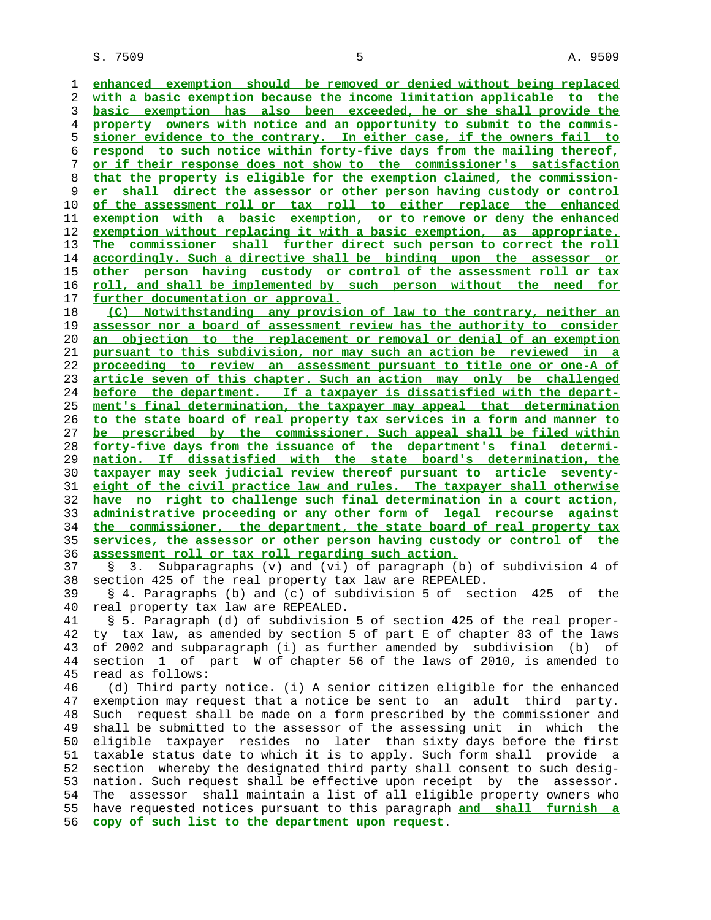enhanced exemption should be removed or denied without being replaced with a basic exemption because the income limitation applicable to the basic exemption has also been exceeded, he or she shall provide the property owners with notice and an opportunity to submit to the commissioner evidence to the contrary. In either case, if the owners fail to respond to such notice within forty-five days from the mailing thereof, or if their response does not show to the commissioner's satisfaction that the property is eligible for the exemption claimed, the commissioner shall direct the assessor or other person having custody or control of the assessment roll or tax roll to either replace the enhanced exemption with a basic exemption, or to remove or deny the enhanced exemption without replacing it with a basic exemption, as appropriate. The commissioner shall further direct such person to correct the roll accordingly. Such a directive shall be binding upon the assessor or other person having custody or control of the assessment roll or tax roll, and shall be implemented by such person without the need for further documentation or approval.

(C) Notwithstanding any provision of law to the contrary, neither an assessor nor a board of assessment review has the authority to consider an objection to the replacement or removal or denial of an exemption pursuant to this subdivision, nor may such an action be reviewed in a proceeding to review an assessment pursuant to title one or one-A of article seven of this chapter. Such an action may only be challenged before the department. If a taxpayer is dissatisfied with the department's final determination, the taxpayer may appeal that determination to the state board of real property tax services in a form and manner to be prescribed by the commissioner. Such appeal shall be filed within forty-five days from the issuance of the department's final determination. If dissatisfied with the state board's determination, the taxpayer may seek judicial review thereof pursuant to article seventy-eight of the civil practice law and rules. The taxpayer shall otherwise have no right to challenge such final determination in a court action, administrative proceeding or any other form of legal recourse against the commissioner, the department, the state board of real property tax services, the assessor or other person having custody or control of the assessment roll or tax roll regarding such action.

§ 3. Subparagraphs (v) and (vi) of paragraph (b) of subdivision 4 of section 425 of the real property tax law are REPEALED.

§ 4. Paragraphs (b) and (c) of subdivision 5 of section 425 of the real property tax law are REPEALED.

§ 5. Paragraph (d) of subdivision 5 of section 425 of the real property tax law, as amended by section 5 of part E of chapter 83 of the laws of 2002 and subparagraph (i) as further amended by subdivision (b) of section 1 of part W of chapter 56 of the laws of 2010, is amended to read as follows:

(d) Third party notice. (i) A senior citizen eligible for the enhanced exemption may request that a notice be sent to an adult third party. Such request shall be made on a form prescribed by the commissioner and shall be submitted to the assessor of the assessing unit in which the eligible taxpayer resides no later than sixty days before the first taxable status date to which it is to apply. Such form shall provide a section whereby the designated third party shall consent to such designation. Such request shall be effective upon receipt by the assessor. The assessor shall maintain a list of all eligible property owners who have requested notices pursuant to this paragraph and shall furnish a copy of such list to the department upon request.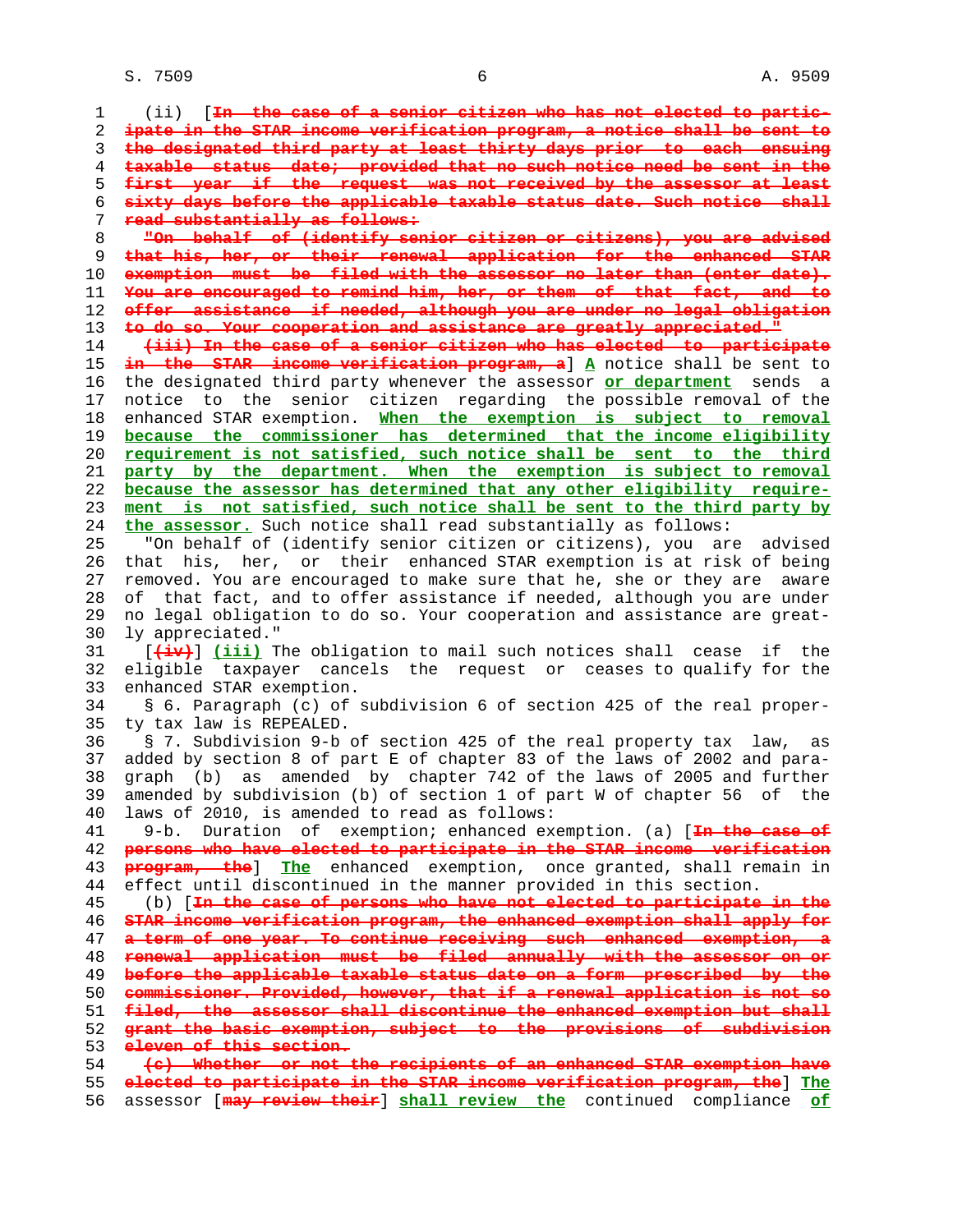(ii) [~~In the case of a senior citizen who has not elected to participate in the STAR income verification program, a notice shall be sent to the designated third party at least thirty days prior to each ensuing taxable status date; provided that no such notice need be sent in the first year if the request was not received by the assessor at least sixty days before the applicable taxable status date. Such notice shall read substantially as follows:~~

~~"On behalf of (identify senior citizen or citizens), you are advised that his, her, or their renewal application for the enhanced STAR exemption must be filed with the assessor no later than (enter date). You are encouraged to remind him, her, or them of that fact, and to offer assistance if needed, although you are under no legal obligation to do so. Your cooperation and assistance are greatly appreciated."~~

~~(iii) In the case of a senior citizen who has elected to participate in the STAR income verification program, a~~] **A** notice shall be sent to the designated third party whenever the assessor **or department** sends a notice to the senior citizen regarding the possible removal of the enhanced STAR exemption. **When the exemption is subject to removal because the commissioner has determined that the income eligibility requirement is not satisfied, such notice shall be sent to the third party by the department. When the exemption is subject to removal because the assessor has determined that any other eligibility requirement is not satisfied, such notice shall be sent to the third party by the assessor.** Such notice shall read substantially as follows:

"On behalf of (identify senior citizen or citizens), you are advised that his, her, or their enhanced STAR exemption is at risk of being removed. You are encouraged to make sure that he, she or they are aware of that fact, and to offer assistance if needed, although you are under no legal obligation to do so. Your cooperation and assistance are greatly appreciated."

[~~(iv)~~] **(iii)** The obligation to mail such notices shall cease if the eligible taxpayer cancels the request or ceases to qualify for the enhanced STAR exemption.

§ 6. Paragraph (c) of subdivision 6 of section 425 of the real property tax law is REPEALED.

§ 7. Subdivision 9-b of section 425 of the real property tax law, as added by section 8 of part E of chapter 83 of the laws of 2002 and paragraph (b) as amended by chapter 742 of the laws of 2005 and further amended by subdivision (b) of section 1 of part W of chapter 56 of the laws of 2010, is amended to read as follows:

9-b. Duration of exemption; enhanced exemption. (a) [~~In the case of persons who have elected to participate in the STAR income verification program, the~~] **The** enhanced exemption, once granted, shall remain in effect until discontinued in the manner provided in this section.

(b) [~~In the case of persons who have not elected to participate in the STAR income verification program, the enhanced exemption shall apply for a term of one year. To continue receiving such enhanced exemption, a renewal application must be filed annually with the assessor on or before the applicable taxable status date on a form prescribed by the commissioner. Provided, however, that if a renewal application is not so filed, the assessor shall discontinue the enhanced exemption but shall grant the basic exemption, subject to the provisions of subdivision eleven of this section.~~

~~(c) Whether or not the recipients of an enhanced STAR exemption have elected to participate in the STAR income verification program, the~~] **The** assessor [~~may review their~~] **shall review the** continued compliance **of**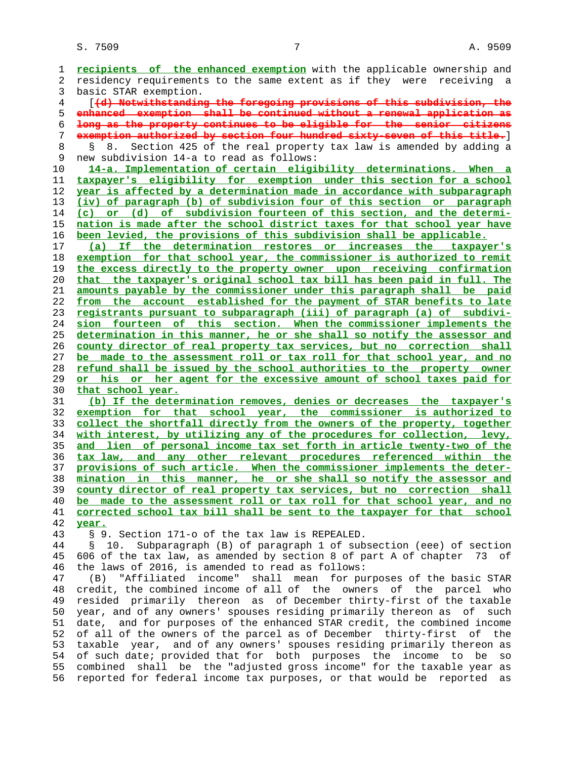recipients of the enhanced exemption with the applicable ownership and residency requirements to the same extent as if they were receiving a basic STAR exemption.

[(d) Notwithstanding the foregoing provisions of this subdivision, the enhanced exemption shall be continued without a renewal application as long as the property continues to be eligible for the senior citizens exemption authorized by section four hundred sixty-seven of this title.]

§ 8. Section 425 of the real property tax law is amended by adding a new subdivision 14-a to read as follows:

14-a. Implementation of certain eligibility determinations. When a taxpayer's eligibility for exemption under this section for a school year is affected by a determination made in accordance with subparagraph (iv) of paragraph (b) of subdivision four of this section or paragraph (c) or (d) of subdivision fourteen of this section, and the determination is made after the school district taxes for that school year have been levied, the provisions of this subdivision shall be applicable.

(a) If the determination restores or increases the taxpayer's exemption for that school year, the commissioner is authorized to remit the excess directly to the property owner upon receiving confirmation that the taxpayer's original school tax bill has been paid in full. The amounts payable by the commissioner under this paragraph shall be paid from the account established for the payment of STAR benefits to late registrants pursuant to subparagraph (iii) of paragraph (a) of subdivision fourteen of this section. When the commissioner implements the determination in this manner, he or she shall so notify the assessor and county director of real property tax services, but no correction shall be made to the assessment roll or tax roll for that school year, and no refund shall be issued by the school authorities to the property owner or his or her agent for the excessive amount of school taxes paid for that school year.

(b) If the determination removes, denies or decreases the taxpayer's exemption for that school year, the commissioner is authorized to collect the shortfall directly from the owners of the property, together with interest, by utilizing any of the procedures for collection, levy, and lien of personal income tax set forth in article twenty-two of the tax law, and any other relevant procedures referenced within the provisions of such article. When the commissioner implements the determination in this manner, he or she shall so notify the assessor and county director of real property tax services, but no correction shall be made to the assessment roll or tax roll for that school year, and no corrected school tax bill shall be sent to the taxpayer for that school year.

§ 9. Section 171-o of the tax law is REPEALED.

§ 10. Subparagraph (B) of paragraph 1 of subsection (eee) of section 606 of the tax law, as amended by section 8 of part A of chapter 73 of the laws of 2016, is amended to read as follows:

(B) "Affiliated income" shall mean for purposes of the basic STAR credit, the combined income of all of the owners of the parcel who resided primarily thereon as of December thirty-first of the taxable year, and of any owners' spouses residing primarily thereon as of such date, and for purposes of the enhanced STAR credit, the combined income of all of the owners of the parcel as of December thirty-first of the taxable year, and of any owners' spouses residing primarily thereon as of such date; provided that for both purposes the income to be so combined shall be the "adjusted gross income" for the taxable year as reported for federal income tax purposes, or that would be reported as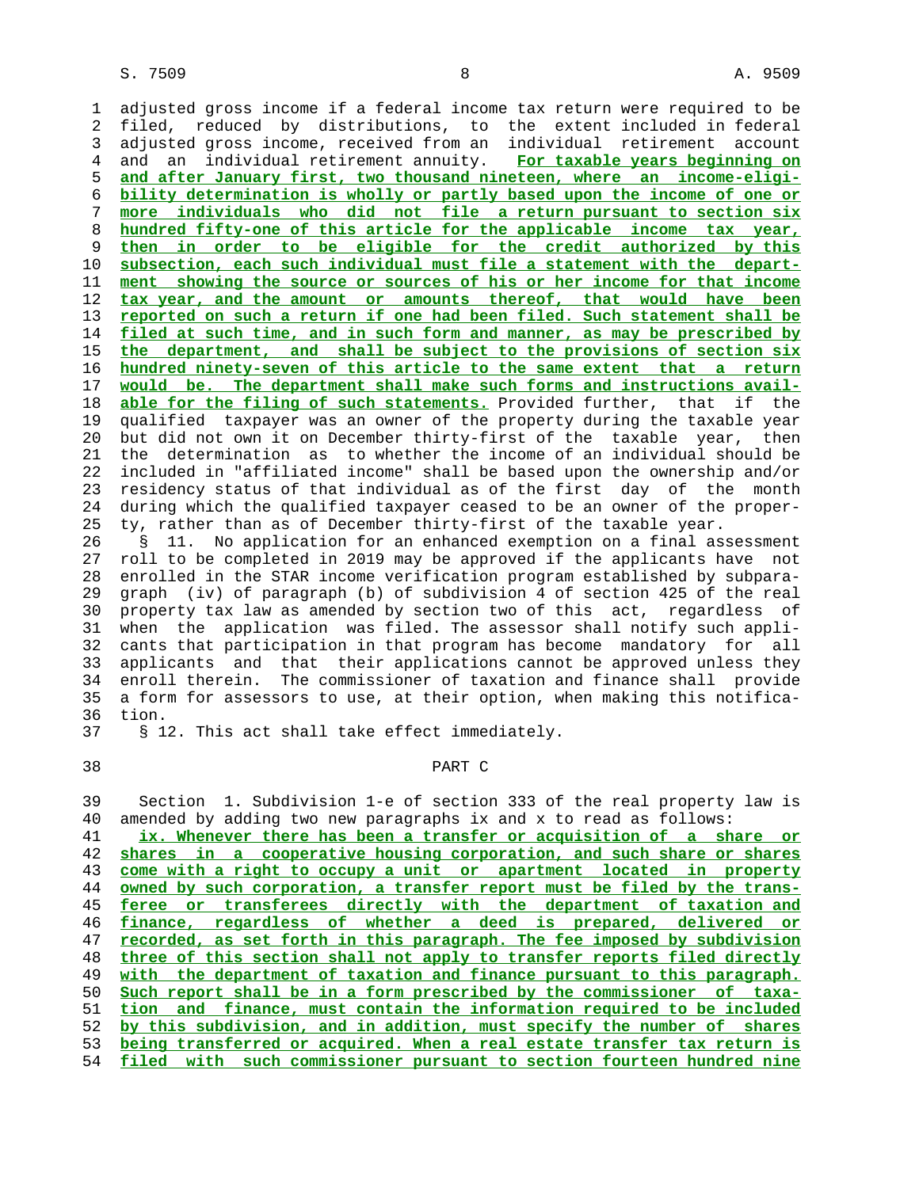adjusted gross income if a federal income tax return were required to be filed, reduced by distributions, to the extent included in federal adjusted gross income, received from an individual retirement account and an individual retirement annuity. **For taxable years beginning on and after January first, two thousand nineteen, where an income-eligibility determination is wholly or partly based upon the income of one or more individuals who did not file a return pursuant to section six hundred fifty-one of this article for the applicable income tax year, then in order to be eligible for the credit authorized by this subsection, each such individual must file a statement with the department showing the source or sources of his or her income for that income tax year, and the amount or amounts thereof, that would have been reported on such a return if one had been filed. Such statement shall be filed at such time, and in such form and manner, as may be prescribed by the department, and shall be subject to the provisions of section six hundred ninety-seven of this article to the same extent that a return would be. The department shall make such forms and instructions available for the filing of such statements.** Provided further, that if the qualified taxpayer was an owner of the property during the taxable year but did not own it on December thirty-first of the taxable year, then the determination as to whether the income of an individual should be included in "affiliated income" shall be based upon the ownership and/or residency status of that individual as of the first day of the month during which the qualified taxpayer ceased to be an owner of the property, rather than as of December thirty-first of the taxable year.

§ 11. No application for an enhanced exemption on a final assessment roll to be completed in 2019 may be approved if the applicants have not enrolled in the STAR income verification program established by subparagraph (iv) of paragraph (b) of subdivision 4 of section 425 of the real property tax law as amended by section two of this act, regardless of when the application was filed. The assessor shall notify such applicants that participation in that program has become mandatory for all applicants and that their applications cannot be approved unless they enroll therein. The commissioner of taxation and finance shall provide a form for assessors to use, at their option, when making this notification.

§ 12. This act shall take effect immediately.

PART C

Section 1. Subdivision 1-e of section 333 of the real property law is amended by adding two new paragraphs ix and x to read as follows:

**ix. Whenever there has been a transfer or acquisition of a share or shares in a cooperative housing corporation, and such share or shares come with a right to occupy a unit or apartment located in property owned by such corporation, a transfer report must be filed by the transferee or transferees directly with the department of taxation and finance, regardless of whether a deed is prepared, delivered or recorded, as set forth in this paragraph. The fee imposed by subdivision three of this section shall not apply to transfer reports filed directly with the department of taxation and finance pursuant to this paragraph. Such report shall be in a form prescribed by the commissioner of taxation and finance, must contain the information required to be included by this subdivision, and in addition, must specify the number of shares being transferred or acquired. When a real estate transfer tax return is filed with such commissioner pursuant to section fourteen hundred nine**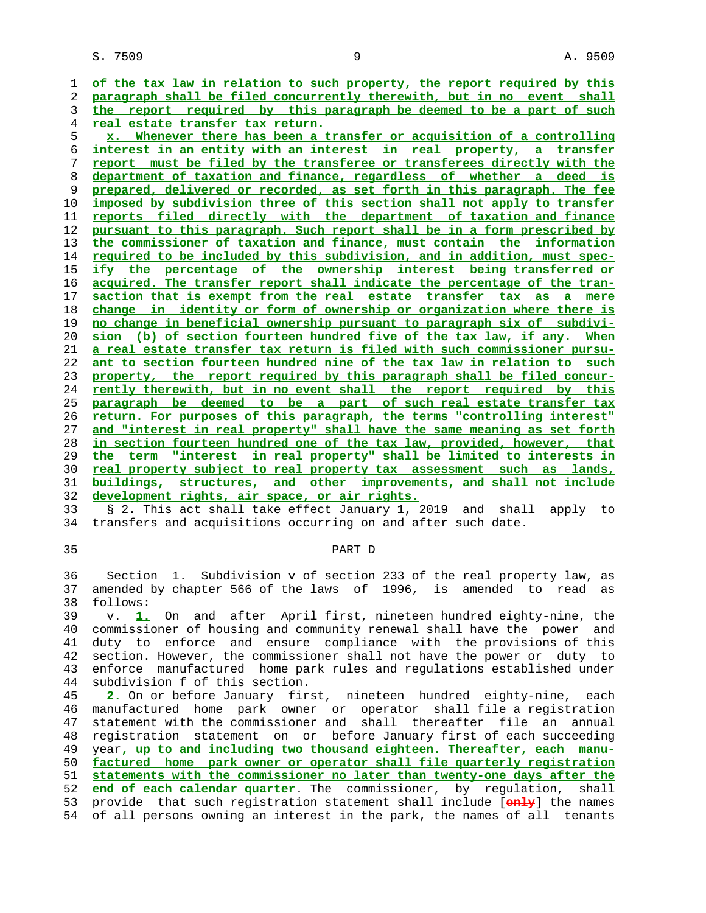of the tax law in relation to such property, the report required by this paragraph shall be filed concurrently therewith, but in no event shall the report required by this paragraph be deemed to be a part of such real estate transfer tax return.

x. Whenever there has been a transfer or acquisition of a controlling interest in an entity with an interest in real property, a transfer report must be filed by the transferee or transferees directly with the department of taxation and finance, regardless of whether a deed is prepared, delivered or recorded, as set forth in this paragraph. The fee imposed by subdivision three of this section shall not apply to transfer reports filed directly with the department of taxation and finance pursuant to this paragraph. Such report shall be in a form prescribed by the commissioner of taxation and finance, must contain the information required to be included by this subdivision, and in addition, must specify the percentage of the ownership interest being transferred or acquired. The transfer report shall indicate the percentage of the transaction that is exempt from the real estate transfer tax as a mere change in identity or form of ownership or organization where there is no change in beneficial ownership pursuant to paragraph six of subdivision (b) of section fourteen hundred five of the tax law, if any. When a real estate transfer tax return is filed with such commissioner pursuant to section fourteen hundred nine of the tax law in relation to such property, the report required by this paragraph shall be filed concurrently therewith, but in no event shall the report required by this paragraph be deemed to be a part of such real estate transfer tax return. For purposes of this paragraph, the terms "controlling interest" and "interest in real property" shall have the same meaning as set forth in section fourteen hundred one of the tax law, provided, however, that the term "interest in real property" shall be limited to interests in real property subject to real property tax assessment such as lands, buildings, structures, and other improvements, and shall not include development rights, air space, or air rights.

§ 2. This act shall take effect January 1, 2019 and shall apply to transfers and acquisitions occurring on and after such date.

## PART D

Section 1. Subdivision v of section 233 of the real property law, as amended by chapter 566 of the laws of 1996, is amended to read as follows:

v. 1. On and after April first, nineteen hundred eighty-nine, the commissioner of housing and community renewal shall have the power and duty to enforce and ensure compliance with the provisions of this section. However, the commissioner shall not have the power or duty to enforce manufactured home park rules and regulations established under subdivision f of this section.

2. On or before January first, nineteen hundred eighty-nine, each manufactured home park owner or operator shall file a registration statement with the commissioner and shall thereafter file an annual registration statement on or before January first of each succeeding year, up to and including two thousand eighteen. Thereafter, each manufactured home park owner or operator shall file quarterly registration statements with the commissioner no later than twenty-one days after the end of each calendar quarter. The commissioner, by regulation, shall provide that such registration statement shall include [only] the names of all persons owning an interest in the park, the names of all tenants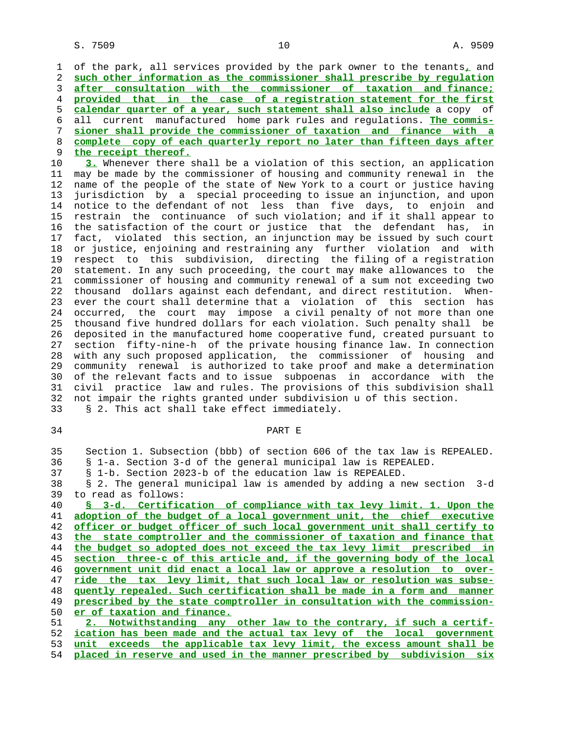of the park, all services provided by the park owner to the tenants, and such other information as the commissioner shall prescribe by regulation after consultation with the commissioner of taxation and finance; provided that in the case of a registration statement for the first calendar quarter of a year, such statement shall also include a copy of all current manufactured home park rules and regulations. The commissioner shall provide the commissioner of taxation and finance with a complete copy of each quarterly report no later than fifteen days after the receipt thereof.

3. Whenever there shall be a violation of this section, an application may be made by the commissioner of housing and community renewal in the name of the people of the state of New York to a court or justice having jurisdiction by a special proceeding to issue an injunction, and upon notice to the defendant of not less than five days, to enjoin and restrain the continuance of such violation; and if it shall appear to the satisfaction of the court or justice that the defendant has, in fact, violated this section, an injunction may be issued by such court or justice, enjoining and restraining any further violation and with respect to this subdivision, directing the filing of a registration statement. In any such proceeding, the court may make allowances to the commissioner of housing and community renewal of a sum not exceeding two thousand dollars against each defendant, and direct restitution. Whenever the court shall determine that a violation of this section has occurred, the court may impose a civil penalty of not more than one thousand five hundred dollars for each violation. Such penalty shall be deposited in the manufactured home cooperative fund, created pursuant to section fifty-nine-h of the private housing finance law. In connection with any such proposed application, the commissioner of housing and community renewal is authorized to take proof and make a determination of the relevant facts and to issue subpoenas in accordance with the civil practice law and rules. The provisions of this subdivision shall not impair the rights granted under subdivision u of this section.

§ 2. This act shall take effect immediately.

## PART E

Section 1. Subsection (bbb) of section 606 of the tax law is REPEALED.

§ 1-a. Section 3-d of the general municipal law is REPEALED.

§ 1-b. Section 2023-b of the education law is REPEALED.

§ 2. The general municipal law is amended by adding a new section 3-d to read as follows:

§ 3-d. Certification of compliance with tax levy limit. 1. Upon the adoption of the budget of a local government unit, the chief executive officer or budget officer of such local government unit shall certify to the state comptroller and the commissioner of taxation and finance that the budget so adopted does not exceed the tax levy limit prescribed in section three-c of this article and, if the governing body of the local government unit did enact a local law or approve a resolution to override the tax levy limit, that such local law or resolution was subsequently repealed. Such certification shall be made in a form and manner prescribed by the state comptroller in consultation with the commissioner of taxation and finance.

2. Notwithstanding any other law to the contrary, if such a certification has been made and the actual tax levy of the local government unit exceeds the applicable tax levy limit, the excess amount shall be placed in reserve and used in the manner prescribed by subdivision six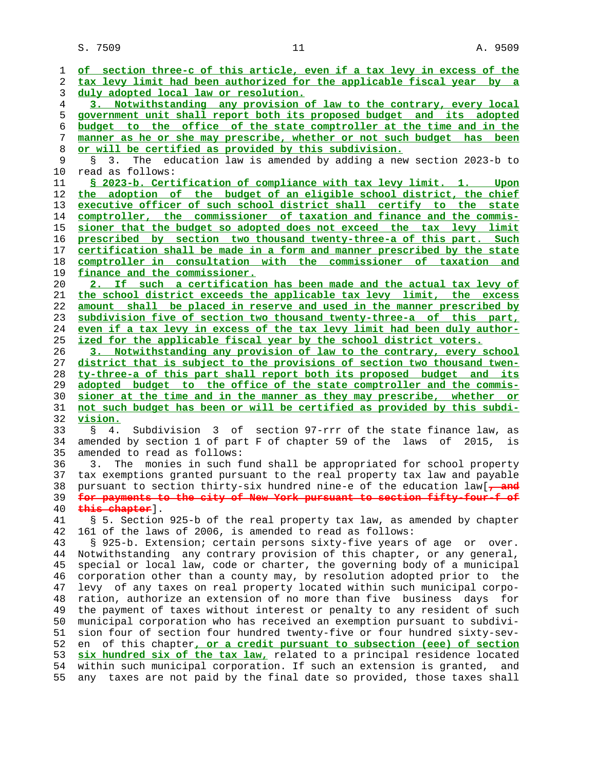of section three-c of this article, even if a tax levy in excess of the tax levy limit had been authorized for the applicable fiscal year by a duly adopted local law or resolution.

3. Notwithstanding any provision of law to the contrary, every local government unit shall report both its proposed budget and its adopted budget to the office of the state comptroller at the time and in the manner as he or she may prescribe, whether or not such budget has been or will be certified as provided by this subdivision.

§ 3. The education law is amended by adding a new section 2023-b to read as follows:

**§ 2023-b. Certification of compliance with tax levy limit.** 1. Upon the adoption of the budget of an eligible school district, the chief executive officer of such school district shall certify to the state comptroller, the commissioner of taxation and finance and the commissioner that the budget so adopted does not exceed the tax levy limit prescribed by section two thousand twenty-three-a of this part. Such certification shall be made in a form and manner prescribed by the state comptroller in consultation with the commissioner of taxation and finance and the commissioner.

2. If such a certification has been made and the actual tax levy of the school district exceeds the applicable tax levy limit, the excess amount shall be placed in reserve and used in the manner prescribed by subdivision five of section two thousand twenty-three-a of this part, even if a tax levy in excess of the tax levy limit had been duly authorized for the applicable fiscal year by the school district voters.

3. Notwithstanding any provision of law to the contrary, every school district that is subject to the provisions of section two thousand twenty-three-a of this part shall report both its proposed budget and its adopted budget to the office of the state comptroller and the commissioner at the time and in the manner as they may prescribe, whether or not such budget has been or will be certified as provided by this subdivision.

§ 4. Subdivision 3 of section 97-rrr of the state finance law, as amended by section 1 of part F of chapter 59 of the laws of 2015, is amended to read as follows:

3. The monies in such fund shall be appropriated for school property tax exemptions granted pursuant to the real property tax law and payable pursuant to section thirty-six hundred nine-e of the education law[, and for payments to the city of New York pursuant to section fifty-four-f of this chapter].

§ 5. Section 925-b of the real property tax law, as amended by chapter 161 of the laws of 2006, is amended to read as follows:

§ 925-b. Extension; certain persons sixty-five years of age or over. Notwithstanding any contrary provision of this chapter, or any general, special or local law, code or charter, the governing body of a municipal corporation other than a county may, by resolution adopted prior to the levy of any taxes on real property located within such municipal corporation, authorize an extension of no more than five business days for the payment of taxes without interest or penalty to any resident of such municipal corporation who has received an exemption pursuant to subdivision four of section four hundred twenty-five or four hundred sixty-seven of this chapter, or a credit pursuant to subsection (eee) of section six hundred six of the tax law, related to a principal residence located within such municipal corporation. If such an extension is granted, and any taxes are not paid by the final date so provided, those taxes shall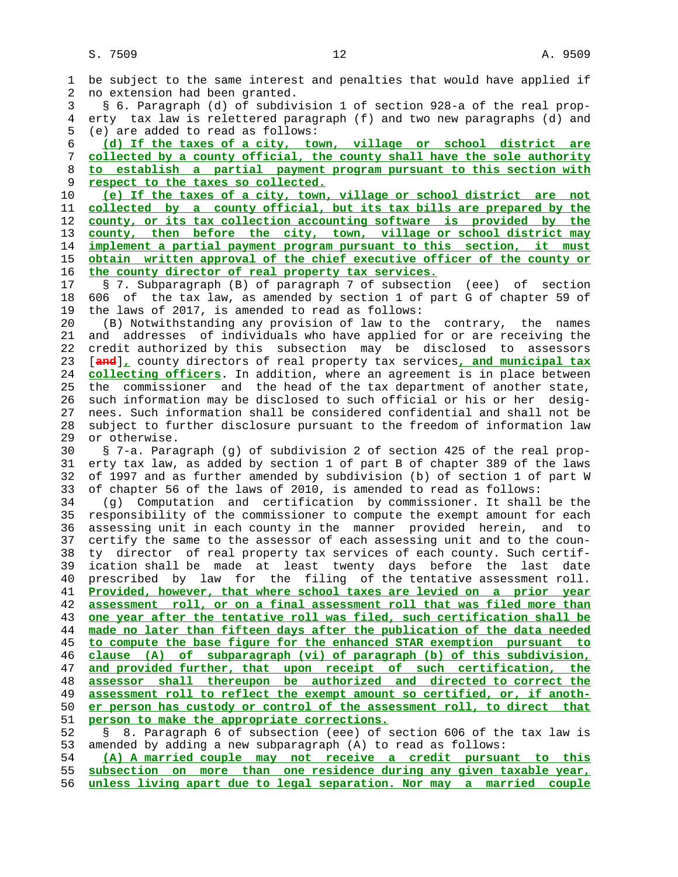be subject to the same interest and penalties that would have applied if no extension had been granted.

§ 6. Paragraph (d) of subdivision 1 of section 928-a of the real property tax law is relettered paragraph (f) and two new paragraphs (d) and (e) are added to read as follows:

(d) If the taxes of a city, town, village or school district are collected by a county official, the county shall have the sole authority to establish a partial payment program pursuant to this section with respect to the taxes so collected.

(e) If the taxes of a city, town, village or school district are not collected by a county official, but its tax bills are prepared by the county, or its tax collection accounting software is provided by the county, then before the city, town, village or school district may implement a partial payment program pursuant to this section, it must obtain written approval of the chief executive officer of the county or the county director of real property tax services.

§ 7. Subparagraph (B) of paragraph 7 of subsection (eee) of section 606 of the tax law, as amended by section 1 of part G of chapter 59 of the laws of 2017, is amended to read as follows:

(B) Notwithstanding any provision of law to the contrary, the names and addresses of individuals who have applied for or are receiving the credit authorized by this subsection may be disclosed to assessors [and], county directors of real property tax services, and municipal tax collecting officers. In addition, where an agreement is in place between the commissioner and the head of the tax department of another state, such information may be disclosed to such official or his or her designees. Such information shall be considered confidential and shall not be subject to further disclosure pursuant to the freedom of information law or otherwise.

§ 7-a. Paragraph (g) of subdivision 2 of section 425 of the real property tax law, as added by section 1 of part B of chapter 389 of the laws of 1997 and as further amended by subdivision (b) of section 1 of part W of chapter 56 of the laws of 2010, is amended to read as follows:

(g) Computation and certification by commissioner. It shall be the responsibility of the commissioner to compute the exempt amount for each assessing unit in each county in the manner provided herein, and to certify the same to the assessor of each assessing unit and to the county director of real property tax services of each county. Such certification shall be made at least twenty days before the last date prescribed by law for the filing of the tentative assessment roll. Provided, however, that where school taxes are levied on a prior year assessment roll, or on a final assessment roll that was filed more than one year after the tentative roll was filed, such certification shall be made no later than fifteen days after the publication of the data needed to compute the base figure for the enhanced STAR exemption pursuant to clause (A) of subparagraph (vi) of paragraph (b) of this subdivision, and provided further, that upon receipt of such certification, the assessor shall thereupon be authorized and directed to correct the assessment roll to reflect the exempt amount so certified, or, if another person has custody or control of the assessment roll, to direct that person to make the appropriate corrections.

§ 8. Paragraph 6 of subsection (eee) of section 606 of the tax law is amended by adding a new subparagraph (A) to read as follows:

(A) A married couple may not receive a credit pursuant to this subsection on more than one residence during any given taxable year, unless living apart due to legal separation. Nor may a married couple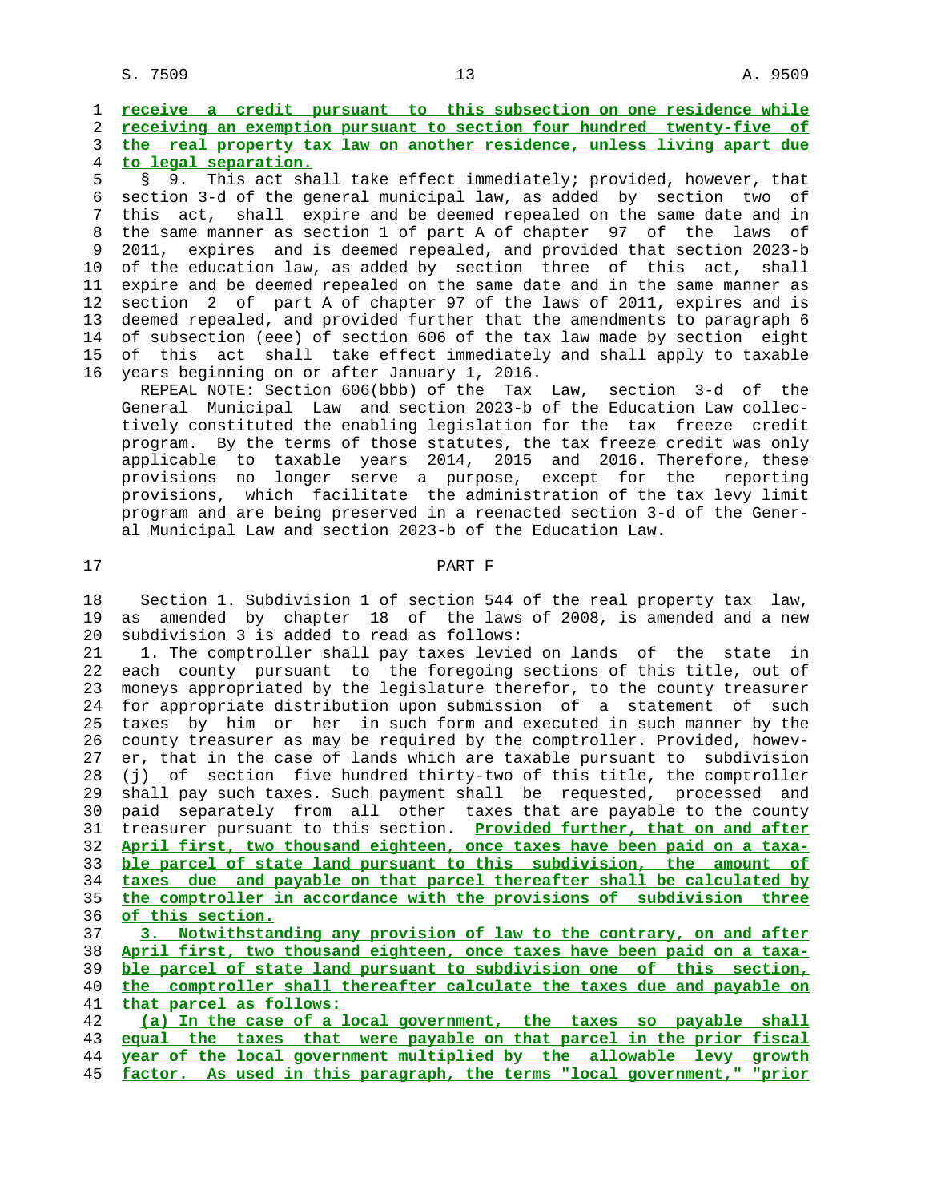receive a credit pursuant to this subsection on one residence while receiving an exemption pursuant to section four hundred twenty-five of the real property tax law on another residence, unless living apart due to legal separation.

§ 9. This act shall take effect immediately; provided, however, that section 3-d of the general municipal law, as added by section two of this act, shall expire and be deemed repealed on the same date and in the same manner as section 1 of part A of chapter 97 of the laws of 2011, expires and is deemed repealed, and provided that section 2023-b of the education law, as added by section three of this act, shall expire and be deemed repealed on the same date and in the same manner as section 2 of part A of chapter 97 of the laws of 2011, expires and is deemed repealed, and provided further that the amendments to paragraph 6 of subsection (eee) of section 606 of the tax law made by section eight of this act shall take effect immediately and shall apply to taxable years beginning on or after January 1, 2016.

REPEAL NOTE: Section 606(bbb) of the Tax Law, section 3-d of the General Municipal Law and section 2023-b of the Education Law collectively constituted the enabling legislation for the tax freeze credit program. By the terms of those statutes, the tax freeze credit was only applicable to taxable years 2014, 2015 and 2016. Therefore, these provisions no longer serve a purpose, except for the reporting provisions, which facilitate the administration of the tax levy limit program and are being preserved in a reenacted section 3-d of the General Municipal Law and section 2023-b of the Education Law.

## PART F

Section 1. Subdivision 1 of section 544 of the real property tax law, as amended by chapter 18 of the laws of 2008, is amended and a new subdivision 3 is added to read as follows:

1. The comptroller shall pay taxes levied on lands of the state in each county pursuant to the foregoing sections of this title, out of moneys appropriated by the legislature therefor, to the county treasurer for appropriate distribution upon submission of a statement of such taxes by him or her in such form and executed in such manner by the county treasurer as may be required by the comptroller. Provided, however, that in the case of lands which are taxable pursuant to subdivision (j) of section five hundred thirty-two of this title, the comptroller shall pay such taxes. Such payment shall be requested, processed and paid separately from all other taxes that are payable to the county treasurer pursuant to this section. Provided further, that on and after April first, two thousand eighteen, once taxes have been paid on a taxable parcel of state land pursuant to this subdivision, the amount of taxes due and payable on that parcel thereafter shall be calculated by the comptroller in accordance with the provisions of subdivision three of this section.

3. Notwithstanding any provision of law to the contrary, on and after April first, two thousand eighteen, once taxes have been paid on a taxable parcel of state land pursuant to subdivision one of this section, the comptroller shall thereafter calculate the taxes due and payable on that parcel as follows:

(a) In the case of a local government, the taxes so payable shall equal the taxes that were payable on that parcel in the prior fiscal year of the local government multiplied by the allowable levy growth factor. As used in this paragraph, the terms "local government," "prior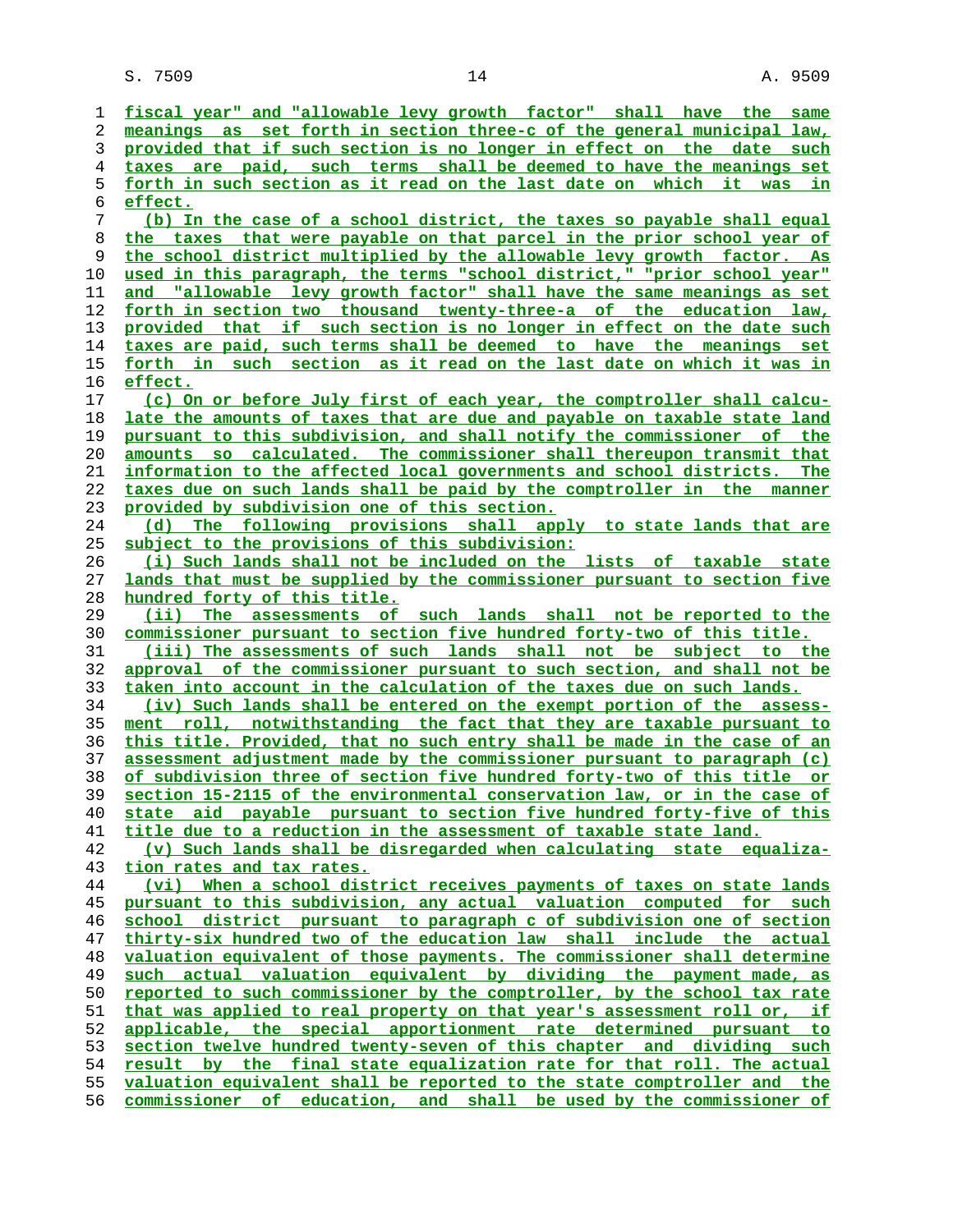fiscal year" and "allowable levy growth factor" shall have the same meanings as set forth in section three-c of the general municipal law, provided that if such section is no longer in effect on the date such taxes are paid, such terms shall be deemed to have the meanings set forth in such section as it read on the last date on which it was in effect.

(b) In the case of a school district, the taxes so payable shall equal the taxes that were payable on that parcel in the prior school year of the school district multiplied by the allowable levy growth factor. As used in this paragraph, the terms "school district," "prior school year" and "allowable levy growth factor" shall have the same meanings as set forth in section two thousand twenty-three-a of the education law, provided that if such section is no longer in effect on the date such taxes are paid, such terms shall be deemed to have the meanings set forth in such section as it read on the last date on which it was in effect.

(c) On or before July first of each year, the comptroller shall calculate the amounts of taxes that are due and payable on taxable state land pursuant to this subdivision, and shall notify the commissioner of the amounts so calculated. The commissioner shall thereupon transmit that information to the affected local governments and school districts. The taxes due on such lands shall be paid by the comptroller in the manner provided by subdivision one of this section.

(d) The following provisions shall apply to state lands that are subject to the provisions of this subdivision:

(i) Such lands shall not be included on the lists of taxable state lands that must be supplied by the commissioner pursuant to section five hundred forty of this title.

(ii) The assessments of such lands shall not be reported to the commissioner pursuant to section five hundred forty-two of this title.

(iii) The assessments of such lands shall not be subject to the approval of the commissioner pursuant to such section, and shall not be taken into account in the calculation of the taxes due on such lands.

(iv) Such lands shall be entered on the exempt portion of the assessment roll, notwithstanding the fact that they are taxable pursuant to this title. Provided, that no such entry shall be made in the case of an assessment adjustment made by the commissioner pursuant to paragraph (c) of subdivision three of section five hundred forty-two of this title or section 15-2115 of the environmental conservation law, or in the case of state aid payable pursuant to section five hundred forty-five of this title due to a reduction in the assessment of taxable state land.

(v) Such lands shall be disregarded when calculating state equalization rates and tax rates.

(vi) When a school district receives payments of taxes on state lands pursuant to this subdivision, any actual valuation computed for such school district pursuant to paragraph c of subdivision one of section thirty-six hundred two of the education law shall include the actual valuation equivalent of those payments. The commissioner shall determine such actual valuation equivalent by dividing the payment made, as reported to such commissioner by the comptroller, by the school tax rate that was applied to real property on that year's assessment roll or, if applicable, the special apportionment rate determined pursuant to section twelve hundred twenty-seven of this chapter and dividing such result by the final state equalization rate for that roll. The actual valuation equivalent shall be reported to the state comptroller and the commissioner of education, and shall be used by the commissioner of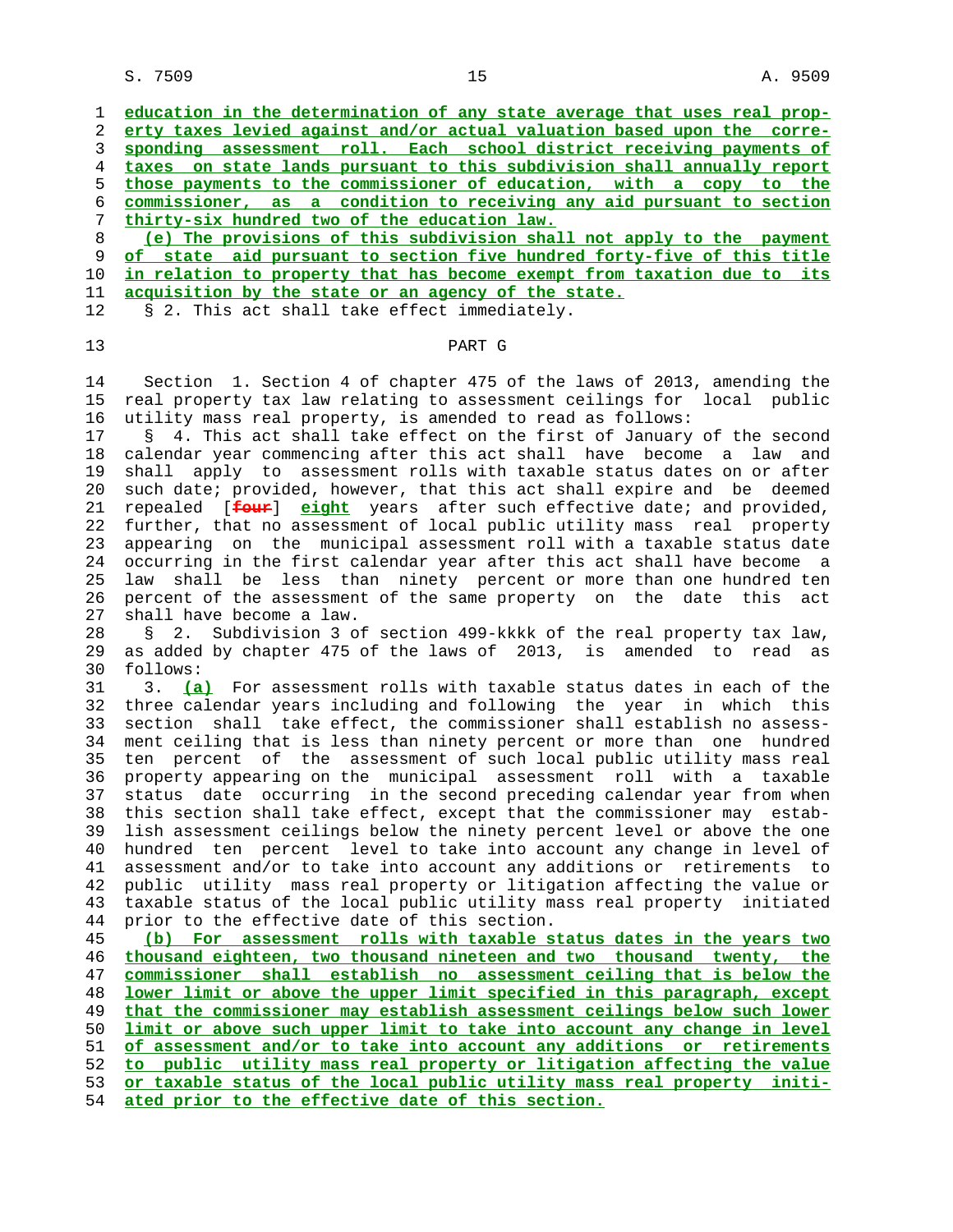education in the determination of any state average that uses real property taxes levied against and/or actual valuation based upon the corresponding assessment roll. Each school district receiving payments of taxes on state lands pursuant to this subdivision shall annually report those payments to the commissioner of education, with a copy to the commissioner, as a condition to receiving any aid pursuant to section thirty-six hundred two of the education law.

(e) The provisions of this subdivision shall not apply to the payment of state aid pursuant to section five hundred forty-five of this title in relation to property that has become exempt from taxation due to its acquisition by the state or an agency of the state.

§ 2. This act shall take effect immediately.

## PART G

Section 1. Section 4 of chapter 475 of the laws of 2013, amending the real property tax law relating to assessment ceilings for local public utility mass real property, is amended to read as follows:

§ 4. This act shall take effect on the first of January of the second calendar year commencing after this act shall have become a law and shall apply to assessment rolls with taxable status dates on or after such date; provided, however, that this act shall expire and be deemed repealed [four] eight years after such effective date; and provided, further, that no assessment of local public utility mass real property appearing on the municipal assessment roll with a taxable status date occurring in the first calendar year after this act shall have become a law shall be less than ninety percent or more than one hundred ten percent of the assessment of the same property on the date this act shall have become a law.

§ 2. Subdivision 3 of section 499-kkkk of the real property tax law, as added by chapter 475 of the laws of 2013, is amended to read as follows:

3. (a) For assessment rolls with taxable status dates in each of the three calendar years including and following the year in which this section shall take effect, the commissioner shall establish no assessment ceiling that is less than ninety percent or more than one hundred ten percent of the assessment of such local public utility mass real property appearing on the municipal assessment roll with a taxable status date occurring in the second preceding calendar year from when this section shall take effect, except that the commissioner may establish assessment ceilings below the ninety percent level or above the one hundred ten percent level to take into account any change in level of assessment and/or to take into account any additions or retirements to public utility mass real property or litigation affecting the value or taxable status of the local public utility mass real property initiated prior to the effective date of this section.

(b) For assessment rolls with taxable status dates in the years two thousand eighteen, two thousand nineteen and two thousand twenty, the commissioner shall establish no assessment ceiling that is below the lower limit or above the upper limit specified in this paragraph, except that the commissioner may establish assessment ceilings below such lower limit or above such upper limit to take into account any change in level of assessment and/or to take into account any additions or retirements to public utility mass real property or litigation affecting the value or taxable status of the local public utility mass real property initiated prior to the effective date of this section.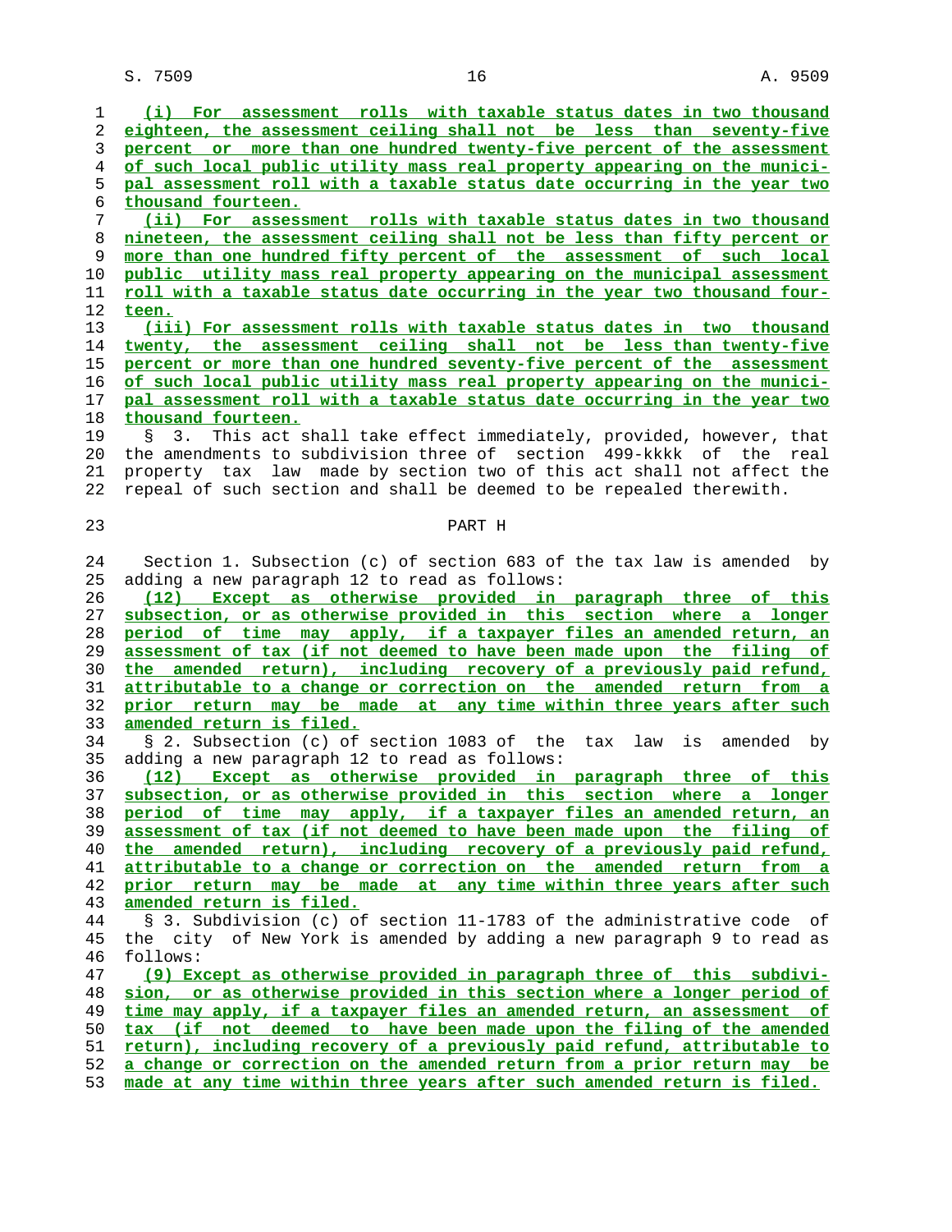(i) For assessment rolls with taxable status dates in two thousand eighteen, the assessment ceiling shall not be less than seventy-five percent or more than one hundred twenty-five percent of the assessment of such local public utility mass real property appearing on the municipal assessment roll with a taxable status date occurring in the year two thousand fourteen.

(ii) For assessment rolls with taxable status dates in two thousand nineteen, the assessment ceiling shall not be less than fifty percent or more than one hundred fifty percent of the assessment of such local public utility mass real property appearing on the municipal assessment roll with a taxable status date occurring in the year two thousand fourteen.

(iii) For assessment rolls with taxable status dates in two thousand twenty, the assessment ceiling shall not be less than twenty-five percent or more than one hundred seventy-five percent of the assessment of such local public utility mass real property appearing on the municipal assessment roll with a taxable status date occurring in the year two thousand fourteen.

§ 3. This act shall take effect immediately, provided, however, that the amendments to subdivision three of section 499-kkkk of the real property tax law made by section two of this act shall not affect the repeal of such section and shall be deemed to be repealed therewith.

PART H

Section 1. Subsection (c) of section 683 of the tax law is amended by adding a new paragraph 12 to read as follows:

(12) Except as otherwise provided in paragraph three of this subsection, or as otherwise provided in this section where a longer period of time may apply, if a taxpayer files an amended return, an assessment of tax (if not deemed to have been made upon the filing of the amended return), including recovery of a previously paid refund, attributable to a change or correction on the amended return from a prior return may be made at any time within three years after such amended return is filed.

§ 2. Subsection (c) of section 1083 of the tax law is amended by adding a new paragraph 12 to read as follows:

(12) Except as otherwise provided in paragraph three of this subsection, or as otherwise provided in this section where a longer period of time may apply, if a taxpayer files an amended return, an assessment of tax (if not deemed to have been made upon the filing of the amended return), including recovery of a previously paid refund, attributable to a change or correction on the amended return from a prior return may be made at any time within three years after such amended return is filed.

§ 3. Subdivision (c) of section 11-1783 of the administrative code of the city of New York is amended by adding a new paragraph 9 to read as follows:

(9) Except as otherwise provided in paragraph three of this subdivision, or as otherwise provided in this section where a longer period of time may apply, if a taxpayer files an amended return, an assessment of tax (if not deemed to have been made upon the filing of the amended return), including recovery of a previously paid refund, attributable to a change or correction on the amended return from a prior return may be made at any time within three years after such amended return is filed.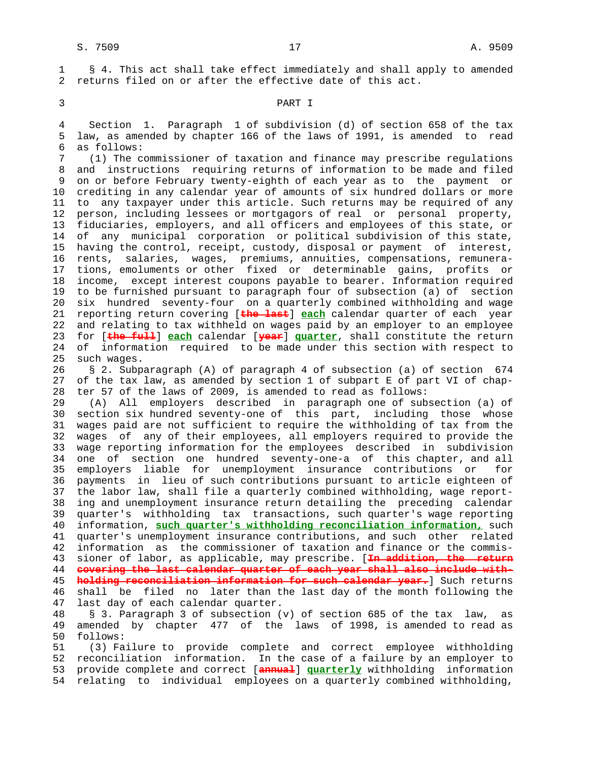§ 4. This act shall take effect immediately and shall apply to amended returns filed on or after the effective date of this act.

PART I

Section 1. Paragraph 1 of subdivision (d) of section 658 of the tax law, as amended by chapter 166 of the laws of 1991, is amended to read as follows:

(1) The commissioner of taxation and finance may prescribe regulations and instructions requiring returns of information to be made and filed on or before February twenty-eighth of each year as to the payment or crediting in any calendar year of amounts of six hundred dollars or more to any taxpayer under this article. Such returns may be required of any person, including lessees or mortgagors of real or personal property, fiduciaries, employers, and all officers and employees of this state, or of any municipal corporation or political subdivision of this state, having the control, receipt, custody, disposal or payment of interest, rents, salaries, wages, premiums, annuities, compensations, remunerations, emoluments or other fixed or determinable gains, profits or income, except interest coupons payable to bearer. Information required to be furnished pursuant to paragraph four of subsection (a) of section six hundred seventy-four on a quarterly combined withholding and wage reporting return covering [~~the last~~] **each** calendar quarter of each year and relating to tax withheld on wages paid by an employer to an employee for [~~the full~~] **each** calendar [~~year~~] **quarter**, shall constitute the return of information required to be made under this section with respect to such wages.

§ 2. Subparagraph (A) of paragraph 4 of subsection (a) of section 674 of the tax law, as amended by section 1 of subpart E of part VI of chapter 57 of the laws of 2009, is amended to read as follows:

(A) All employers described in paragraph one of subsection (a) of section six hundred seventy-one of this part, including those whose wages paid are not sufficient to require the withholding of tax from the wages of any of their employees, all employers required to provide the wage reporting information for the employees described in subdivision one of section one hundred seventy-one-a of this chapter, and all employers liable for unemployment insurance contributions or for payments in lieu of such contributions pursuant to article eighteen of the labor law, shall file a quarterly combined withholding, wage reporting and unemployment insurance return detailing the preceding calendar quarter's withholding tax transactions, such quarter's wage reporting information, **such quarter's withholding reconciliation information,** such quarter's unemployment insurance contributions, and such other related information as the commissioner of taxation and finance or the commissioner of labor, as applicable, may prescribe. [~~In addition, the return covering the last calendar quarter of each year shall also include withholding reconciliation information for such calendar year.~~] Such returns shall be filed no later than the last day of the month following the last day of each calendar quarter.

§ 3. Paragraph 3 of subsection (v) of section 685 of the tax law, as amended by chapter 477 of the laws of 1998, is amended to read as follows:

(3) Failure to provide complete and correct employee withholding reconciliation information. In the case of a failure by an employer to provide complete and correct [~~annual~~] **quarterly** withholding information relating to individual employees on a quarterly combined withholding,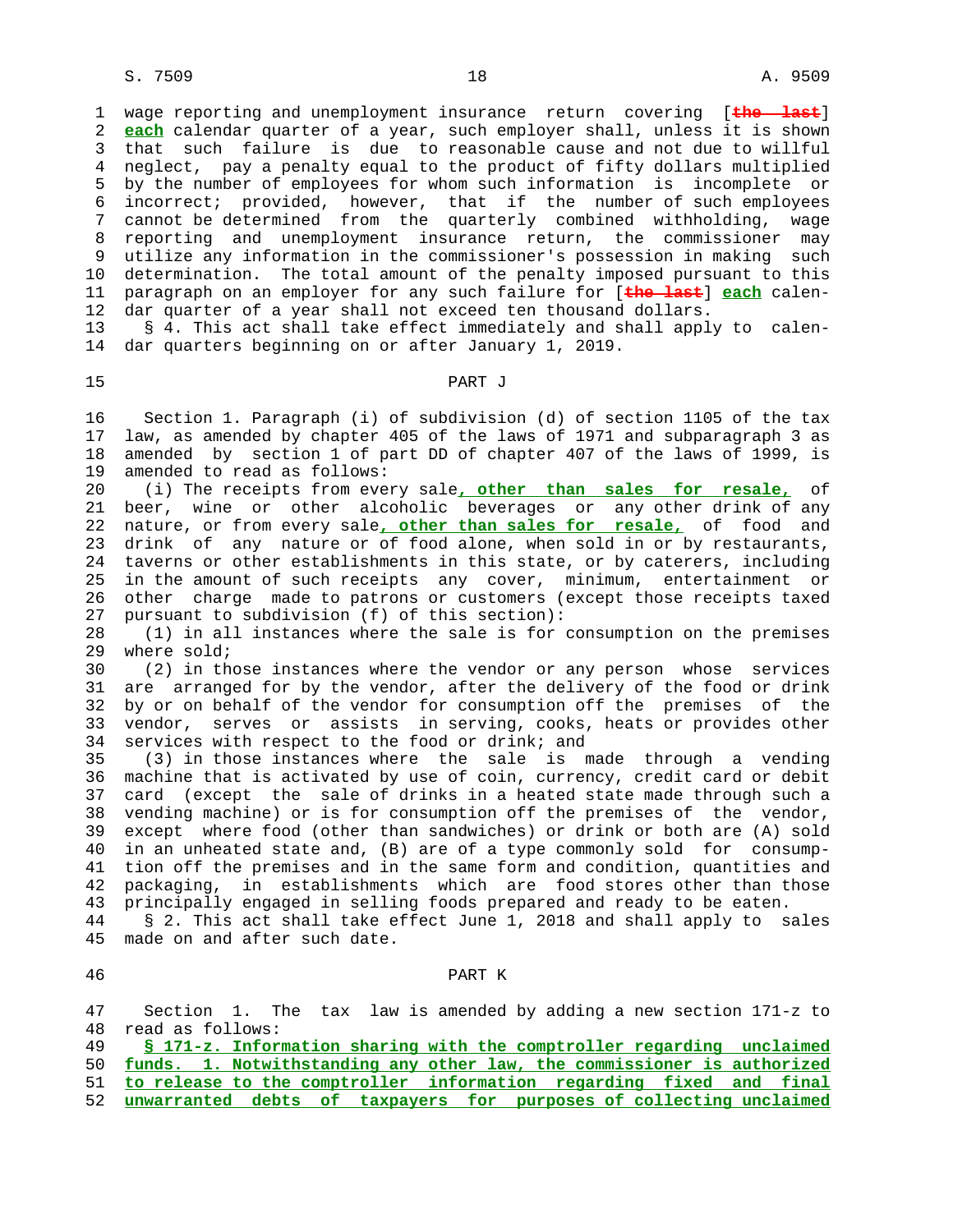wage reporting and unemployment insurance return covering [~~the last~~] **each** calendar quarter of a year, such employer shall, unless it is shown that such failure is due to reasonable cause and not due to willful neglect, pay a penalty equal to the product of fifty dollars multiplied by the number of employees for whom such information is incomplete or incorrect; provided, however, that if the number of such employees cannot be determined from the quarterly combined withholding, wage reporting and unemployment insurance return, the commissioner may utilize any information in the commissioner's possession in making such determination. The total amount of the penalty imposed pursuant to this paragraph on an employer for any such failure for [~~the last~~] **each** calendar quarter of a year shall not exceed ten thousand dollars.

§ 4. This act shall take effect immediately and shall apply to calendar quarters beginning on or after January 1, 2019.

## PART J

Section 1. Paragraph (i) of subdivision (d) of section 1105 of the tax law, as amended by chapter 405 of the laws of 1971 and subparagraph 3 as amended by section 1 of part DD of chapter 407 of the laws of 1999, is amended to read as follows:

(i) The receipts from every sale**, other than sales for resale,** of beer, wine or other alcoholic beverages or any other drink of any nature, or from every sale**, other than sales for resale,** of food and drink of any nature or of food alone, when sold in or by restaurants, taverns or other establishments in this state, or by caterers, including in the amount of such receipts any cover, minimum, entertainment or other charge made to patrons or customers (except those receipts taxed pursuant to subdivision (f) of this section):

(1) in all instances where the sale is for consumption on the premises where sold;

(2) in those instances where the vendor or any person whose services are arranged for by the vendor, after the delivery of the food or drink by or on behalf of the vendor for consumption off the premises of the vendor, serves or assists in serving, cooks, heats or provides other services with respect to the food or drink; and

(3) in those instances where the sale is made through a vending machine that is activated by use of coin, currency, credit card or debit card (except the sale of drinks in a heated state made through such a vending machine) or is for consumption off the premises of the vendor, except where food (other than sandwiches) or drink or both are (A) sold in an unheated state and, (B) are of a type commonly sold for consumption off the premises and in the same form and condition, quantities and packaging, in establishments which are food stores other than those principally engaged in selling foods prepared and ready to be eaten.

§ 2. This act shall take effect June 1, 2018 and shall apply to sales made on and after such date.

## PART K

Section 1. The tax law is amended by adding a new section 171-z to read as follows:

**§ 171-z. Information sharing with the comptroller regarding unclaimed funds. 1. Notwithstanding any other law, the commissioner is authorized to release to the comptroller information regarding fixed and final unwarranted debts of taxpayers for purposes of collecting unclaimed**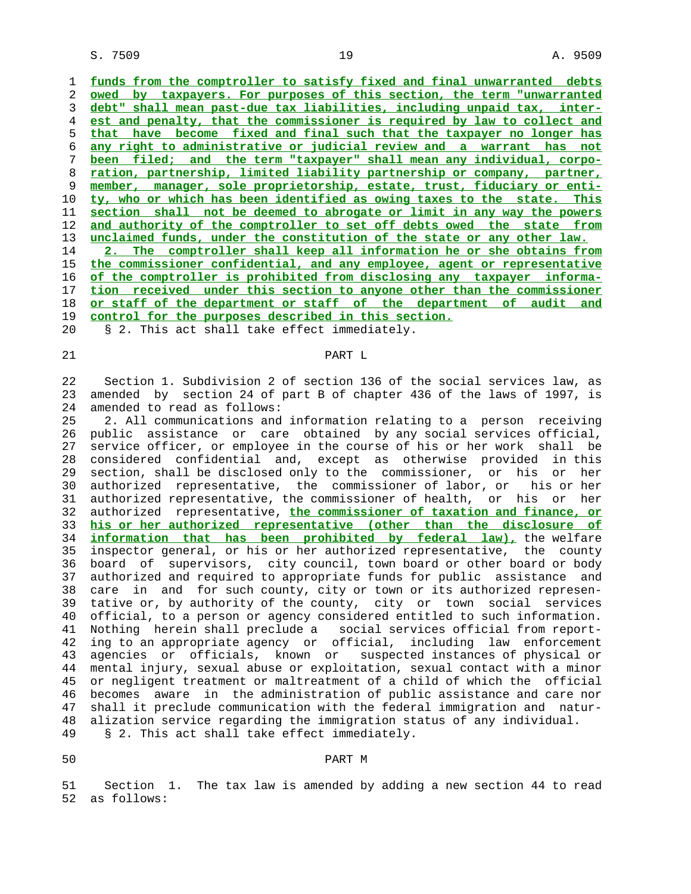funds from the comptroller to satisfy fixed and final unwarranted debts owed by taxpayers. For purposes of this section, the term "unwarranted debt" shall mean past-due tax liabilities, including unpaid tax, interest and penalty, that the commissioner is required by law to collect and that have become fixed and final such that the taxpayer no longer has any right to administrative or judicial review and a warrant has not been filed; and the term "taxpayer" shall mean any individual, corporation, partnership, limited liability partnership or company, partner, member, manager, sole proprietorship, estate, trust, fiduciary or entity, who or which has been identified as owing taxes to the state. This section shall not be deemed to abrogate or limit in any way the powers and authority of the comptroller to set off debts owed the state from unclaimed funds, under the constitution of the state or any other law.

2. The comptroller shall keep all information he or she obtains from the commissioner confidential, and any employee, agent or representative of the comptroller is prohibited from disclosing any taxpayer information received under this section to anyone other than the commissioner or staff of the department or staff of the department of audit and control for the purposes described in this section.

§ 2. This act shall take effect immediately.

## PART L

Section 1. Subdivision 2 of section 136 of the social services law, as amended by section 24 of part B of chapter 436 of the laws of 1997, is amended to read as follows:

2. All communications and information relating to a person receiving public assistance or care obtained by any social services official, service officer, or employee in the course of his or her work shall be considered confidential and, except as otherwise provided in this section, shall be disclosed only to the commissioner, or his or her authorized representative, the commissioner of labor, or his or her authorized representative, the commissioner of health, or his or her authorized representative, the commissioner of taxation and finance, or his or her authorized representative (other than the disclosure of information that has been prohibited by federal law), the welfare inspector general, or his or her authorized representative, the county board of supervisors, city council, town board or other board or body authorized and required to appropriate funds for public assistance and care in and for such county, city or town or its authorized representative or, by authority of the county, city or town social services official, to a person or agency considered entitled to such information. Nothing herein shall preclude a social services official from reporting to an appropriate agency or official, including law enforcement agencies or officials, known or suspected instances of physical or mental injury, sexual abuse or exploitation, sexual contact with a minor or negligent treatment or maltreatment of a child of which the official becomes aware in the administration of public assistance and care nor shall it preclude communication with the federal immigration and naturalization service regarding the immigration status of any individual.

§ 2. This act shall take effect immediately.

## PART M

Section 1. The tax law is amended by adding a new section 44 to read as follows: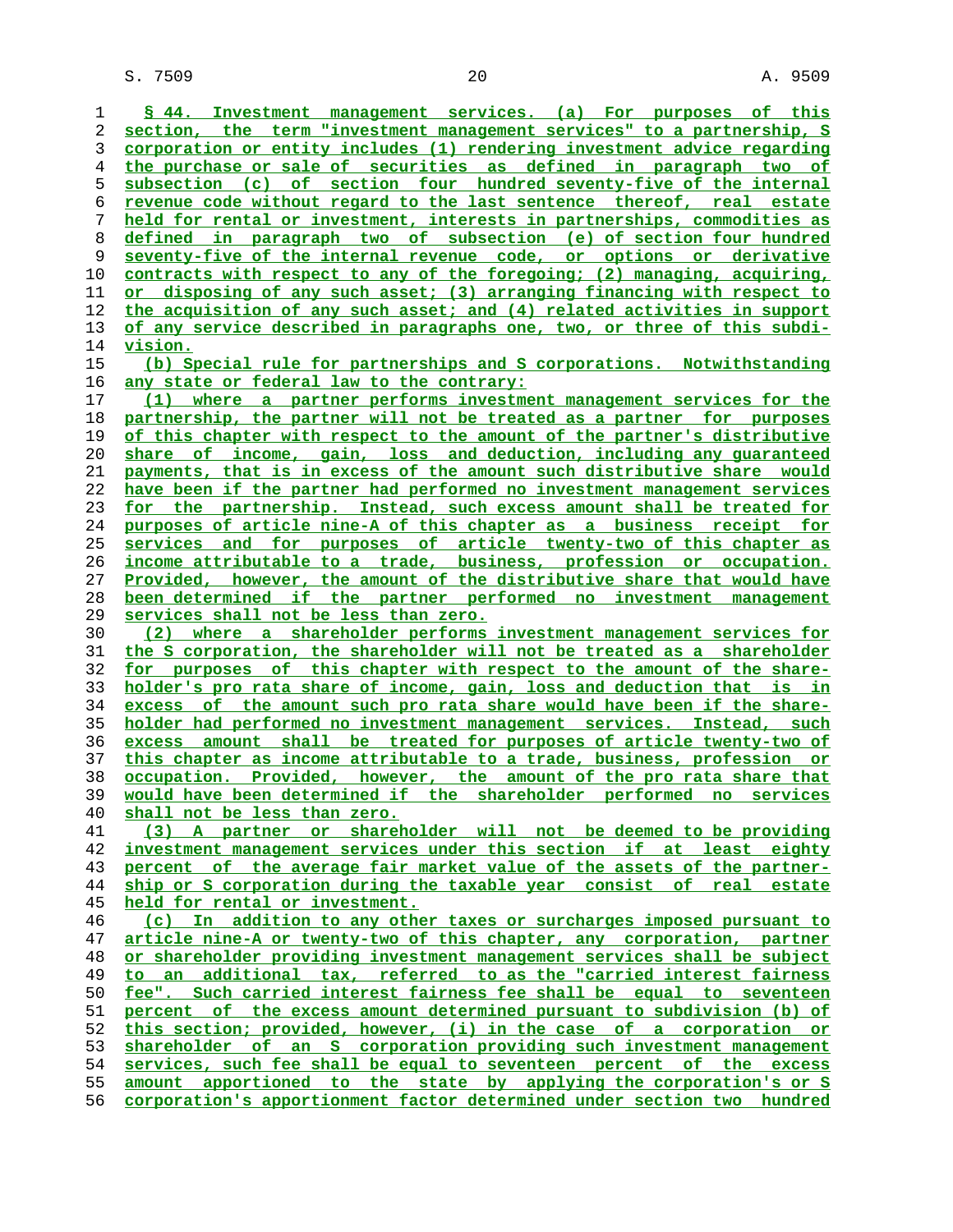§ 44. Investment management services. (a) For purposes of this section, the term "investment management services" to a partnership, S corporation or entity includes (1) rendering investment advice regarding the purchase or sale of securities as defined in paragraph two of subsection (c) of section four hundred seventy-five of the internal revenue code without regard to the last sentence thereof, real estate held for rental or investment, interests in partnerships, commodities as defined in paragraph two of subsection (e) of section four hundred seventy-five of the internal revenue code, or options or derivative contracts with respect to any of the foregoing; (2) managing, acquiring, or disposing of any such asset; (3) arranging financing with respect to the acquisition of any such asset; and (4) related activities in support of any service described in paragraphs one, two, or three of this subdivision.

(b) Special rule for partnerships and S corporations. Notwithstanding any state or federal law to the contrary:

(1) where a partner performs investment management services for the partnership, the partner will not be treated as a partner for purposes of this chapter with respect to the amount of the partner's distributive share of income, gain, loss and deduction, including any guaranteed payments, that is in excess of the amount such distributive share would have been if the partner had performed no investment management services for the partnership. Instead, such excess amount shall be treated for purposes of article nine-A of this chapter as a business receipt for services and for purposes of article twenty-two of this chapter as income attributable to a trade, business, profession or occupation. Provided, however, the amount of the distributive share that would have been determined if the partner performed no investment management services shall not be less than zero.

(2) where a shareholder performs investment management services for the S corporation, the shareholder will not be treated as a shareholder for purposes of this chapter with respect to the amount of the shareholder's pro rata share of income, gain, loss and deduction that is in excess of the amount such pro rata share would have been if the shareholder had performed no investment management services. Instead, such excess amount shall be treated for purposes of article twenty-two of this chapter as income attributable to a trade, business, profession or occupation. Provided, however, the amount of the pro rata share that would have been determined if the shareholder performed no services shall not be less than zero.

(3) A partner or shareholder will not be deemed to be providing investment management services under this section if at least eighty percent of the average fair market value of the assets of the partnership or S corporation during the taxable year consist of real estate held for rental or investment.

(c) In addition to any other taxes or surcharges imposed pursuant to article nine-A or twenty-two of this chapter, any corporation, partner or shareholder providing investment management services shall be subject to an additional tax, referred to as the "carried interest fairness fee". Such carried interest fairness fee shall be equal to seventeen percent of the excess amount determined pursuant to subdivision (b) of this section; provided, however, (i) in the case of a corporation or shareholder of an S corporation providing such investment management services, such fee shall be equal to seventeen percent of the excess amount apportioned to the state by applying the corporation's or S corporation's apportionment factor determined under section two hundred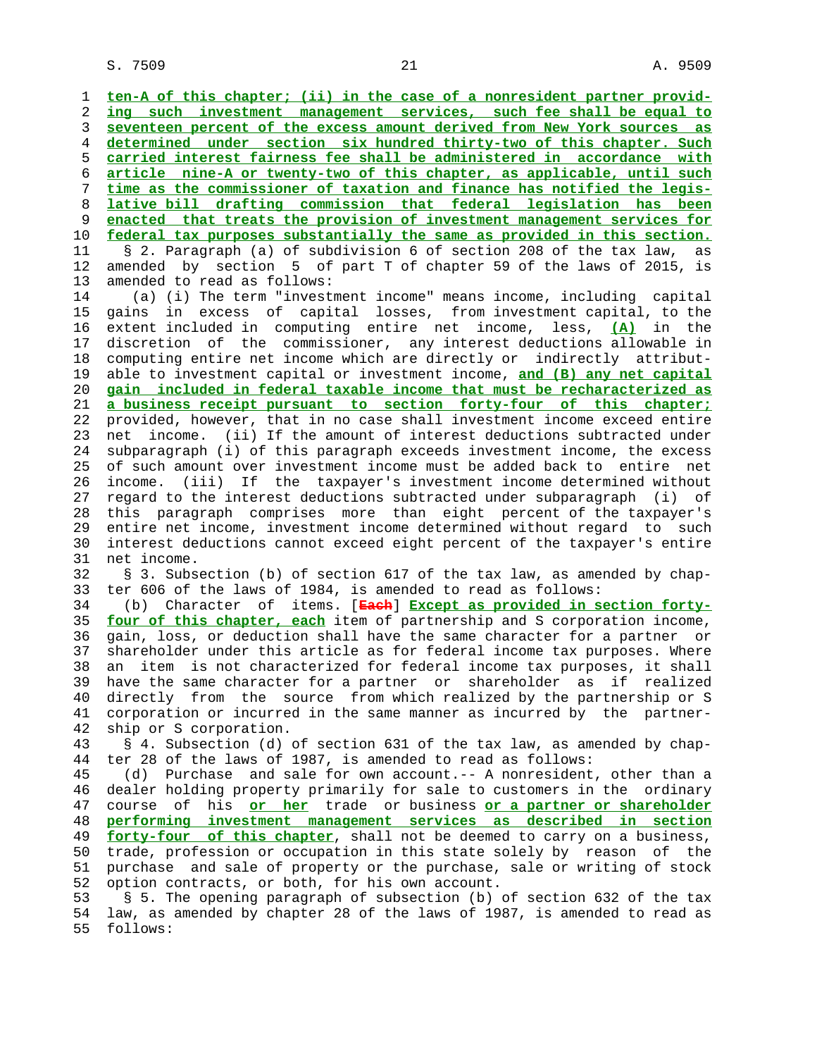ten-A of this chapter; (ii) in the case of a nonresident partner providing such investment management services, such fee shall be equal to seventeen percent of the excess amount derived from New York sources as determined under section six hundred thirty-two of this chapter. Such carried interest fairness fee shall be administered in accordance with article nine-A or twenty-two of this chapter, as applicable, until such time as the commissioner of taxation and finance has notified the legislative bill drafting commission that federal legislation has been enacted that treats the provision of investment management services for federal tax purposes substantially the same as provided in this section.

§ 2. Paragraph (a) of subdivision 6 of section 208 of the tax law, as amended by section 5 of part T of chapter 59 of the laws of 2015, is amended to read as follows:

(a) (i) The term "investment income" means income, including capital gains in excess of capital losses, from investment capital, to the extent included in computing entire net income, less, (A) in the discretion of the commissioner, any interest deductions allowable in computing entire net income which are directly or indirectly attributable to investment capital or investment income, and (B) any net capital gain included in federal taxable income that must be recharacterized as a business receipt pursuant to section forty-four of this chapter; provided, however, that in no case shall investment income exceed entire net income. (ii) If the amount of interest deductions subtracted under subparagraph (i) of this paragraph exceeds investment income, the excess of such amount over investment income must be added back to entire net income. (iii) If the taxpayer's investment income determined without regard to the interest deductions subtracted under subparagraph (i) of this paragraph comprises more than eight percent of the taxpayer's entire net income, investment income determined without regard to such interest deductions cannot exceed eight percent of the taxpayer's entire net income.

§ 3. Subsection (b) of section 617 of the tax law, as amended by chapter 606 of the laws of 1984, is amended to read as follows:

(b) Character of items. [Each] Except as provided in section forty-four of this chapter, each item of partnership and S corporation income, gain, loss, or deduction shall have the same character for a partner or shareholder under this article as for federal income tax purposes. Where an item is not characterized for federal income tax purposes, it shall have the same character for a partner or shareholder as if realized directly from the source from which realized by the partnership or S corporation or incurred in the same manner as incurred by the partnership or S corporation.

§ 4. Subsection (d) of section 631 of the tax law, as amended by chapter 28 of the laws of 1987, is amended to read as follows:

(d) Purchase and sale for own account.-- A nonresident, other than a dealer holding property primarily for sale to customers in the ordinary course of his or her trade or business or a partner or shareholder performing investment management services as described in section forty-four of this chapter, shall not be deemed to carry on a business, trade, profession or occupation in this state solely by reason of the purchase and sale of property or the purchase, sale or writing of stock option contracts, or both, for his own account.

§ 5. The opening paragraph of subsection (b) of section 632 of the tax law, as amended by chapter 28 of the laws of 1987, is amended to read as follows: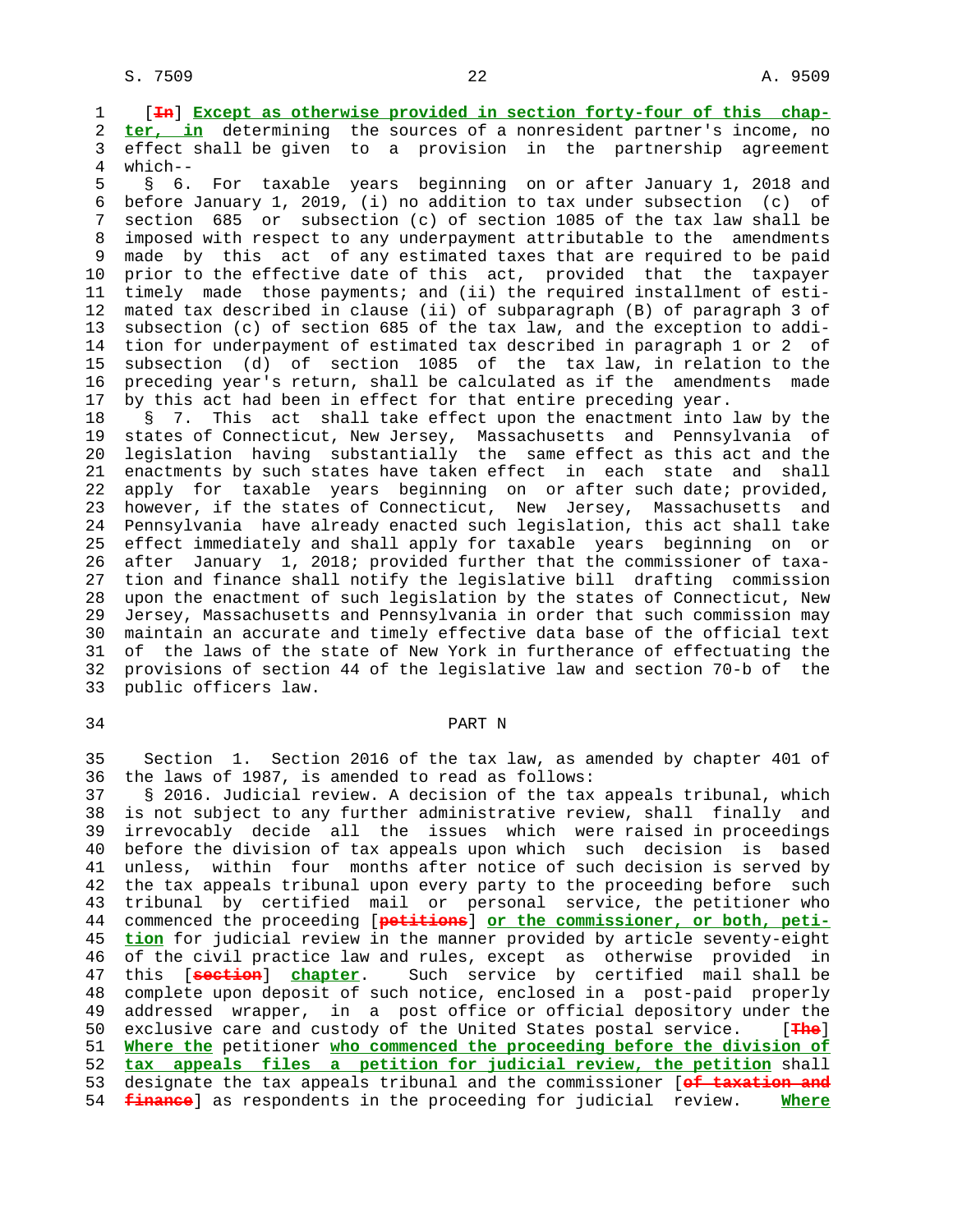[~~In~~] **Except as otherwise provided in section forty-four of this chapter, in** determining the sources of a nonresident partner's income, no effect shall be given to a provision in the partnership agreement which--

§ 6. For taxable years beginning on or after January 1, 2018 and before January 1, 2019, (i) no addition to tax under subsection (c) of section 685 or subsection (c) of section 1085 of the tax law shall be imposed with respect to any underpayment attributable to the amendments made by this act of any estimated taxes that are required to be paid prior to the effective date of this act, provided that the taxpayer timely made those payments; and (ii) the required installment of estimated tax described in clause (ii) of subparagraph (B) of paragraph 3 of subsection (c) of section 685 of the tax law, and the exception to addition for underpayment of estimated tax described in paragraph 1 or 2 of subsection (d) of section 1085 of the tax law, in relation to the preceding year's return, shall be calculated as if the amendments made by this act had been in effect for that entire preceding year.

§ 7. This act shall take effect upon the enactment into law by the states of Connecticut, New Jersey, Massachusetts and Pennsylvania of legislation having substantially the same effect as this act and the enactments by such states have taken effect in each state and shall apply for taxable years beginning on or after such date; provided, however, if the states of Connecticut, New Jersey, Massachusetts and Pennsylvania have already enacted such legislation, this act shall take effect immediately and shall apply for taxable years beginning on or after January 1, 2018; provided further that the commissioner of taxation and finance shall notify the legislative bill drafting commission upon the enactment of such legislation by the states of Connecticut, New Jersey, Massachusetts and Pennsylvania in order that such commission may maintain an accurate and timely effective data base of the official text of the laws of the state of New York in furtherance of effectuating the provisions of section 44 of the legislative law and section 70-b of the public officers law.

## PART N

Section 1. Section 2016 of the tax law, as amended by chapter 401 of the laws of 1987, is amended to read as follows:

§ 2016. Judicial review. A decision of the tax appeals tribunal, which is not subject to any further administrative review, shall finally and irrevocably decide all the issues which were raised in proceedings before the division of tax appeals upon which such decision is based unless, within four months after notice of such decision is served by the tax appeals tribunal upon every party to the proceeding before such tribunal by certified mail or personal service, the petitioner who commenced the proceeding [~~petitions~~] **or the commissioner, or both, petition** for judicial review in the manner provided by article seventy-eight of the civil practice law and rules, except as otherwise provided in this [~~section~~] **chapter**. Such service by certified mail shall be complete upon deposit of such notice, enclosed in a post-paid properly addressed wrapper, in a post office or official depository under the exclusive care and custody of the United States postal service. [~~The~~] **Where the** petitioner **who commenced the proceeding before the division of tax appeals files a petition for judicial review, the petition** shall designate the tax appeals tribunal and the commissioner [~~of taxation and finance~~] as respondents in the proceeding for judicial review. **Where**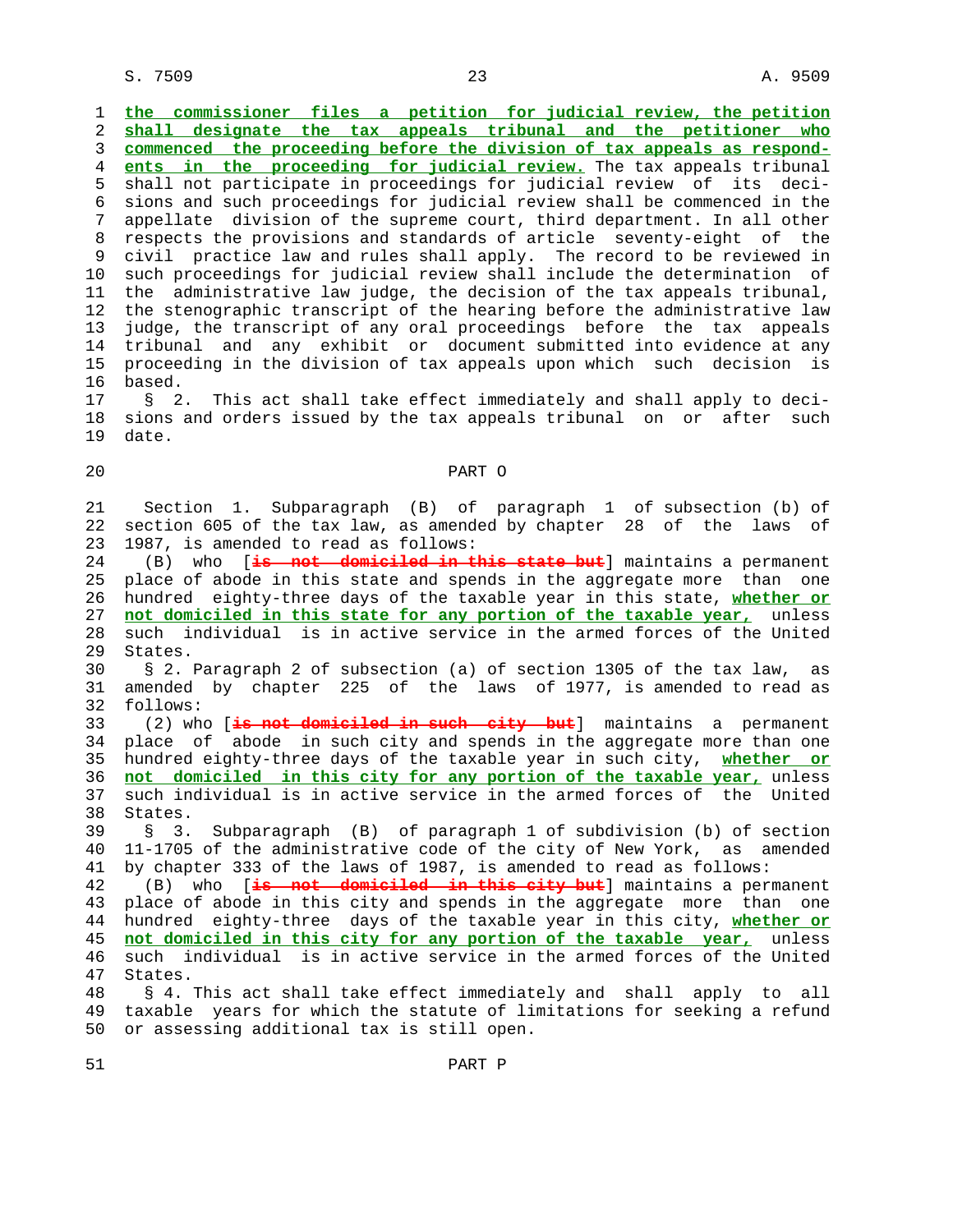**the commissioner files a petition for judicial review, the petition shall designate the tax appeals tribunal and the petitioner who commenced the proceeding before the division of tax appeals as respondents in the proceeding for judicial review.** The tax appeals tribunal shall not participate in proceedings for judicial review of its decisions and such proceedings for judicial review shall be commenced in the appellate division of the supreme court, third department. In all other respects the provisions and standards of article seventy-eight of the civil practice law and rules shall apply. The record to be reviewed in such proceedings for judicial review shall include the determination of the administrative law judge, the decision of the tax appeals tribunal, the stenographic transcript of the hearing before the administrative law judge, the transcript of any oral proceedings before the tax appeals tribunal and any exhibit or document submitted into evidence at any proceeding in the division of tax appeals upon which such decision is based.

§ 2. This act shall take effect immediately and shall apply to decisions and orders issued by the tax appeals tribunal on or after such date.

## PART O

Section 1. Subparagraph (B) of paragraph 1 of subsection (b) of section 605 of the tax law, as amended by chapter 28 of the laws of 1987, is amended to read as follows:

(B) who [~~is not domiciled in this state but~~] maintains a permanent place of abode in this state and spends in the aggregate more than one hundred eighty-three days of the taxable year in this state, **whether or not domiciled in this state for any portion of the taxable year,** unless such individual is in active service in the armed forces of the United States.

§ 2. Paragraph 2 of subsection (a) of section 1305 of the tax law, as amended by chapter 225 of the laws of 1977, is amended to read as follows:

(2) who [~~is not domiciled in such city but~~] maintains a permanent place of abode in such city and spends in the aggregate more than one hundred eighty-three days of the taxable year in such city, **whether or not domiciled in this city for any portion of the taxable year,** unless such individual is in active service in the armed forces of the United States.

§ 3. Subparagraph (B) of paragraph 1 of subdivision (b) of section 11-1705 of the administrative code of the city of New York, as amended by chapter 333 of the laws of 1987, is amended to read as follows:

(B) who [~~is not domiciled in this city but~~] maintains a permanent place of abode in this city and spends in the aggregate more than one hundred eighty-three days of the taxable year in this city, **whether or not domiciled in this city for any portion of the taxable year,** unless such individual is in active service in the armed forces of the United States.

§ 4. This act shall take effect immediately and shall apply to all taxable years for which the statute of limitations for seeking a refund or assessing additional tax is still open.

## PART P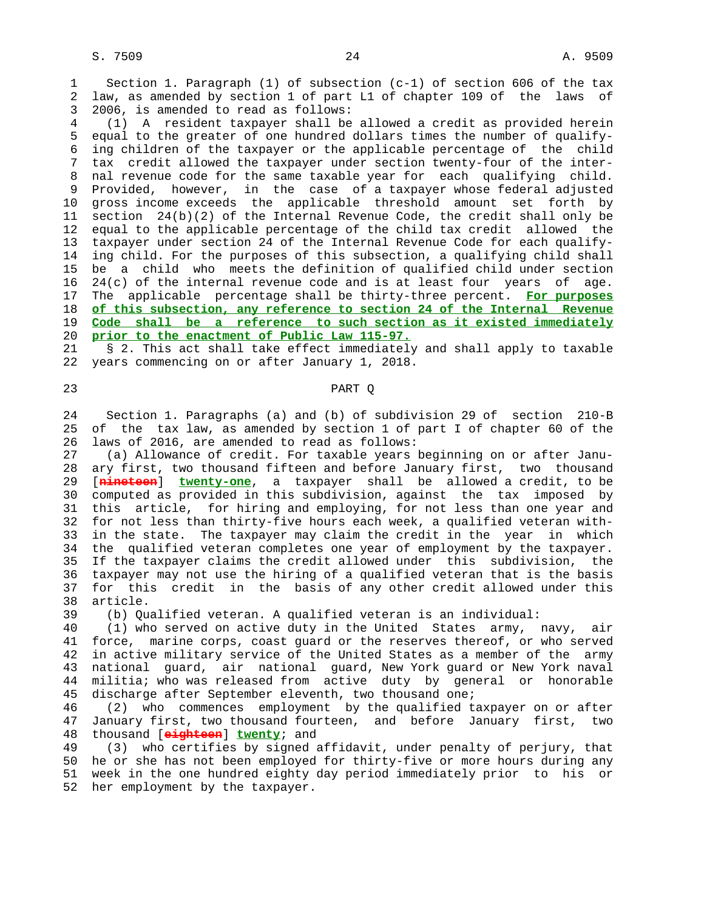Section 1. Paragraph (1) of subsection (c-1) of section 606 of the tax law, as amended by section 1 of part L1 of chapter 109 of the laws of 2006, is amended to read as follows:

(1) A resident taxpayer shall be allowed a credit as provided herein equal to the greater of one hundred dollars times the number of qualifying children of the taxpayer or the applicable percentage of the child tax credit allowed the taxpayer under section twenty-four of the internal revenue code for the same taxable year for each qualifying child. Provided, however, in the case of a taxpayer whose federal adjusted gross income exceeds the applicable threshold amount set forth by section 24(b)(2) of the Internal Revenue Code, the credit shall only be equal to the applicable percentage of the child tax credit allowed the taxpayer under section 24 of the Internal Revenue Code for each qualifying child. For the purposes of this subsection, a qualifying child shall be a child who meets the definition of qualified child under section 24(c) of the internal revenue code and is at least four years of age. The applicable percentage shall be thirty-three percent. **For purposes of this subsection, any reference to section 24 of the Internal Revenue Code shall be a reference to such section as it existed immediately prior to the enactment of Public Law 115-97.**

§ 2. This act shall take effect immediately and shall apply to taxable years commencing on or after January 1, 2018.

## PART Q

Section 1. Paragraphs (a) and (b) of subdivision 29 of section 210-B of the tax law, as amended by section 1 of part I of chapter 60 of the laws of 2016, are amended to read as follows:

(a) Allowance of credit. For taxable years beginning on or after January first, two thousand fifteen and before January first, two thousand [~~nineteen~~] **twenty-one**, a taxpayer shall be allowed a credit, to be computed as provided in this subdivision, against the tax imposed by this article, for hiring and employing, for not less than one year and for not less than thirty-five hours each week, a qualified veteran within the state. The taxpayer may claim the credit in the year in which the qualified veteran completes one year of employment by the taxpayer. If the taxpayer claims the credit allowed under this subdivision, the taxpayer may not use the hiring of a qualified veteran that is the basis for this credit in the basis of any other credit allowed under this article.

(b) Qualified veteran. A qualified veteran is an individual:

(1) who served on active duty in the United States army, navy, air force, marine corps, coast guard or the reserves thereof, or who served in active military service of the United States as a member of the army national guard, air national guard, New York guard or New York naval militia; who was released from active duty by general or honorable discharge after September eleventh, two thousand one;

(2) who commences employment by the qualified taxpayer on or after January first, two thousand fourteen, and before January first, two thousand [~~eighteen~~] **twenty**; and

(3) who certifies by signed affidavit, under penalty of perjury, that he or she has not been employed for thirty-five or more hours during any week in the one hundred eighty day period immediately prior to his or her employment by the taxpayer.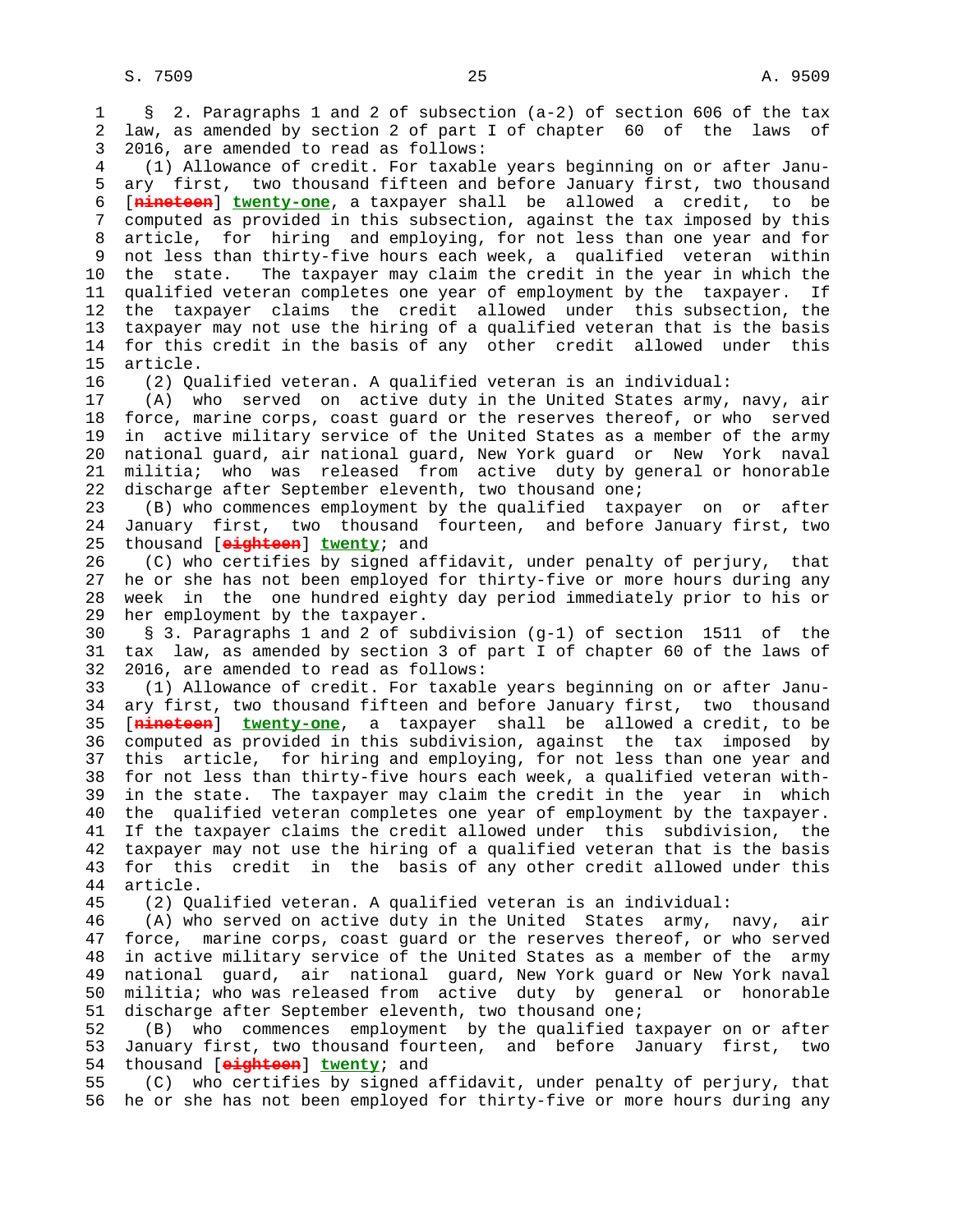§ 2. Paragraphs 1 and 2 of subsection (a-2) of section 606 of the tax law, as amended by section 2 of part I of chapter 60 of the laws of 2016, are amended to read as follows:

(1) Allowance of credit. For taxable years beginning on or after January first, two thousand fifteen and before January first, two thousand [~~nineteen~~] **twenty-one**, a taxpayer shall be allowed a credit, to be computed as provided in this subsection, against the tax imposed by this article, for hiring and employing, for not less than one year and for not less than thirty-five hours each week, a qualified veteran within the state. The taxpayer may claim the credit in the year in which the qualified veteran completes one year of employment by the taxpayer. If the taxpayer claims the credit allowed under this subsection, the taxpayer may not use the hiring of a qualified veteran that is the basis for this credit in the basis of any other credit allowed under this article.

(2) Qualified veteran. A qualified veteran is an individual:

(A) who served on active duty in the United States army, navy, air force, marine corps, coast guard or the reserves thereof, or who served in active military service of the United States as a member of the army national guard, air national guard, New York guard or New York naval militia; who was released from active duty by general or honorable discharge after September eleventh, two thousand one;

(B) who commences employment by the qualified taxpayer on or after January first, two thousand fourteen, and before January first, two thousand [~~eighteen~~] **twenty**; and

(C) who certifies by signed affidavit, under penalty of perjury, that he or she has not been employed for thirty-five or more hours during any week in the one hundred eighty day period immediately prior to his or her employment by the taxpayer.

§ 3. Paragraphs 1 and 2 of subdivision (g-1) of section 1511 of the tax law, as amended by section 3 of part I of chapter 60 of the laws of 2016, are amended to read as follows:

(1) Allowance of credit. For taxable years beginning on or after January first, two thousand fifteen and before January first, two thousand [~~nineteen~~] **twenty-one**, a taxpayer shall be allowed a credit, to be computed as provided in this subdivision, against the tax imposed by this article, for hiring and employing, for not less than one year and for not less than thirty-five hours each week, a qualified veteran within the state. The taxpayer may claim the credit in the year in which the qualified veteran completes one year of employment by the taxpayer. If the taxpayer claims the credit allowed under this subdivision, the taxpayer may not use the hiring of a qualified veteran that is the basis for this credit in the basis of any other credit allowed under this article.

(2) Qualified veteran. A qualified veteran is an individual:

(A) who served on active duty in the United States army, navy, air force, marine corps, coast guard or the reserves thereof, or who served in active military service of the United States as a member of the army national guard, air national guard, New York guard or New York naval militia; who was released from active duty by general or honorable discharge after September eleventh, two thousand one;

(B) who commences employment by the qualified taxpayer on or after January first, two thousand fourteen, and before January first, two thousand [~~eighteen~~] **twenty**; and

(C) who certifies by signed affidavit, under penalty of perjury, that he or she has not been employed for thirty-five or more hours during any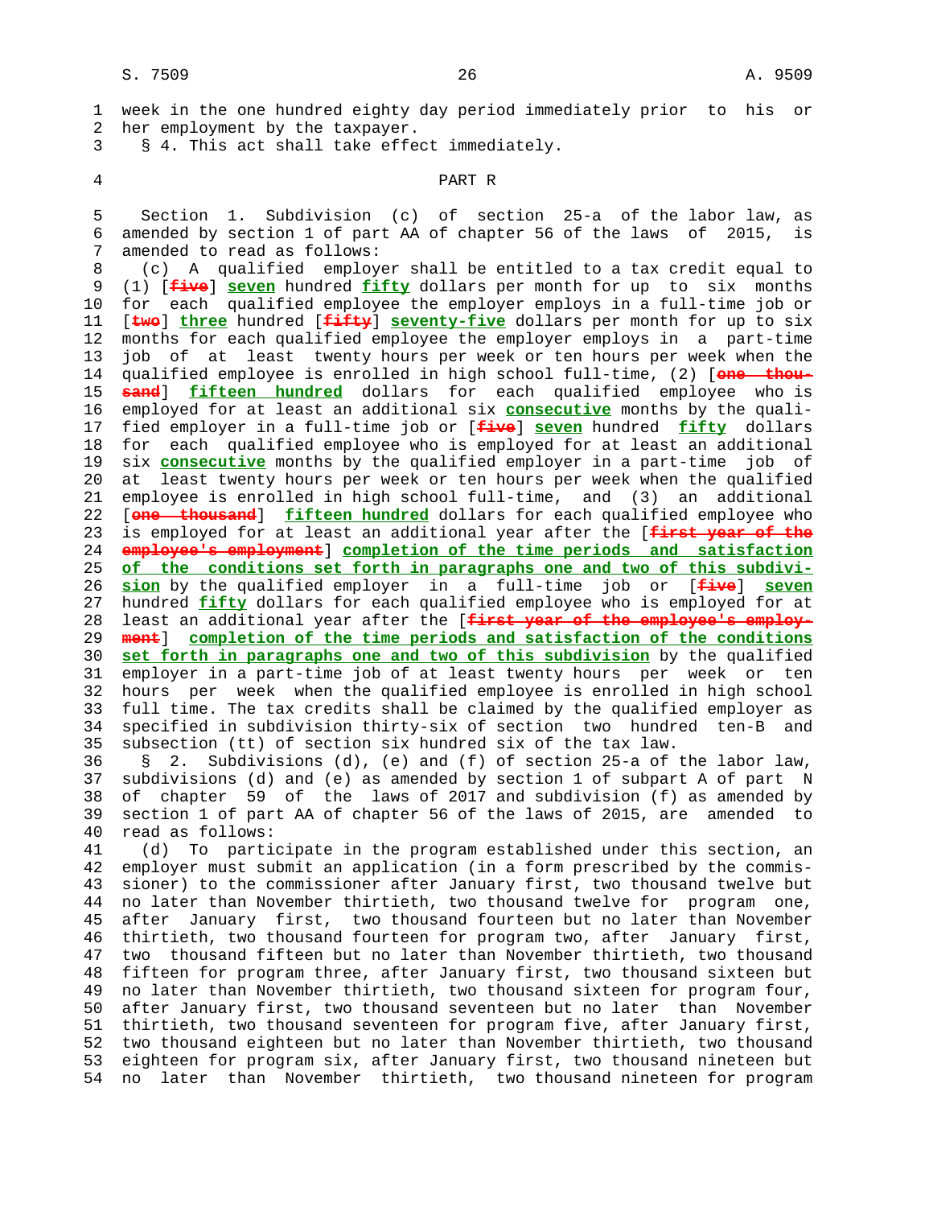week in the one hundred eighty day period immediately prior to his or her employment by the taxpayer.

§ 4. This act shall take effect immediately.

PART R

Section 1. Subdivision (c) of section 25-a of the labor law, as amended by section 1 of part AA of chapter 56 of the laws of 2015, is amended to read as follows:

(c) A qualified employer shall be entitled to a tax credit equal to (1) [~~five~~] **seven** hundred **fifty** dollars per month for up to six months for each qualified employee the employer employs in a full-time job or [~~two~~] **three** hundred [~~fifty~~] **seventy-five** dollars per month for up to six months for each qualified employee the employer employs in a part-time job of at least twenty hours per week or ten hours per week when the qualified employee is enrolled in high school full-time, (2) [~~one thousand~~] **fifteen hundred** dollars for each qualified employee who is employed for at least an additional six **consecutive** months by the qualified employer in a full-time job or [~~five~~] **seven** hundred **fifty** dollars for each qualified employee who is employed for at least an additional six **consecutive** months by the qualified employer in a part-time job of at least twenty hours per week or ten hours per week when the qualified employee is enrolled in high school full-time, and (3) an additional [~~one thousand~~] **fifteen hundred** dollars for each qualified employee who is employed for at least an additional year after the [~~first year of the employee's employment~~] **completion of the time periods and satisfaction of the conditions set forth in paragraphs one and two of this subdivision** by the qualified employer in a full-time job or [~~five~~] **seven** hundred **fifty** dollars for each qualified employee who is employed for at least an additional year after the [~~first year of the employee's employment~~] **completion of the time periods and satisfaction of the conditions set forth in paragraphs one and two of this subdivision** by the qualified employer in a part-time job of at least twenty hours per week or ten hours per week when the qualified employee is enrolled in high school full time. The tax credits shall be claimed by the qualified employer as specified in subdivision thirty-six of section two hundred ten-B and subsection (tt) of section six hundred six of the tax law.

§ 2. Subdivisions (d), (e) and (f) of section 25-a of the labor law, subdivisions (d) and (e) as amended by section 1 of subpart A of part N of chapter 59 of the laws of 2017 and subdivision (f) as amended by section 1 of part AA of chapter 56 of the laws of 2015, are amended to read as follows:

(d) To participate in the program established under this section, an employer must submit an application (in a form prescribed by the commissioner) to the commissioner after January first, two thousand twelve but no later than November thirtieth, two thousand twelve for program one, after January first, two thousand fourteen but no later than November thirtieth, two thousand fourteen for program two, after January first, two thousand fifteen but no later than November thirtieth, two thousand fifteen for program three, after January first, two thousand sixteen but no later than November thirtieth, two thousand sixteen for program four, after January first, two thousand seventeen but no later than November thirtieth, two thousand seventeen for program five, after January first, two thousand eighteen but no later than November thirtieth, two thousand eighteen for program six, after January first, two thousand nineteen but no later than November thirtieth, two thousand nineteen for program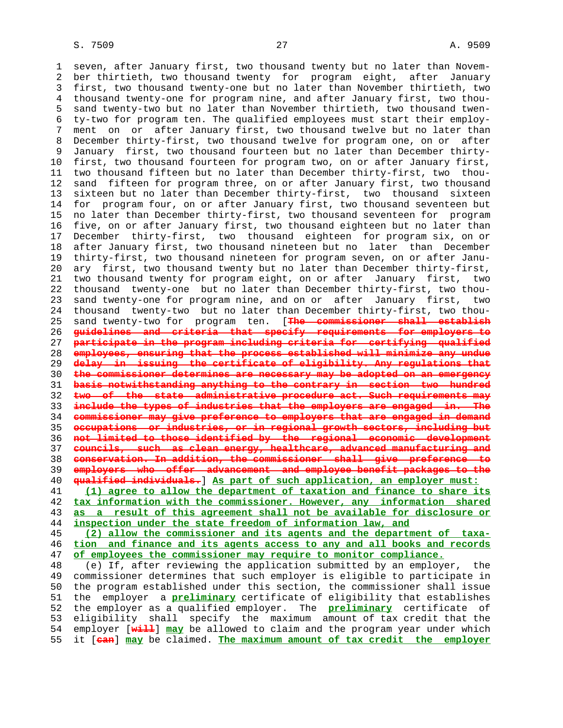seven, after January first, two thousand twenty but no later than November thirtieth, two thousand twenty for program eight, after January first, two thousand twenty-one but no later than November thirtieth, two thousand twenty-one for program nine, and after January first, two thousand twenty-two but no later than November thirtieth, two thousand twenty-two for program ten. The qualified employees must start their employment on or after January first, two thousand twelve but no later than December thirty-first, two thousand twelve for program one, on or after January first, two thousand fourteen but no later than December thirty-first, two thousand fourteen for program two, on or after January first, two thousand fifteen but no later than December thirty-first, two thousand fifteen for program three, on or after January first, two thousand sixteen but no later than December thirty-first, two thousand sixteen for program four, on or after January first, two thousand seventeen but no later than December thirty-first, two thousand seventeen for program five, on or after January first, two thousand eighteen but no later than December thirty-first, two thousand eighteen for program six, on or after January first, two thousand nineteen but no later than December thirty-first, two thousand nineteen for program seven, on or after January first, two thousand twenty but no later than December thirty-first, two thousand twenty for program eight, on or after January first, two thousand twenty-one but no later than December thirty-first, two thousand twenty-one for program nine, and on or after January first, two thousand twenty-two but no later than December thirty-first, two thousand twenty-two for program ten. [~~The commissioner shall establish guidelines and criteria that specify requirements for employers to participate in the program including criteria for certifying qualified employees, ensuring that the process established will minimize any undue delay in issuing the certificate of eligibility. Any regulations that the commissioner determines are necessary may be adopted on an emergency basis notwithstanding anything to the contrary in section two hundred two of the state administrative procedure act. Such requirements may include the types of industries that the employers are engaged in. The commissioner may give preference to employers that are engaged in demand occupations or industries, or in regional growth sectors, including but not limited to those identified by the regional economic development councils, such as clean energy, healthcare, advanced manufacturing and conservation. In addition, the commissioner shall give preference to employers who offer advancement and employee benefit packages to the qualified individuals.~~] <u>As part of such application, an employer must:</u>

<u>(1) agree to allow the department of taxation and finance to share its tax information with the commissioner. However, any information shared as a result of this agreement shall not be available for disclosure or inspection under the state freedom of information law, and</u>

<u>(2) allow the commissioner and its agents and the department of taxation and finance and its agents access to any and all books and records of employees the commissioner may require to monitor compliance.</u>

(e) If, after reviewing the application submitted by an employer, the commissioner determines that such employer is eligible to participate in the program established under this section, the commissioner shall issue the employer a <u>preliminary</u> certificate of eligibility that establishes the employer as a qualified employer. The <u>preliminary</u> certificate of eligibility shall specify the maximum amount of tax credit that the employer [~~will~~] <u>may</u> be allowed to claim and the program year under which it [~~can~~] <u>may</u> be claimed. <u>The maximum amount of tax credit the employer</u>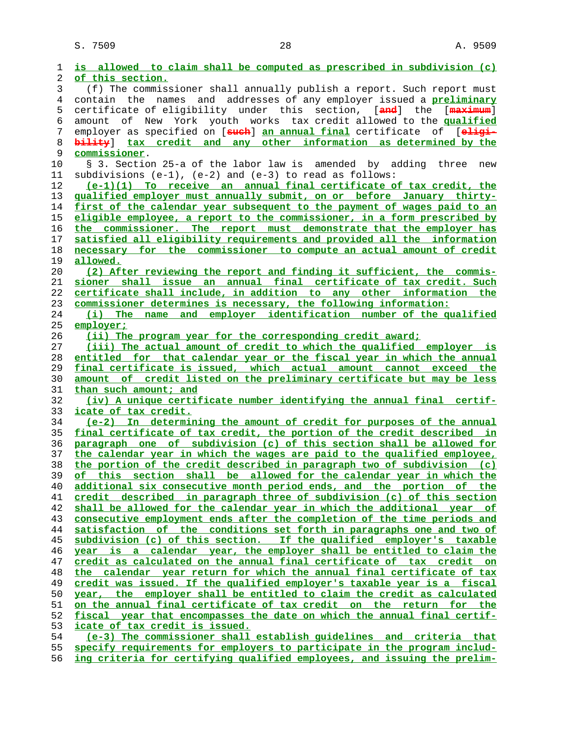is allowed to claim shall be computed as prescribed in subdivision (c) of this section.

(f) The commissioner shall annually publish a report. Such report must contain the names and addresses of any employer issued a preliminary certificate of eligibility under this section, [and] the [maximum] amount of New York youth works tax credit allowed to the qualified employer as specified on [such] an annual final certificate of [eligibility] tax credit and any other information as determined by the commissioner.

§ 3. Section 25-a of the labor law is amended by adding three new subdivisions (e-1), (e-2) and (e-3) to read as follows:

(e-1)(1) To receive an annual final certificate of tax credit, the qualified employer must annually submit, on or before January thirty-first of the calendar year subsequent to the payment of wages paid to an eligible employee, a report to the commissioner, in a form prescribed by the commissioner. The report must demonstrate that the employer has satisfied all eligibility requirements and provided all the information necessary for the commissioner to compute an actual amount of credit allowed.

(2) After reviewing the report and finding it sufficient, the commissioner shall issue an annual final certificate of tax credit. Such certificate shall include, in addition to any other information the commissioner determines is necessary, the following information:

(i) The name and employer identification number of the qualified employer;

(ii) The program year for the corresponding credit award;

(iii) The actual amount of credit to which the qualified employer is entitled for that calendar year or the fiscal year in which the annual final certificate is issued, which actual amount cannot exceed the amount of credit listed on the preliminary certificate but may be less than such amount; and

(iv) A unique certificate number identifying the annual final certificate of tax credit.

(e-2) In determining the amount of credit for purposes of the annual final certificate of tax credit, the portion of the credit described in paragraph one of subdivision (c) of this section shall be allowed for the calendar year in which the wages are paid to the qualified employee, the portion of the credit described in paragraph two of subdivision (c) of this section shall be allowed for the calendar year in which the additional six consecutive month period ends, and the portion of the credit described in paragraph three of subdivision (c) of this section shall be allowed for the calendar year in which the additional year of consecutive employment ends after the completion of the time periods and satisfaction of the conditions set forth in paragraphs one and two of subdivision (c) of this section. If the qualified employer's taxable year is a calendar year, the employer shall be entitled to claim the credit as calculated on the annual final certificate of tax credit on the calendar year return for which the annual final certificate of tax credit was issued. If the qualified employer's taxable year is a fiscal year, the employer shall be entitled to claim the credit as calculated on the annual final certificate of tax credit on the return for the fiscal year that encompasses the date on which the annual final certificate of tax credit is issued.

(e-3) The commissioner shall establish guidelines and criteria that specify requirements for employers to participate in the program including criteria for certifying qualified employees, and issuing the prelim-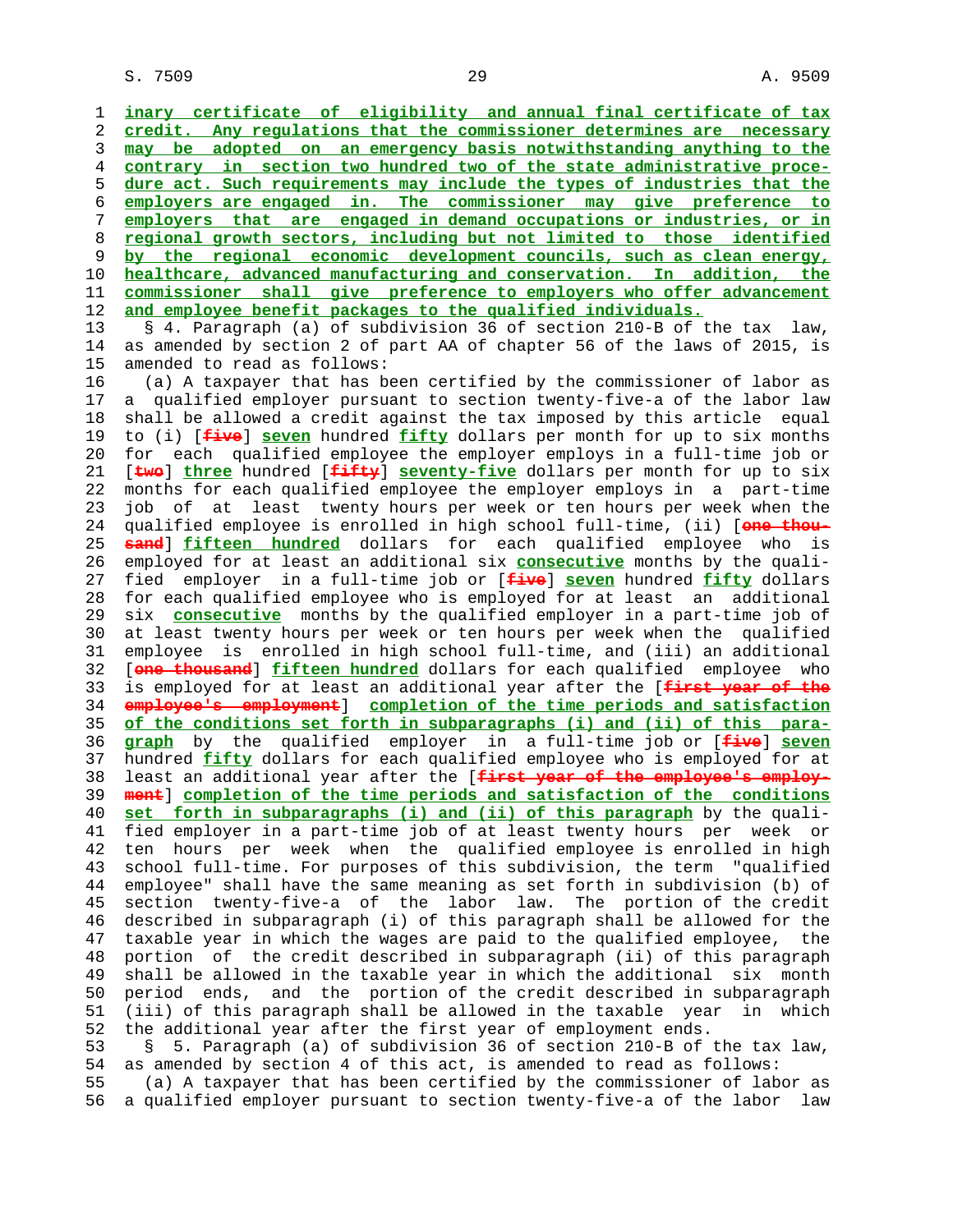inary certificate of eligibility and annual final certificate of tax credit. Any regulations that the commissioner determines are necessary may be adopted on an emergency basis notwithstanding anything to the contrary in section two hundred two of the state administrative procedure act. Such requirements may include the types of industries that the employers are engaged in. The commissioner may give preference to employers that are engaged in demand occupations or industries, or in regional growth sectors, including but not limited to those identified by the regional economic development councils, such as clean energy, healthcare, advanced manufacturing and conservation. In addition, the commissioner shall give preference to employers who offer advancement and employee benefit packages to the qualified individuals.

§ 4. Paragraph (a) of subdivision 36 of section 210-B of the tax law, as amended by section 2 of part AA of chapter 56 of the laws of 2015, is amended to read as follows:

(a) A taxpayer that has been certified by the commissioner of labor as a qualified employer pursuant to section twenty-five-a of the labor law shall be allowed a credit against the tax imposed by this article equal to (i) [~~five~~] seven hundred fifty dollars per month for up to six months for each qualified employee the employer employs in a full-time job or [~~two~~] three hundred [~~fifty~~] seventy-five dollars per month for up to six months for each qualified employee the employer employs in a part-time job of at least twenty hours per week or ten hours per week when the qualified employee is enrolled in high school full-time, (ii) [~~one thousand~~] fifteen hundred dollars for each qualified employee who is employed for at least an additional six consecutive months by the qualified employer in a full-time job or [~~five~~] seven hundred fifty dollars for each qualified employee who is employed for at least an additional six consecutive months by the qualified employer in a part-time job of at least twenty hours per week or ten hours per week when the qualified employee is enrolled in high school full-time, and (iii) an additional [~~one thousand~~] fifteen hundred dollars for each qualified employee who is employed for at least an additional year after the [~~first year of the employee's employment~~] completion of the time periods and satisfaction of the conditions set forth in subparagraphs (i) and (ii) of this paragraph by the qualified employer in a full-time job or [~~five~~] seven hundred fifty dollars for each qualified employee who is employed for at least an additional year after the [~~first year of the employee's employment~~] completion of the time periods and satisfaction of the conditions set forth in subparagraphs (i) and (ii) of this paragraph by the qualified employer in a part-time job of at least twenty hours per week or ten hours per week when the qualified employee is enrolled in high school full-time. For purposes of this subdivision, the term "qualified employee" shall have the same meaning as set forth in subdivision (b) of section twenty-five-a of the labor law. The portion of the credit described in subparagraph (i) of this paragraph shall be allowed for the taxable year in which the wages are paid to the qualified employee, the portion of the credit described in subparagraph (ii) of this paragraph shall be allowed in the taxable year in which the additional six month period ends, and the portion of the credit described in subparagraph (iii) of this paragraph shall be allowed in the taxable year in which the additional year after the first year of employment ends.

§ 5. Paragraph (a) of subdivision 36 of section 210-B of the tax law, as amended by section 4 of this act, is amended to read as follows:

(a) A taxpayer that has been certified by the commissioner of labor as a qualified employer pursuant to section twenty-five-a of the labor law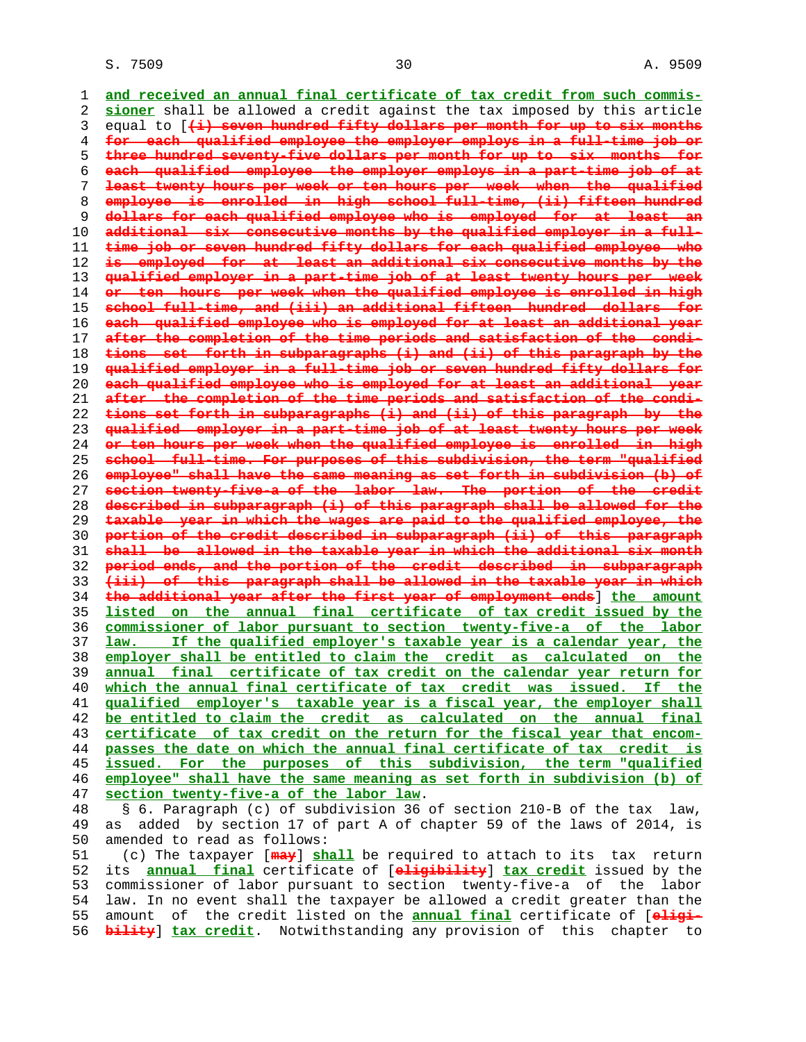and received an annual final certificate of tax credit from such commissioner shall be allowed a credit against the tax imposed by this article equal to [(i) seven hundred fifty dollars per month for up to six months for each qualified employee the employer employs in a full-time job or three hundred seventy-five dollars per month for up to six months for each qualified employee the employer employs in a part-time job of at least twenty hours per week or ten hours per week when the qualified employee is enrolled in high school full-time, (ii) fifteen hundred dollars for each qualified employee who is employed for at least an additional six consecutive months by the qualified employer in a full-time job or seven hundred fifty dollars for each qualified employee who is employed for at least an additional six consecutive months by the qualified employer in a part-time job of at least twenty hours per week or ten hours per week when the qualified employee is enrolled in high school full-time, and (iii) an additional fifteen hundred dollars for each qualified employee who is employed for at least an additional year after the completion of the time periods and satisfaction of the conditions set forth in subparagraphs (i) and (ii) of this paragraph by the qualified employer in a full-time job or seven hundred fifty dollars for each qualified employee who is employed for at least an additional year after the completion of the time periods and satisfaction of the conditions set forth in subparagraphs (i) and (ii) of this paragraph by the qualified employer in a part-time job of at least twenty hours per week or ten hours per week when the qualified employee is enrolled in high school full-time. For purposes of this subdivision, the term "qualified employee" shall have the same meaning as set forth in subdivision (b) of section twenty-five-a of the labor law. The portion of the credit described in subparagraph (i) of this paragraph shall be allowed for the taxable year in which the wages are paid to the qualified employee, the portion of the credit described in subparagraph (ii) of this paragraph shall be allowed in the taxable year in which the additional six month period ends, and the portion of the credit described in subparagraph (iii) of this paragraph shall be allowed in the taxable year in which the additional year after the first year of employment ends] the amount listed on the annual final certificate of tax credit issued by the commissioner of labor pursuant to section twenty-five-a of the labor law. If the qualified employer's taxable year is a calendar year, the employer shall be entitled to claim the credit as calculated on the annual final certificate of tax credit on the calendar year return for which the annual final certificate of tax credit was issued. If the qualified employer's taxable year is a fiscal year, the employer shall be entitled to claim the credit as calculated on the annual final certificate of tax credit on the return for the fiscal year that encompasses the date on which the annual final certificate of tax credit is issued. For the purposes of this subdivision, the term "qualified employee" shall have the same meaning as set forth in subdivision (b) of section twenty-five-a of the labor law.

§ 6. Paragraph (c) of subdivision 36 of section 210-B of the tax law, as added by section 17 of part A of chapter 59 of the laws of 2014, is amended to read as follows:

(c) The taxpayer [may] shall be required to attach to its tax return its annual final certificate of [eligibility] tax credit issued by the commissioner of labor pursuant to section twenty-five-a of the labor law. In no event shall the taxpayer be allowed a credit greater than the amount of the credit listed on the annual final certificate of [eligibility] tax credit. Notwithstanding any provision of this chapter to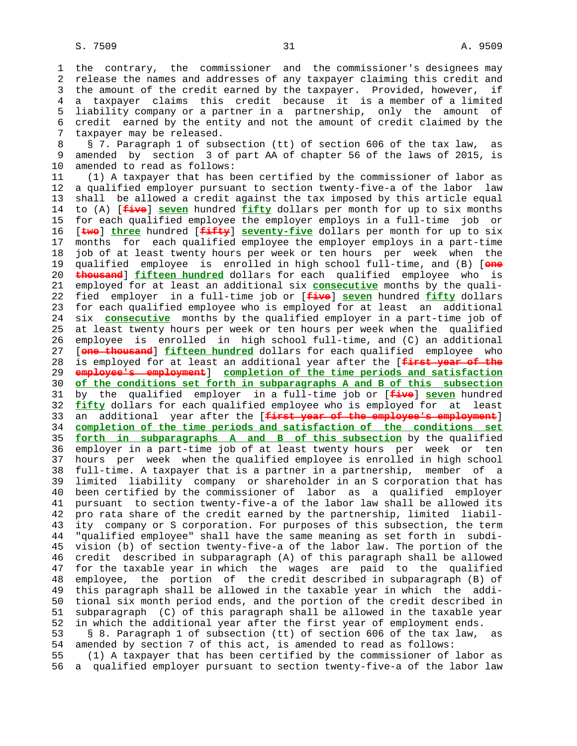the contrary, the commissioner and the commissioner's designees may release the names and addresses of any taxpayer claiming this credit and the amount of the credit earned by the taxpayer. Provided, however, if a taxpayer claims this credit because it is a member of a limited liability company or a partner in a partnership, only the amount of credit earned by the entity and not the amount of credit claimed by the taxpayer may be released.

§ 7. Paragraph 1 of subsection (tt) of section 606 of the tax law, as amended by section 3 of part AA of chapter 56 of the laws of 2015, is amended to read as follows:

(1) A taxpayer that has been certified by the commissioner of labor as a qualified employer pursuant to section twenty-five-a of the labor law shall be allowed a credit against the tax imposed by this article equal to (A) [~~five~~] **seven** hundred **fifty** dollars per month for up to six months for each qualified employee the employer employs in a full-time job or [~~two~~] **three** hundred [~~fifty~~] **seventy-five** dollars per month for up to six months for each qualified employee the employer employs in a part-time job of at least twenty hours per week or ten hours per week when the qualified employee is enrolled in high school full-time, and (B) [~~one thousand~~] **fifteen hundred** dollars for each qualified employee who is employed for at least an additional six **consecutive** months by the qualified employer in a full-time job or [~~five~~] **seven** hundred **fifty** dollars for each qualified employee who is employed for at least an additional six **consecutive** months by the qualified employer in a part-time job of at least twenty hours per week or ten hours per week when the qualified employee is enrolled in high school full-time, and (C) an additional [~~one thousand~~] **fifteen hundred** dollars for each qualified employee who is employed for at least an additional year after the [~~first year of the employee's employment~~] **completion of the time periods and satisfaction of the conditions set forth in subparagraphs A and B of this subsection** by the qualified employer in a full-time job or [~~five~~] **seven** hundred **fifty** dollars for each qualified employee who is employed for at least an additional year after the [~~first year of the employee's employment~~] **completion of the time periods and satisfaction of the conditions set forth in subparagraphs A and B of this subsection** by the qualified employer in a part-time job of at least twenty hours per week or ten hours per week when the qualified employee is enrolled in high school full-time. A taxpayer that is a partner in a partnership, member of a limited liability company or shareholder in an S corporation that has been certified by the commissioner of labor as a qualified employer pursuant to section twenty-five-a of the labor law shall be allowed its pro rata share of the credit earned by the partnership, limited liability company or S corporation. For purposes of this subsection, the term "qualified employee" shall have the same meaning as set forth in subdivision (b) of section twenty-five-a of the labor law. The portion of the credit described in subparagraph (A) of this paragraph shall be allowed for the taxable year in which the wages are paid to the qualified employee, the portion of the credit described in subparagraph (B) of this paragraph shall be allowed in the taxable year in which the additional six month period ends, and the portion of the credit described in subparagraph (C) of this paragraph shall be allowed in the taxable year in which the additional year after the first year of employment ends.

§ 8. Paragraph 1 of subsection (tt) of section 606 of the tax law, as amended by section 7 of this act, is amended to read as follows:

(1) A taxpayer that has been certified by the commissioner of labor as a qualified employer pursuant to section twenty-five-a of the labor law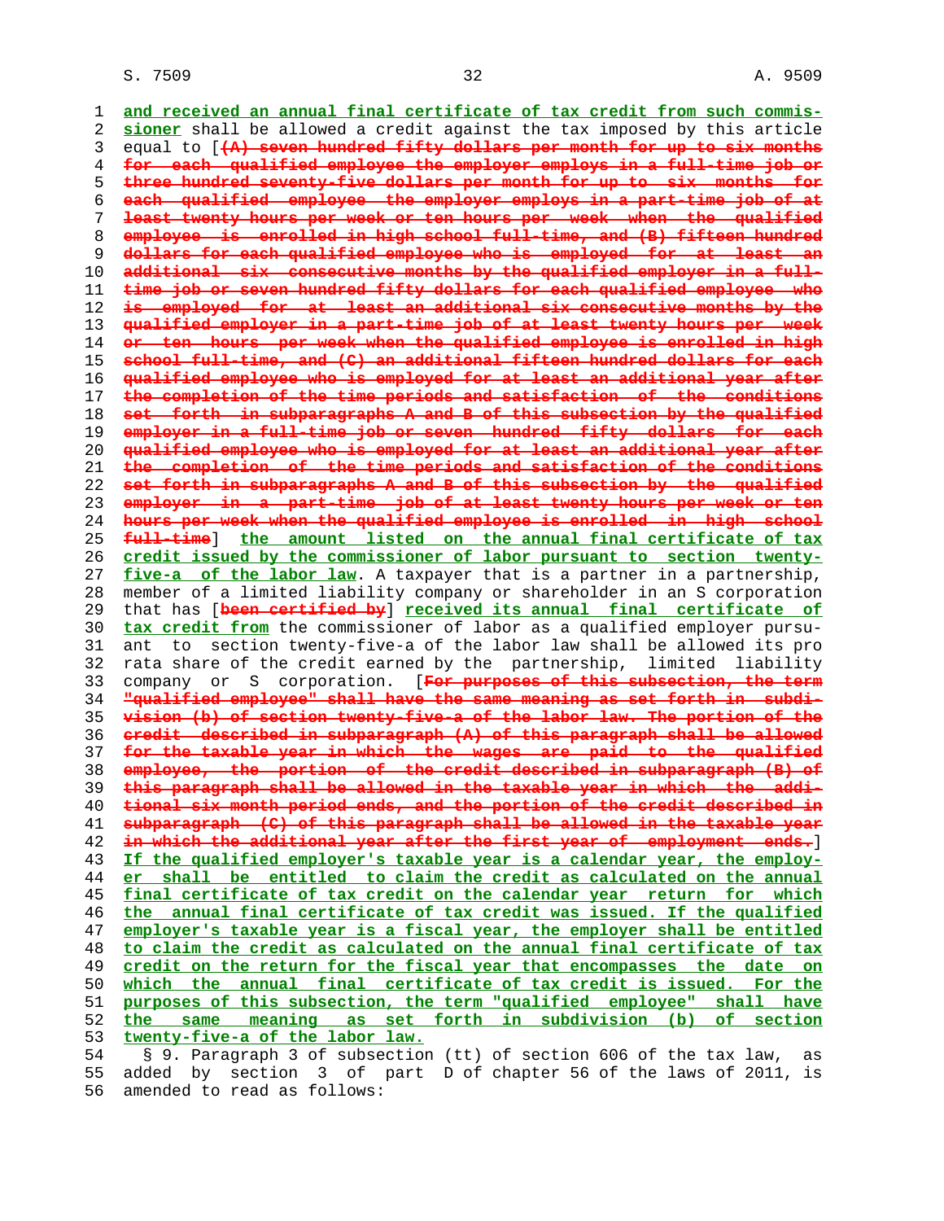and received an annual final certificate of tax credit from such commissioner shall be allowed a credit against the tax imposed by this article equal to [(A) seven hundred fifty dollars per month for up to six months for each qualified employee the employer employs in a full-time job or three hundred seventy-five dollars per month for up to six months for each qualified employee the employer employs in a part-time job of at least twenty hours per week or ten hours per week when the qualified employee is enrolled in high school full-time, and (B) fifteen hundred dollars for each qualified employee who is employed for at least an additional six consecutive months by the qualified employer in a full-time job or seven hundred fifty dollars for each qualified employee who is employed for at least an additional six consecutive months by the qualified employer in a part-time job of at least twenty hours per week or ten hours per week when the qualified employee is enrolled in high school full-time, and (C) an additional fifteen hundred dollars for each qualified employee who is employed for at least an additional year after the completion of the time periods and satisfaction of the conditions set forth in subparagraphs A and B of this subsection by the qualified employer in a full-time job or seven hundred fifty dollars for each qualified employee who is employed for at least an additional year after the completion of the time periods and satisfaction of the conditions set forth in subparagraphs A and B of this subsection by the qualified employer in a part-time job of at least twenty hours per week or ten hours per week when the qualified employee is enrolled in high school full-time] the amount listed on the annual final certificate of tax credit issued by the commissioner of labor pursuant to section twenty-five-a of the labor law. A taxpayer that is a partner in a partnership, member of a limited liability company or shareholder in an S corporation that has [been certified by] received its annual final certificate of tax credit from the commissioner of labor as a qualified employer pursuant to section twenty-five-a of the labor law shall be allowed its pro rata share of the credit earned by the partnership, limited liability company or S corporation. [For purposes of this subsection, the term "qualified employee" shall have the same meaning as set forth in subdivision (b) of section twenty-five-a of the labor law. The portion of the credit described in subparagraph (A) of this paragraph shall be allowed for the taxable year in which the wages are paid to the qualified employee, the portion of the credit described in subparagraph (B) of this paragraph shall be allowed in the taxable year in which the additional six month period ends, and the portion of the credit described in subparagraph (C) of this paragraph shall be allowed in the taxable year in which the additional year after the first year of employment ends.] If the qualified employer's taxable year is a calendar year, the employer shall be entitled to claim the credit as calculated on the annual final certificate of tax credit on the calendar year return for which the annual final certificate of tax credit was issued. If the qualified employer's taxable year is a fiscal year, the employer shall be entitled to claim the credit as calculated on the annual final certificate of tax credit on the return for the fiscal year that encompasses the date on which the annual final certificate of tax credit is issued. For the purposes of this subsection, the term "qualified employee" shall have the same meaning as set forth in subdivision (b) of section twenty-five-a of the labor law.

§ 9. Paragraph 3 of subsection (tt) of section 606 of the tax law, as added by section 3 of part D of chapter 56 of the laws of 2011, is amended to read as follows: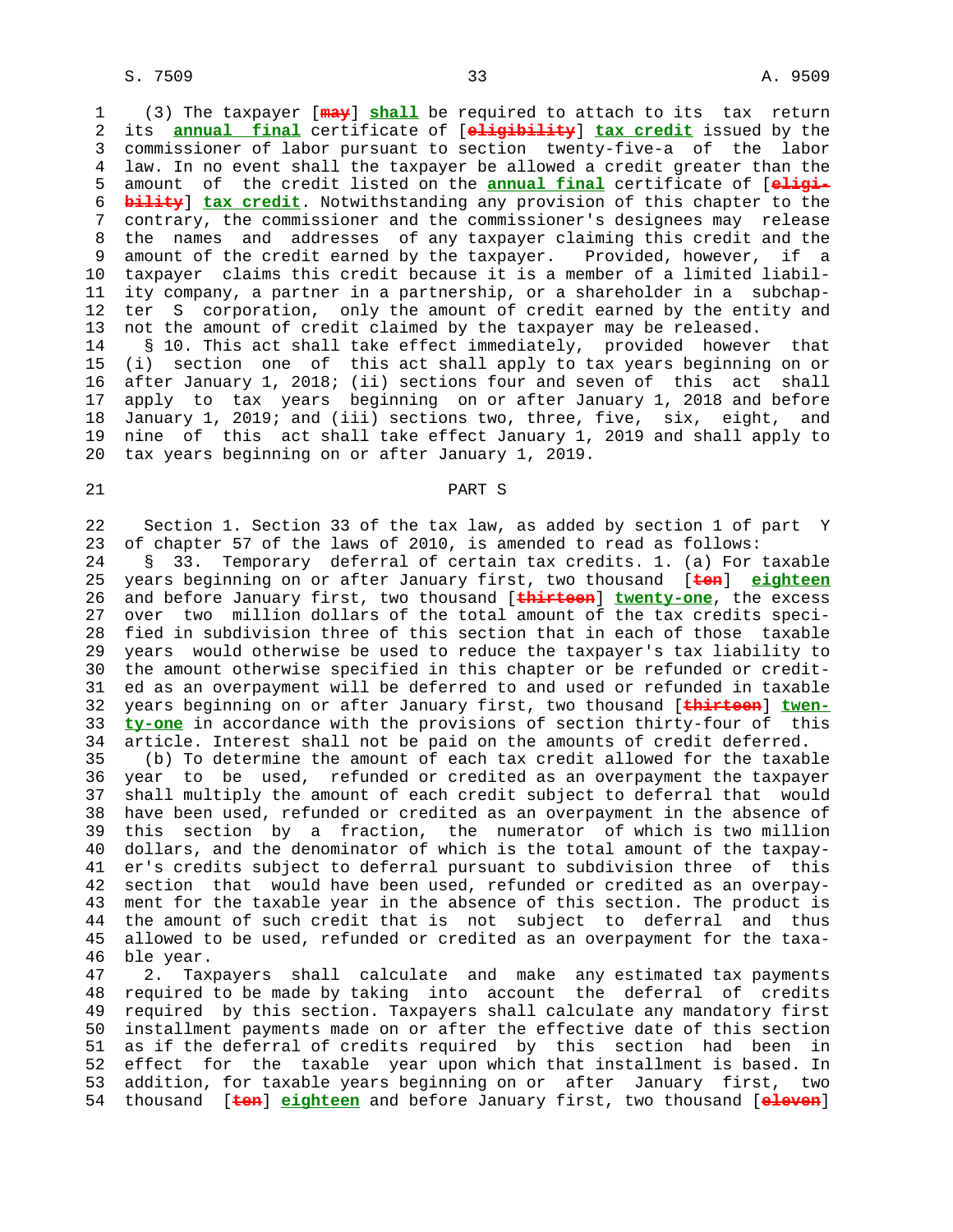(3) The taxpayer [~~may~~] **shall** be required to attach to its tax return its **annual final** certificate of [~~eligibility~~] **tax credit** issued by the commissioner of labor pursuant to section twenty-five-a of the labor law. In no event shall the taxpayer be allowed a credit greater than the amount of the credit listed on the **annual final** certificate of [~~eligibility~~] **tax credit**. Notwithstanding any provision of this chapter to the contrary, the commissioner and the commissioner's designees may release the names and addresses of any taxpayer claiming this credit and the amount of the credit earned by the taxpayer. Provided, however, if a taxpayer claims this credit because it is a member of a limited liability company, a partner in a partnership, or a shareholder in a subchapter S corporation, only the amount of credit earned by the entity and not the amount of credit claimed by the taxpayer may be released.

§ 10. This act shall take effect immediately, provided however that (i) section one of this act shall apply to tax years beginning on or after January 1, 2018; (ii) sections four and seven of this act shall apply to tax years beginning on or after January 1, 2018 and before January 1, 2019; and (iii) sections two, three, five, six, eight, and nine of this act shall take effect January 1, 2019 and shall apply to tax years beginning on or after January 1, 2019.

## PART S

Section 1. Section 33 of the tax law, as added by section 1 of part Y of chapter 57 of the laws of 2010, is amended to read as follows:

§ 33. Temporary deferral of certain tax credits. 1. (a) For taxable years beginning on or after January first, two thousand [~~ten~~] **eighteen** and before January first, two thousand [~~thirteen~~] **twenty-one**, the excess over two million dollars of the total amount of the tax credits specified in subdivision three of this section that in each of those taxable years would otherwise be used to reduce the taxpayer's tax liability to the amount otherwise specified in this chapter or be refunded or credited as an overpayment will be deferred to and used or refunded in taxable years beginning on or after January first, two thousand [~~thirteen~~] **twenty-one** in accordance with the provisions of section thirty-four of this article. Interest shall not be paid on the amounts of credit deferred.

(b) To determine the amount of each tax credit allowed for the taxable year to be used, refunded or credited as an overpayment the taxpayer shall multiply the amount of each credit subject to deferral that would have been used, refunded or credited as an overpayment in the absence of this section by a fraction, the numerator of which is two million dollars, and the denominator of which is the total amount of the taxpayer's credits subject to deferral pursuant to subdivision three of this section that would have been used, refunded or credited as an overpayment for the taxable year in the absence of this section. The product is the amount of such credit that is not subject to deferral and thus allowed to be used, refunded or credited as an overpayment for the taxable year.

2. Taxpayers shall calculate and make any estimated tax payments required to be made by taking into account the deferral of credits required by this section. Taxpayers shall calculate any mandatory first installment payments made on or after the effective date of this section as if the deferral of credits required by this section had been in effect for the taxable year upon which that installment is based. In addition, for taxable years beginning on or after January first, two thousand [~~ten~~] **eighteen** and before January first, two thousand [~~eleven~~]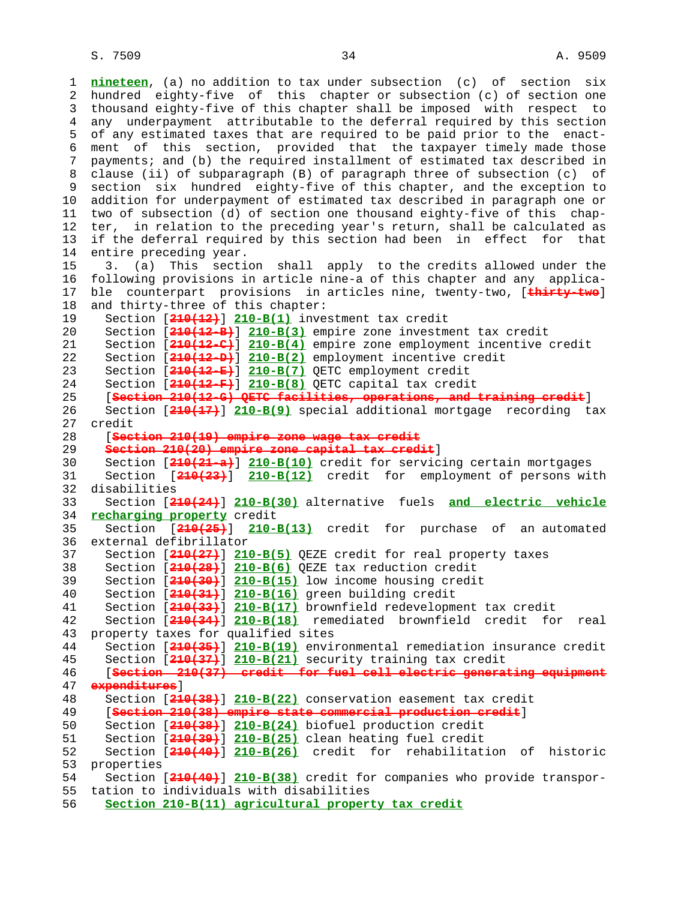**nineteen**, (a) no addition to tax under subsection (c) of section six hundred eighty-five of this chapter or subsection (c) of section one thousand eighty-five of this chapter shall be imposed with respect to any underpayment attributable to the deferral required by this section of any estimated taxes that are required to be paid prior to the enactment of this section, provided that the taxpayer timely made those payments; and (b) the required installment of estimated tax described in clause (ii) of subparagraph (B) of paragraph three of subsection (c) of section six hundred eighty-five of this chapter, and the exception to addition for underpayment of estimated tax described in paragraph one or two of subsection (d) of section one thousand eighty-five of this chapter, in relation to the preceding year's return, shall be calculated as if the deferral required by this section had been in effect for that entire preceding year.

3. (a) This section shall apply to the credits allowed under the following provisions in article nine-a of this chapter and any applicable counterpart provisions in articles nine, twenty-two, [~~thirty-two~~] and thirty-three of this chapter:

Section [~~210(12)~~] **210-B(1)** investment tax credit
Section [~~210(12-B)~~] **210-B(3)** empire zone investment tax credit
Section [~~210(12-C)~~] **210-B(4)** empire zone employment incentive credit
Section [~~210(12-D)~~] **210-B(2)** employment incentive credit
Section [~~210(12-E)~~] **210-B(7)** QETC employment credit
Section [~~210(12-F)~~] **210-B(8)** QETC capital tax credit
[~~Section 210(12-G) QETC facilities, operations, and training credit~~]
Section [~~210(17)~~] **210-B(9)** special additional mortgage recording tax credit
[~~Section 210(19) empire zone wage tax credit~~
~~Section 210(20) empire zone capital tax credit~~]
Section [~~210(21-a)~~] **210-B(10)** credit for servicing certain mortgages
Section [~~210(23)~~] **210-B(12)** credit for employment of persons with disabilities
Section [~~210(24)~~] **210-B(30)** alternative fuels **and electric vehicle recharging property** credit
Section [~~210(25)~~] **210-B(13)** credit for purchase of an automated external defibrillator
Section [~~210(27)~~] **210-B(5)** QEZE credit for real property taxes
Section [~~210(28)~~] **210-B(6)** QEZE tax reduction credit
Section [~~210(30)~~] **210-B(15)** low income housing credit
Section [~~210(31)~~] **210-B(16)** green building credit
Section [~~210(33)~~] **210-B(17)** brownfield redevelopment tax credit
Section [~~210(34)~~] **210-B(18)** remediated brownfield credit for real property taxes for qualified sites
Section [~~210(35)~~] **210-B(19)** environmental remediation insurance credit
Section [~~210(37)~~] **210-B(21)** security training tax credit
[~~Section 210(37) credit for fuel cell electric generating equipment expenditures~~]
Section [~~210(38)~~] **210-B(22)** conservation easement tax credit
[~~Section 210(38) empire state commercial production credit~~]
Section [~~210(38)~~] **210-B(24)** biofuel production credit
Section [~~210(39)~~] **210-B(25)** clean heating fuel credit
Section [~~210(40)~~] **210-B(26)** credit for rehabilitation of historic properties
Section [~~210(40)~~] **210-B(38)** credit for companies who provide transportation to individuals with disabilities
**Section 210-B(11) agricultural property tax credit**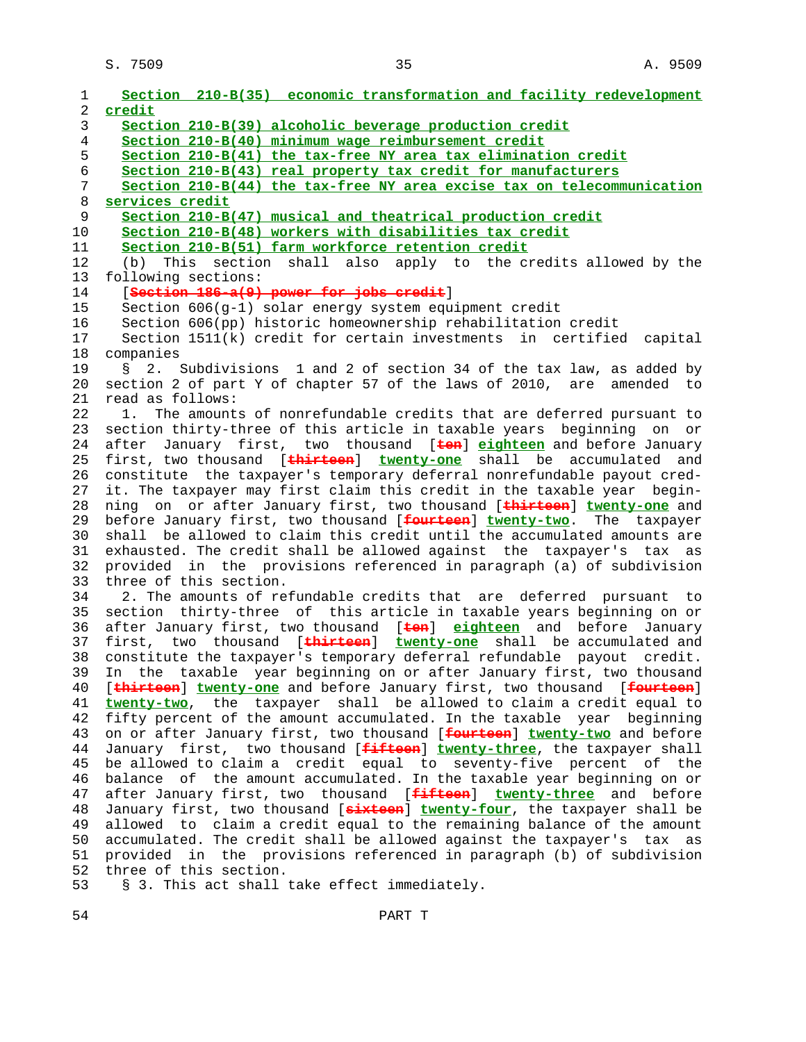Section 210-B(35) economic transformation and facility redevelopment credit
Section 210-B(39) alcoholic beverage production credit
Section 210-B(40) minimum wage reimbursement credit
Section 210-B(41) the tax-free NY area tax elimination credit
Section 210-B(43) real property tax credit for manufacturers
Section 210-B(44) the tax-free NY area excise tax on telecommunication services credit
Section 210-B(47) musical and theatrical production credit
Section 210-B(48) workers with disabilities tax credit
Section 210-B(51) farm workforce retention credit

(b) This section shall also apply to the credits allowed by the following sections:

[~~Section 186-a(9) power for jobs credit~~]
Section 606(g-1) solar energy system equipment credit
Section 606(pp) historic homeownership rehabilitation credit
Section 1511(k) credit for certain investments in certified capital companies

§ 2. Subdivisions 1 and 2 of section 34 of the tax law, as added by section 2 of part Y of chapter 57 of the laws of 2010, are amended to read as follows:

1. The amounts of nonrefundable credits that are deferred pursuant to section thirty-three of this article in taxable years beginning on or after January first, two thousand [~~ten~~] **eighteen** and before January first, two thousand [~~thirteen~~] **twenty-one** shall be accumulated and constitute the taxpayer's temporary deferral nonrefundable payout credit. The taxpayer may first claim this credit in the taxable year beginning on or after January first, two thousand [~~thirteen~~] **twenty-one** and before January first, two thousand [~~fourteen~~] **twenty-two**. The taxpayer shall be allowed to claim this credit until the accumulated amounts are exhausted. The credit shall be allowed against the taxpayer's tax as provided in the provisions referenced in paragraph (a) of subdivision three of this section.

2. The amounts of refundable credits that are deferred pursuant to section thirty-three of this article in taxable years beginning on or after January first, two thousand [~~ten~~] **eighteen** and before January first, two thousand [~~thirteen~~] **twenty-one** shall be accumulated and constitute the taxpayer's temporary deferral refundable payout credit. In the taxable year beginning on or after January first, two thousand [~~thirteen~~] **twenty-one** and before January first, two thousand [~~fourteen~~] **twenty-two**, the taxpayer shall be allowed to claim a credit equal to fifty percent of the amount accumulated. In the taxable year beginning on or after January first, two thousand [~~fourteen~~] **twenty-two** and before January first, two thousand [~~fifteen~~] **twenty-three**, the taxpayer shall be allowed to claim a credit equal to seventy-five percent of the balance of the amount accumulated. In the taxable year beginning on or after January first, two thousand [~~fifteen~~] **twenty-three** and before January first, two thousand [~~sixteen~~] **twenty-four**, the taxpayer shall be allowed to claim a credit equal to the remaining balance of the amount accumulated. The credit shall be allowed against the taxpayer's tax as provided in the provisions referenced in paragraph (b) of subdivision three of this section.

§ 3. This act shall take effect immediately.

PART T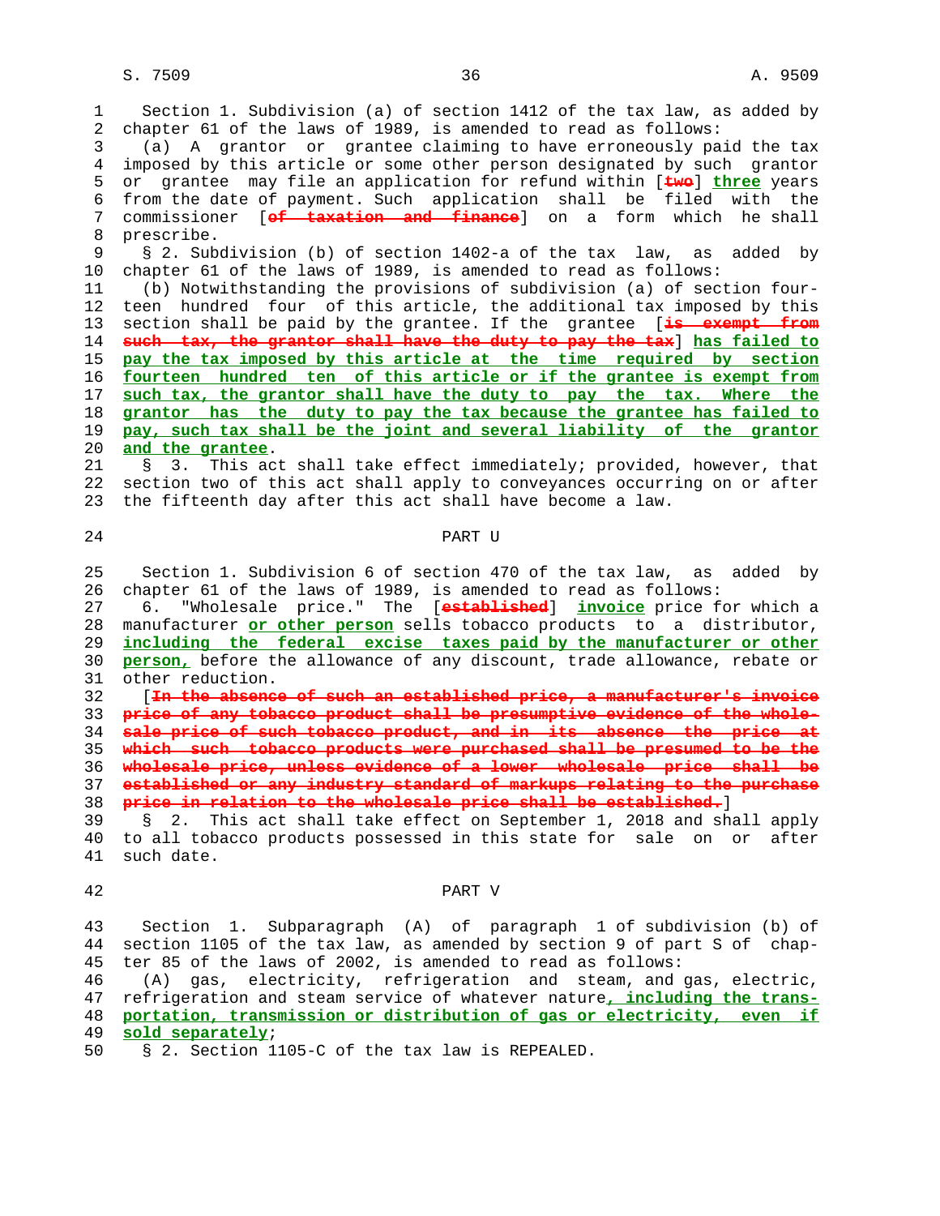Section 1. Subdivision (a) of section 1412 of the tax law, as added by chapter 61 of the laws of 1989, is amended to read as follows:

(a) A grantor or grantee claiming to have erroneously paid the tax imposed by this article or some other person designated by such grantor or grantee may file an application for refund within [~~two~~] **three** years from the date of payment. Such application shall be filed with the commissioner [~~of taxation and finance~~] on a form which he shall prescribe.

§ 2. Subdivision (b) of section 1402-a of the tax law, as added by chapter 61 of the laws of 1989, is amended to read as follows:

(b) Notwithstanding the provisions of subdivision (a) of section fourteen hundred four of this article, the additional tax imposed by this section shall be paid by the grantee. If the grantee [~~is exempt from such tax, the grantor shall have the duty to pay the tax~~] **has failed to pay the tax imposed by this article at the time required by section fourteen hundred ten of this article or if the grantee is exempt from such tax, the grantor shall have the duty to pay the tax. Where the grantor has the duty to pay the tax because the grantee has failed to pay, such tax shall be the joint and several liability of the grantor and the grantee**.

§ 3. This act shall take effect immediately; provided, however, that section two of this act shall apply to conveyances occurring on or after the fifteenth day after this act shall have become a law.

## PART U

Section 1. Subdivision 6 of section 470 of the tax law, as added by chapter 61 of the laws of 1989, is amended to read as follows:

6. "Wholesale price." The [~~established~~] **invoice** price for which a manufacturer **or other person** sells tobacco products to a distributor, **including the federal excise taxes paid by the manufacturer or other person,** before the allowance of any discount, trade allowance, rebate or other reduction.

[~~In the absence of such an established price, a manufacturer's invoice price of any tobacco product shall be presumptive evidence of the wholesale price of such tobacco product, and in its absence the price at which such tobacco products were purchased shall be presumed to be the wholesale price, unless evidence of a lower wholesale price shall be established or any industry standard of markups relating to the purchase price in relation to the wholesale price shall be established.~~]

§ 2. This act shall take effect on September 1, 2018 and shall apply to all tobacco products possessed in this state for sale on or after such date.

## PART V

Section 1. Subparagraph (A) of paragraph 1 of subdivision (b) of section 1105 of the tax law, as amended by section 9 of part S of chapter 85 of the laws of 2002, is amended to read as follows:

(A) gas, electricity, refrigeration and steam, and gas, electric, refrigeration and steam service of whatever nature**, including the transportation, transmission or distribution of gas or electricity, even if sold separately**;

§ 2. Section 1105-C of the tax law is REPEALED.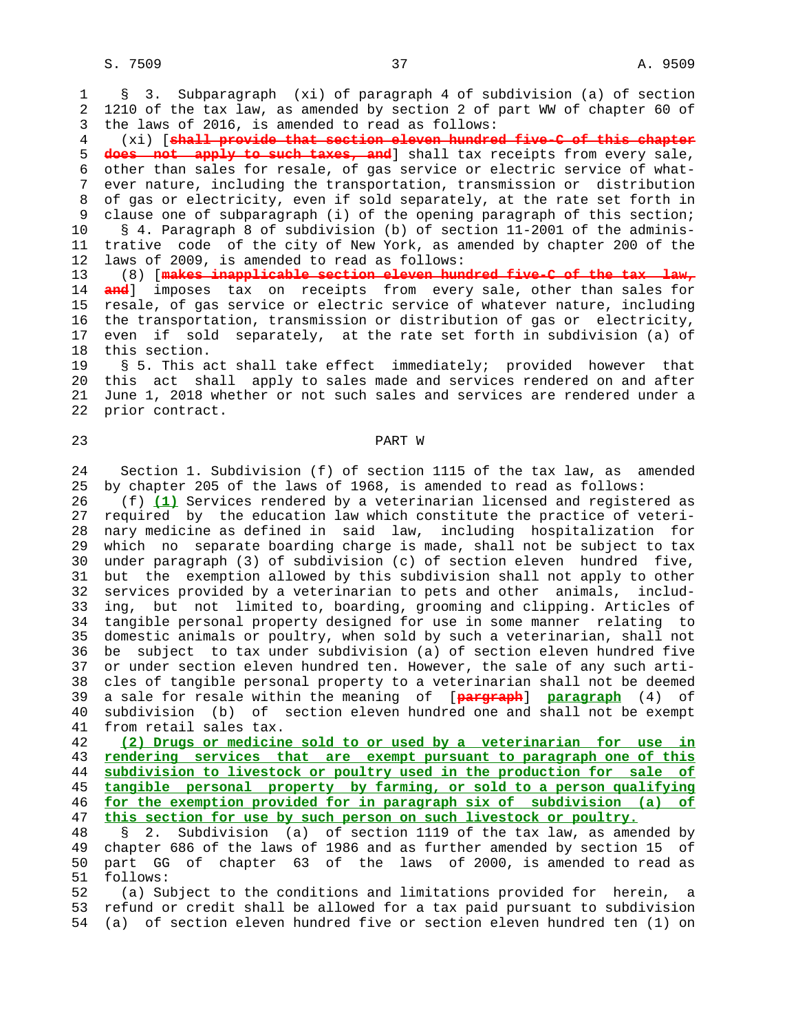§ 3. Subparagraph (xi) of paragraph 4 of subdivision (a) of section 1210 of the tax law, as amended by section 2 of part WW of chapter 60 of the laws of 2016, is amended to read as follows:

(xi) [~~shall provide that section eleven hundred five-C of this chapter does not apply to such taxes, and~~] shall tax receipts from every sale, other than sales for resale, of gas service or electric service of whatever nature, including the transportation, transmission or distribution of gas or electricity, even if sold separately, at the rate set forth in clause one of subparagraph (i) of the opening paragraph of this section;

§ 4. Paragraph 8 of subdivision (b) of section 11-2001 of the administrative code of the city of New York, as amended by chapter 200 of the laws of 2009, is amended to read as follows:

(8) [~~makes inapplicable section eleven hundred five-C of the tax law, and~~] imposes tax on receipts from every sale, other than sales for resale, of gas service or electric service of whatever nature, including the transportation, transmission or distribution of gas or electricity, even if sold separately, at the rate set forth in subdivision (a) of this section.

§ 5. This act shall take effect immediately; provided however that this act shall apply to sales made and services rendered on and after June 1, 2018 whether or not such sales and services are rendered under a prior contract.

## PART W

Section 1. Subdivision (f) of section 1115 of the tax law, as amended by chapter 205 of the laws of 1968, is amended to read as follows:

(f) <u>(1)</u> Services rendered by a veterinarian licensed and registered as required by the education law which constitute the practice of veterinary medicine as defined in said law, including hospitalization for which no separate boarding charge is made, shall not be subject to tax under paragraph (3) of subdivision (c) of section eleven hundred five, but the exemption allowed by this subdivision shall not apply to other services provided by a veterinarian to pets and other animals, including, but not limited to, boarding, grooming and clipping. Articles of tangible personal property designed for use in some manner relating to domestic animals or poultry, when sold by such a veterinarian, shall not be subject to tax under subdivision (a) of section eleven hundred five or under section eleven hundred ten. However, the sale of any such articles of tangible personal property to a veterinarian shall not be deemed a sale for resale within the meaning of [~~pargraph~~] <u>paragraph</u> (4) of subdivision (b) of section eleven hundred one and shall not be exempt from retail sales tax.

<u>(2) Drugs or medicine sold to or used by a veterinarian for use in rendering services that are exempt pursuant to paragraph one of this subdivision to livestock or poultry used in the production for sale of tangible personal property by farming, or sold to a person qualifying for the exemption provided for in paragraph six of subdivision (a) of this section for use by such person on such livestock or poultry.</u>

§ 2. Subdivision (a) of section 1119 of the tax law, as amended by chapter 686 of the laws of 1986 and as further amended by section 15 of part GG of chapter 63 of the laws of 2000, is amended to read as follows:

(a) Subject to the conditions and limitations provided for herein, a refund or credit shall be allowed for a tax paid pursuant to subdivision (a) of section eleven hundred five or section eleven hundred ten (1) on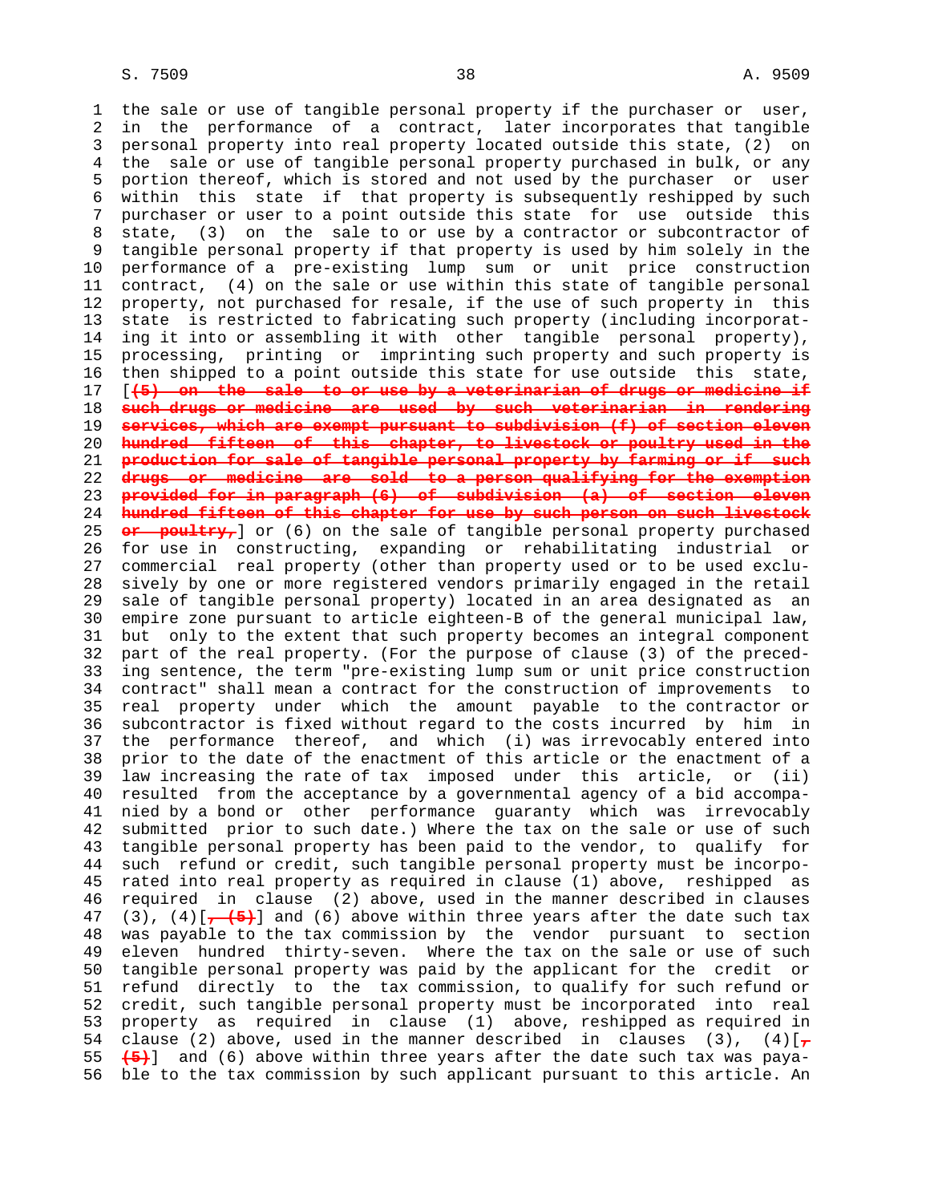the sale or use of tangible personal property if the purchaser or user, in the performance of a contract, later incorporates that tangible personal property into real property located outside this state, (2) on the sale or use of tangible personal property purchased in bulk, or any portion thereof, which is stored and not used by the purchaser or user within this state if that property is subsequently reshipped by such purchaser or user to a point outside this state for use outside this state, (3) on the sale to or use by a contractor or subcontractor of tangible personal property if that property is used by him solely in the performance of a pre-existing lump sum or unit price construction contract, (4) on the sale or use within this state of tangible personal property, not purchased for resale, if the use of such property in this state is restricted to fabricating such property (including incorporating it into or assembling it with other tangible personal property), processing, printing or imprinting such property and such property is then shipped to a point outside this state for use outside this state, [~~(5) on the sale to or use by a veterinarian of drugs or medicine if such drugs or medicine are used by such veterinarian in rendering services, which are exempt pursuant to subdivision (f) of section eleven hundred fifteen of this chapter, to livestock or poultry used in the production for sale of tangible personal property by farming or if such drugs or medicine are sold to a person qualifying for the exemption provided for in paragraph (6) of subdivision (a) of section eleven hundred fifteen of this chapter for use by such person on such livestock or poultry,~~] or (6) on the sale of tangible personal property purchased for use in constructing, expanding or rehabilitating industrial or commercial real property (other than property used or to be used exclusively by one or more registered vendors primarily engaged in the retail sale of tangible personal property) located in an area designated as an empire zone pursuant to article eighteen-B of the general municipal law, but only to the extent that such property becomes an integral component part of the real property. (For the purpose of clause (3) of the preceding sentence, the term "pre-existing lump sum or unit price construction contract" shall mean a contract for the construction of improvements to real property under which the amount payable to the contractor or subcontractor is fixed without regard to the costs incurred by him in the performance thereof, and which (i) was irrevocably entered into prior to the date of the enactment of this article or the enactment of a law increasing the rate of tax imposed under this article, or (ii) resulted from the acceptance by a governmental agency of a bid accompanied by a bond or other performance guaranty which was irrevocably submitted prior to such date.) Where the tax on the sale or use of such tangible personal property has been paid to the vendor, to qualify for such refund or credit, such tangible personal property must be incorporated into real property as required in clause (1) above, reshipped as required in clause (2) above, used in the manner described in clauses (3), (4)[~~, (5)~~] and (6) above within three years after the date such tax was payable to the tax commission by the vendor pursuant to section eleven hundred thirty-seven. Where the tax on the sale or use of such tangible personal property was paid by the applicant for the credit or refund directly to the tax commission, to qualify for such refund or credit, such tangible personal property must be incorporated into real property as required in clause (1) above, reshipped as required in clause (2) above, used in the manner described in clauses (3), (4)[~~, (5)~~] and (6) above within three years after the date such tax was payable to the tax commission by such applicant pursuant to this article. An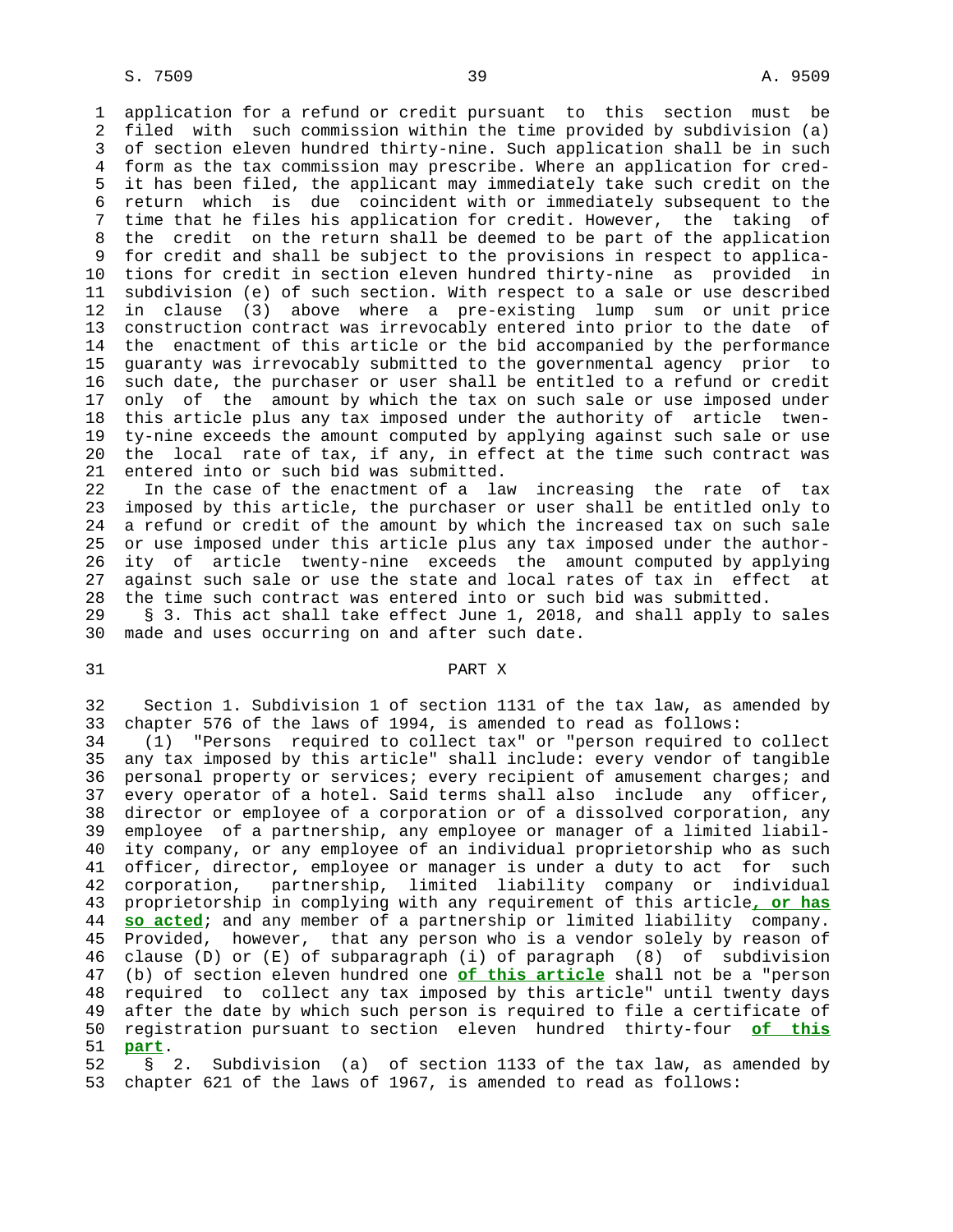application for a refund or credit pursuant to this section must be filed with such commission within the time provided by subdivision (a) of section eleven hundred thirty-nine. Such application shall be in such form as the tax commission may prescribe. Where an application for credit has been filed, the applicant may immediately take such credit on the return which is due coincident with or immediately subsequent to the time that he files his application for credit. However, the taking of the credit on the return shall be deemed to be part of the application for credit and shall be subject to the provisions in respect to applications for credit in section eleven hundred thirty-nine as provided in subdivision (e) of such section. With respect to a sale or use described in clause (3) above where a pre-existing lump sum or unit price construction contract was irrevocably entered into prior to the date of the enactment of this article or the bid accompanied by the performance guaranty was irrevocably submitted to the governmental agency prior to such date, the purchaser or user shall be entitled to a refund or credit only of the amount by which the tax on such sale or use imposed under this article plus any tax imposed under the authority of article twenty-nine exceeds the amount computed by applying against such sale or use the local rate of tax, if any, in effect at the time such contract was entered into or such bid was submitted.

In the case of the enactment of a law increasing the rate of tax imposed by this article, the purchaser or user shall be entitled only to a refund or credit of the amount by which the increased tax on such sale or use imposed under this article plus any tax imposed under the authority of article twenty-nine exceeds the amount computed by applying against such sale or use the state and local rates of tax in effect at the time such contract was entered into or such bid was submitted.

§ 3. This act shall take effect June 1, 2018, and shall apply to sales made and uses occurring on and after such date.

PART X

Section 1. Subdivision 1 of section 1131 of the tax law, as amended by chapter 576 of the laws of 1994, is amended to read as follows:

(1) "Persons required to collect tax" or "person required to collect any tax imposed by this article" shall include: every vendor of tangible personal property or services; every recipient of amusement charges; and every operator of a hotel. Said terms shall also include any officer, director or employee of a corporation or of a dissolved corporation, any employee of a partnership, any employee or manager of a limited liability company, or any employee of an individual proprietorship who as such officer, director, employee or manager is under a duty to act for such corporation, partnership, limited liability company or individual proprietorship in complying with any requirement of this article**, or has so acted**; and any member of a partnership or limited liability company. Provided, however, that any person who is a vendor solely by reason of clause (D) or (E) of subparagraph (i) of paragraph (8) of subdivision (b) of section eleven hundred one **of this article** shall not be a "person required to collect any tax imposed by this article" until twenty days after the date by which such person is required to file a certificate of registration pursuant to section eleven hundred thirty-four **of this part**.

§ 2. Subdivision (a) of section 1133 of the tax law, as amended by chapter 621 of the laws of 1967, is amended to read as follows: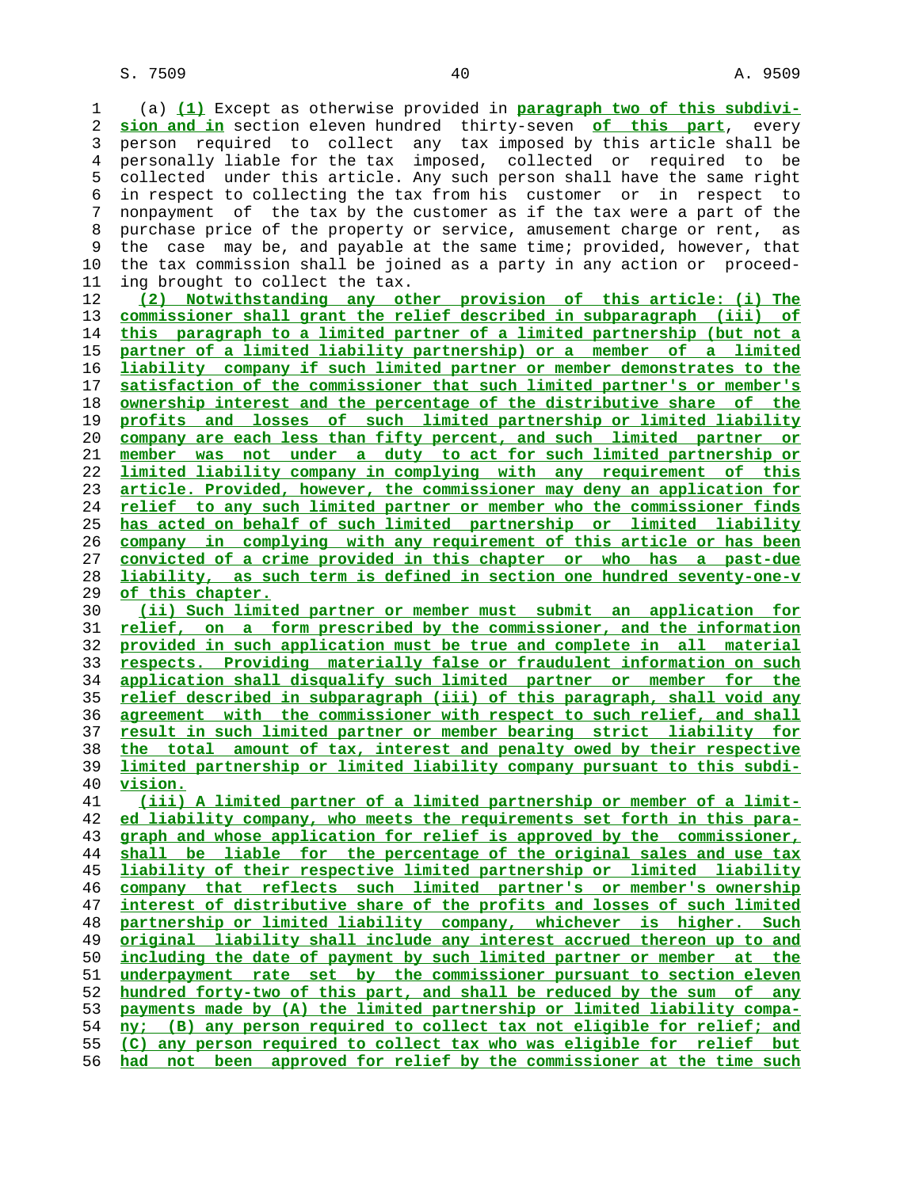(a) (1) Except as otherwise provided in paragraph two of this subdivision and in section eleven hundred thirty-seven of this part, every person required to collect any tax imposed by this article shall be personally liable for the tax imposed, collected or required to be collected under this article. Any such person shall have the same right in respect to collecting the tax from his customer or in respect to nonpayment of the tax by the customer as if the tax were a part of the purchase price of the property or service, amusement charge or rent, as the case may be, and payable at the same time; provided, however, that the tax commission shall be joined as a party in any action or proceeding brought to collect the tax.

(2) Notwithstanding any other provision of this article: (i) The commissioner shall grant the relief described in subparagraph (iii) of this paragraph to a limited partner of a limited partnership (but not a partner of a limited liability partnership) or a member of a limited liability company if such limited partner or member demonstrates to the satisfaction of the commissioner that such limited partner's or member's ownership interest and the percentage of the distributive share of the profits and losses of such limited partnership or limited liability company are each less than fifty percent, and such limited partner or member was not under a duty to act for such limited partnership or limited liability company in complying with any requirement of this article. Provided, however, the commissioner may deny an application for relief to any such limited partner or member who the commissioner finds has acted on behalf of such limited partnership or limited liability company in complying with any requirement of this article or has been convicted of a crime provided in this chapter or who has a past-due liability, as such term is defined in section one hundred seventy-one-v of this chapter.

(ii) Such limited partner or member must submit an application for relief, on a form prescribed by the commissioner, and the information provided in such application must be true and complete in all material respects. Providing materially false or fraudulent information on such application shall disqualify such limited partner or member for the relief described in subparagraph (iii) of this paragraph, shall void any agreement with the commissioner with respect to such relief, and shall result in such limited partner or member bearing strict liability for the total amount of tax, interest and penalty owed by their respective limited partnership or limited liability company pursuant to this subdivision.

(iii) A limited partner of a limited partnership or member of a limited liability company, who meets the requirements set forth in this paragraph and whose application for relief is approved by the commissioner, shall be liable for the percentage of the original sales and use tax liability of their respective limited partnership or limited liability company that reflects such limited partner's or member's ownership interest of distributive share of the profits and losses of such limited partnership or limited liability company, whichever is higher. Such original liability shall include any interest accrued thereon up to and including the date of payment by such limited partner or member at the underpayment rate set by the commissioner pursuant to section eleven hundred forty-two of this part, and shall be reduced by the sum of any payments made by (A) the limited partnership or limited liability company; (B) any person required to collect tax not eligible for relief; and (C) any person required to collect tax who was eligible for relief but had not been approved for relief by the commissioner at the time such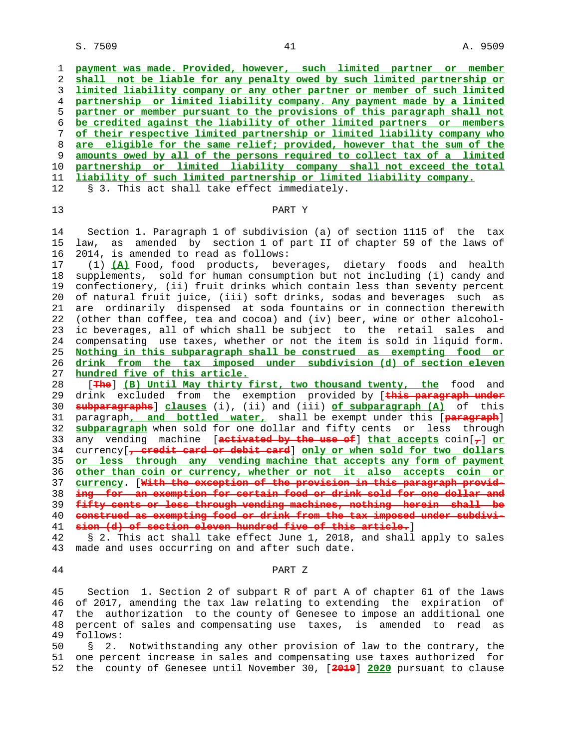payment was made. Provided, however, such limited partner or member shall not be liable for any penalty owed by such limited partnership or limited liability company or any other partner or member of such limited partnership or limited liability company. Any payment made by a limited partner or member pursuant to the provisions of this paragraph shall not be credited against the liability of other limited partners or members of their respective limited partnership or limited liability company who are eligible for the same relief; provided, however that the sum of the amounts owed by all of the persons required to collect tax of a limited partnership or limited liability company shall not exceed the total liability of such limited partnership or limited liability company.

§ 3. This act shall take effect immediately.

## PART Y

Section 1. Paragraph 1 of subdivision (a) of section 1115 of the tax law, as amended by section 1 of part II of chapter 59 of the laws of 2014, is amended to read as follows:

(1) (A) Food, food products, beverages, dietary foods and health supplements, sold for human consumption but not including (i) candy and confectionery, (ii) fruit drinks which contain less than seventy percent of natural fruit juice, (iii) soft drinks, sodas and beverages such as are ordinarily dispensed at soda fountains or in connection therewith (other than coffee, tea and cocoa) and (iv) beer, wine or other alcoholic beverages, all of which shall be subject to the retail sales and compensating use taxes, whether or not the item is sold in liquid form. Nothing in this subparagraph shall be construed as exempting food or drink from the tax imposed under subdivision (d) of section eleven hundred five of this article.

[The] (B) Until May thirty first, two thousand twenty, the food and drink excluded from the exemption provided by [this paragraph under subparagraphs] clauses (i), (ii) and (iii) of subparagraph (A) of this paragraph, and bottled water, shall be exempt under this [paragraph] subparagraph when sold for one dollar and fifty cents or less through any vending machine [activated by the use of] that accepts coin[,] or currency[, credit card or debit card] only or when sold for two dollars or less through any vending machine that accepts any form of payment other than coin or currency, whether or not it also accepts coin or currency. [With the exception of the provision in this paragraph providing for an exemption for certain food or drink sold for one dollar and fifty cents or less through vending machines, nothing herein shall be construed as exempting food or drink from the tax imposed under subdivision (d) of section eleven hundred five of this article.]

§ 2. This act shall take effect June 1, 2018, and shall apply to sales made and uses occurring on and after such date.

## PART Z

Section 1. Section 2 of subpart R of part A of chapter 61 of the laws of 2017, amending the tax law relating to extending the expiration of the authorization to the county of Genesee to impose an additional one percent of sales and compensating use taxes, is amended to read as follows:

§ 2. Notwithstanding any other provision of law to the contrary, the one percent increase in sales and compensating use taxes authorized for the county of Genesee until November 30, [2019] 2020 pursuant to clause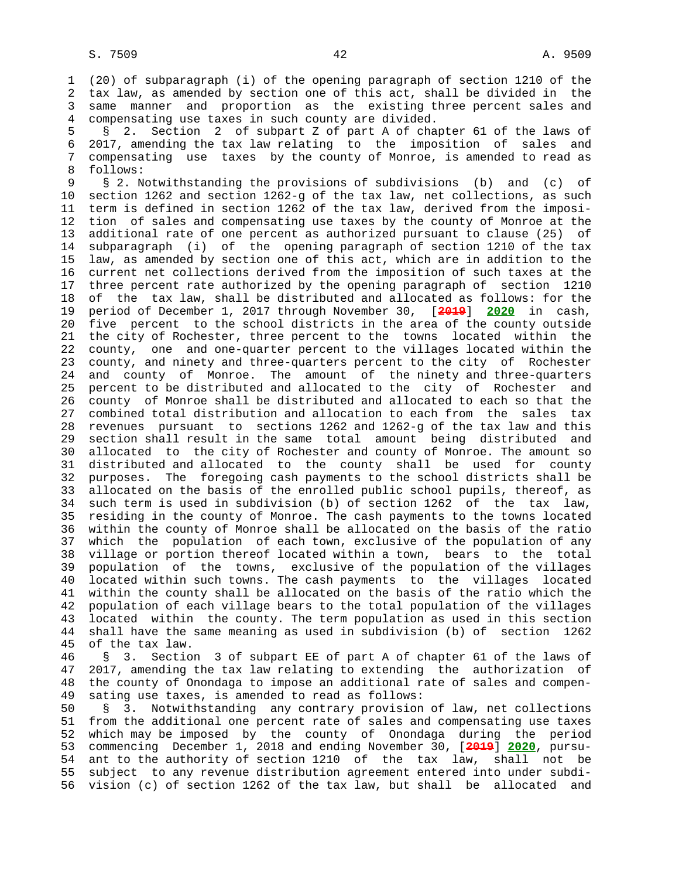(20) of subparagraph (i) of the opening paragraph of section 1210 of the tax law, as amended by section one of this act, shall be divided in the same manner and proportion as the existing three percent sales and compensating use taxes in such county are divided.

§ 2. Section 2 of subpart Z of part A of chapter 61 of the laws of 2017, amending the tax law relating to the imposition of sales and compensating use taxes by the county of Monroe, is amended to read as follows:

§ 2. Notwithstanding the provisions of subdivisions (b) and (c) of section 1262 and section 1262-g of the tax law, net collections, as such term is defined in section 1262 of the tax law, derived from the imposition of sales and compensating use taxes by the county of Monroe at the additional rate of one percent as authorized pursuant to clause (25) of subparagraph (i) of the opening paragraph of section 1210 of the tax law, as amended by section one of this act, which are in addition to the current net collections derived from the imposition of such taxes at the three percent rate authorized by the opening paragraph of section 1210 of the tax law, shall be distributed and allocated as follows: for the period of December 1, 2017 through November 30, [~~2019~~] **2020** in cash, five percent to the school districts in the area of the county outside the city of Rochester, three percent to the towns located within the county, one and one-quarter percent to the villages located within the county, and ninety and three-quarters percent to the city of Rochester and county of Monroe. The amount of the ninety and three-quarters percent to be distributed and allocated to the city of Rochester and county of Monroe shall be distributed and allocated to each so that the combined total distribution and allocation to each from the sales tax revenues pursuant to sections 1262 and 1262-g of the tax law and this section shall result in the same total amount being distributed and allocated to the city of Rochester and county of Monroe. The amount so distributed and allocated to the county shall be used for county purposes. The foregoing cash payments to the school districts shall be allocated on the basis of the enrolled public school pupils, thereof, as such term is used in subdivision (b) of section 1262 of the tax law, residing in the county of Monroe. The cash payments to the towns located within the county of Monroe shall be allocated on the basis of the ratio which the population of each town, exclusive of the population of any village or portion thereof located within a town, bears to the total population of the towns, exclusive of the population of the villages located within such towns. The cash payments to the villages located within the county shall be allocated on the basis of the ratio which the population of each village bears to the total population of the villages located within the county. The term population as used in this section shall have the same meaning as used in subdivision (b) of section 1262 of the tax law.

§ 3. Section 3 of subpart EE of part A of chapter 61 of the laws of 2017, amending the tax law relating to extending the authorization of the county of Onondaga to impose an additional rate of sales and compensating use taxes, is amended to read as follows:

§ 3. Notwithstanding any contrary provision of law, net collections from the additional one percent rate of sales and compensating use taxes which may be imposed by the county of Onondaga during the period commencing December 1, 2018 and ending November 30, [~~2019~~] **2020**, pursuant to the authority of section 1210 of the tax law, shall not be subject to any revenue distribution agreement entered into under subdivision (c) of section 1262 of the tax law, but shall be allocated and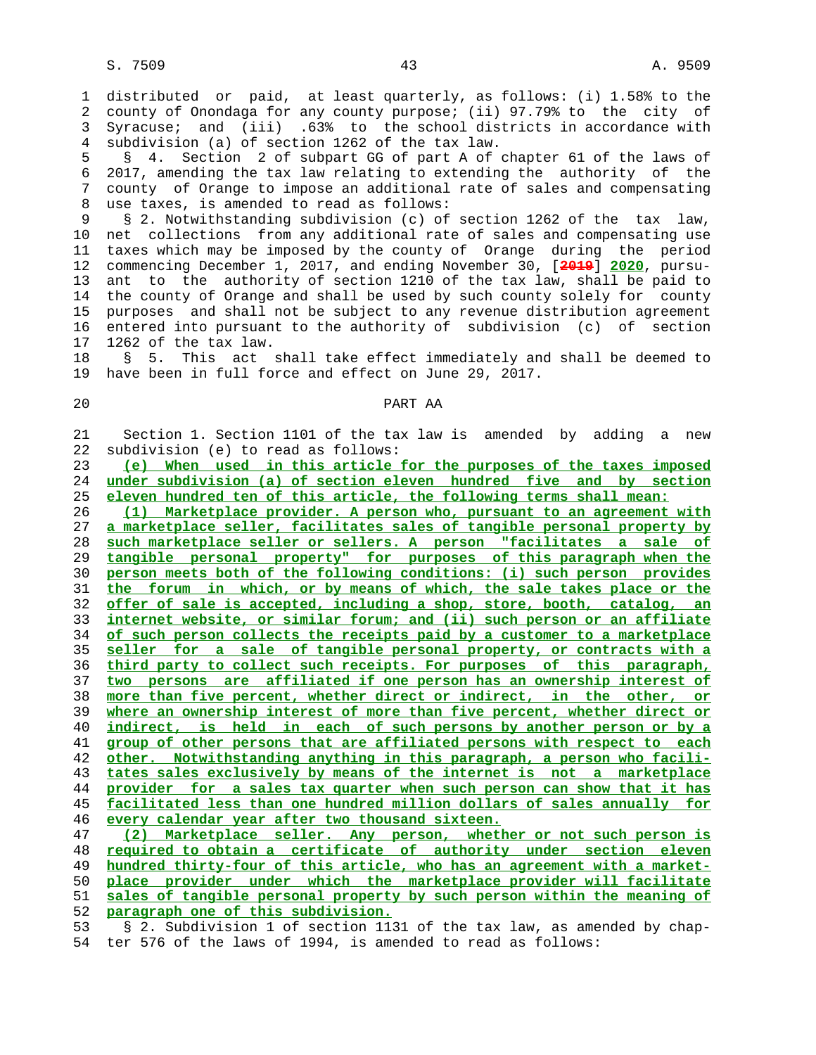distributed or paid, at least quarterly, as follows: (i) 1.58% to the county of Onondaga for any county purpose; (ii) 97.79% to the city of Syracuse; and (iii) .63% to the school districts in accordance with subdivision (a) of section 1262 of the tax law.

§ 4. Section 2 of subpart GG of part A of chapter 61 of the laws of 2017, amending the tax law relating to extending the authority of the county of Orange to impose an additional rate of sales and compensating use taxes, is amended to read as follows:

§ 2. Notwithstanding subdivision (c) of section 1262 of the tax law, net collections from any additional rate of sales and compensating use taxes which may be imposed by the county of Orange during the period commencing December 1, 2017, and ending November 30, [~~2019~~] 2020, pursuant to the authority of section 1210 of the tax law, shall be paid to the county of Orange and shall be used by such county solely for county purposes and shall not be subject to any revenue distribution agreement entered into pursuant to the authority of subdivision (c) of section 1262 of the tax law.

§ 5. This act shall take effect immediately and shall be deemed to have been in full force and effect on June 29, 2017.

PART AA

Section 1. Section 1101 of the tax law is amended by adding a new subdivision (e) to read as follows:

(e) When used in this article for the purposes of the taxes imposed under subdivision (a) of section eleven hundred five and by section eleven hundred ten of this article, the following terms shall mean:

(1) Marketplace provider. A person who, pursuant to an agreement with a marketplace seller, facilitates sales of tangible personal property by such marketplace seller or sellers. A person "facilitates a sale of tangible personal property" for purposes of this paragraph when the person meets both of the following conditions: (i) such person provides the forum in which, or by means of which, the sale takes place or the offer of sale is accepted, including a shop, store, booth, catalog, an internet website, or similar forum; and (ii) such person or an affiliate of such person collects the receipts paid by a customer to a marketplace seller for a sale of tangible personal property, or contracts with a third party to collect such receipts. For purposes of this paragraph, two persons are affiliated if one person has an ownership interest of more than five percent, whether direct or indirect, in the other, or where an ownership interest of more than five percent, whether direct or indirect, is held in each of such persons by another person or by a group of other persons that are affiliated persons with respect to each other. Notwithstanding anything in this paragraph, a person who facilitates sales exclusively by means of the internet is not a marketplace provider for a sales tax quarter when such person can show that it has facilitated less than one hundred million dollars of sales annually for every calendar year after two thousand sixteen.

(2) Marketplace seller. Any person, whether or not such person is required to obtain a certificate of authority under section eleven hundred thirty-four of this article, who has an agreement with a marketplace provider under which the marketplace provider will facilitate sales of tangible personal property by such person within the meaning of paragraph one of this subdivision.

§ 2. Subdivision 1 of section 1131 of the tax law, as amended by chapter 576 of the laws of 1994, is amended to read as follows: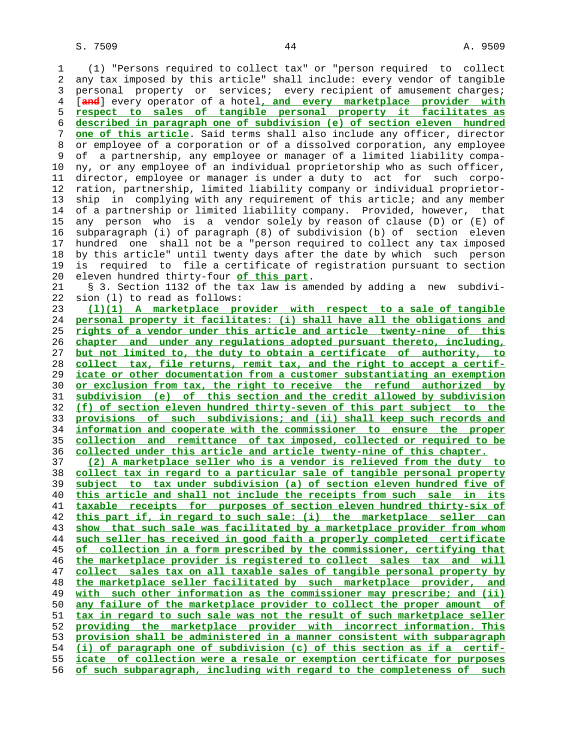(1) "Persons required to collect tax" or "person required to collect any tax imposed by this article" shall include: every vendor of tangible personal property or services; every recipient of amusement charges; [~~and~~] every operator of a hotel**, and every marketplace provider with respect to sales of tangible personal property it facilitates as described in paragraph one of subdivision (e) of section eleven hundred one of this article**. Said terms shall also include any officer, director or employee of a corporation or of a dissolved corporation, any employee of a partnership, any employee or manager of a limited liability company, or any employee of an individual proprietorship who as such officer, director, employee or manager is under a duty to act for such corporation, partnership, limited liability company or individual proprietorship in complying with any requirement of this article; and any member of a partnership or limited liability company. Provided, however, that any person who is a vendor solely by reason of clause (D) or (E) of subparagraph (i) of paragraph (8) of subdivision (b) of section eleven hundred one shall not be a "person required to collect any tax imposed by this article" until twenty days after the date by which such person is required to file a certificate of registration pursuant to section eleven hundred thirty-four **of this part**.

§ 3. Section 1132 of the tax law is amended by adding a new subdivision (l) to read as follows:

**(l)(1) A marketplace provider with respect to a sale of tangible personal property it facilitates: (i) shall have all the obligations and rights of a vendor under this article and article twenty-nine of this chapter and under any regulations adopted pursuant thereto, including, but not limited to, the duty to obtain a certificate of authority, to collect tax, file returns, remit tax, and the right to accept a certificate or other documentation from a customer substantiating an exemption or exclusion from tax, the right to receive the refund authorized by subdivision (e) of this section and the credit allowed by subdivision (f) of section eleven hundred thirty-seven of this part subject to the provisions of such subdivisions; and (ii) shall keep such records and information and cooperate with the commissioner to ensure the proper collection and remittance of tax imposed, collected or required to be collected under this article and article twenty-nine of this chapter.**

**(2) A marketplace seller who is a vendor is relieved from the duty to collect tax in regard to a particular sale of tangible personal property subject to tax under subdivision (a) of section eleven hundred five of this article and shall not include the receipts from such sale in its taxable receipts for purposes of section eleven hundred thirty-six of this part if, in regard to such sale: (i) the marketplace seller can show that such sale was facilitated by a marketplace provider from whom such seller has received in good faith a properly completed certificate of collection in a form prescribed by the commissioner, certifying that the marketplace provider is registered to collect sales tax and will collect sales tax on all taxable sales of tangible personal property by the marketplace seller facilitated by such marketplace provider, and with such other information as the commissioner may prescribe; and (ii) any failure of the marketplace provider to collect the proper amount of tax in regard to such sale was not the result of such marketplace seller providing the marketplace provider with incorrect information. This provision shall be administered in a manner consistent with subparagraph (i) of paragraph one of subdivision (c) of this section as if a certificate of collection were a resale or exemption certificate for purposes of such subparagraph, including with regard to the completeness of such**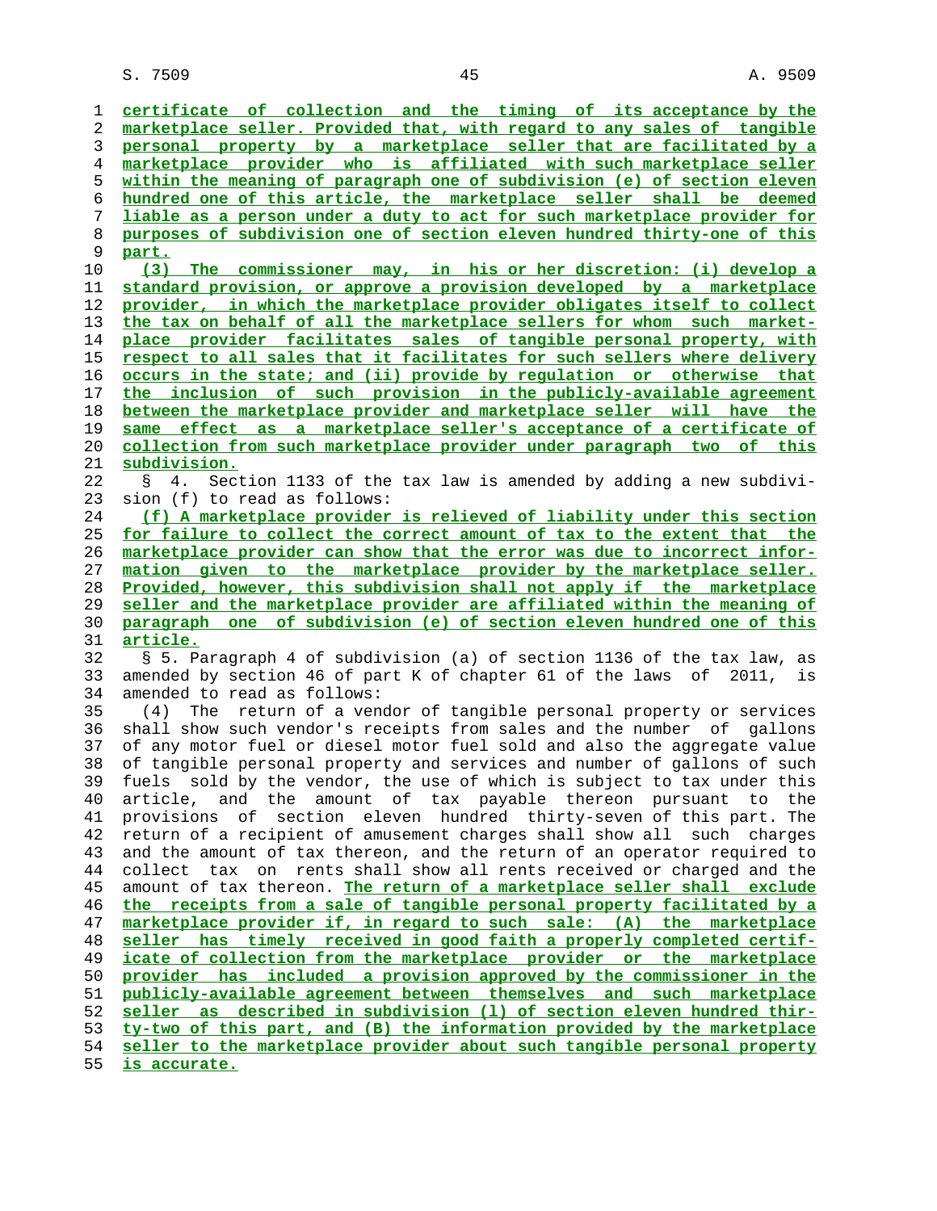certificate of collection and the timing of its acceptance by the marketplace seller. Provided that, with regard to any sales of tangible personal property by a marketplace seller that are facilitated by a marketplace provider who is affiliated with such marketplace seller within the meaning of paragraph one of subdivision (e) of section eleven hundred one of this article, the marketplace seller shall be deemed liable as a person under a duty to act for such marketplace provider for purposes of subdivision one of section eleven hundred thirty-one of this part.

(3) The commissioner may, in his or her discretion: (i) develop a standard provision, or approve a provision developed by a marketplace provider, in which the marketplace provider obligates itself to collect the tax on behalf of all the marketplace sellers for whom such marketplace provider facilitates sales of tangible personal property, with respect to all sales that it facilitates for such sellers where delivery occurs in the state; and (ii) provide by regulation or otherwise that the inclusion of such provision in the publicly-available agreement between the marketplace provider and marketplace seller will have the same effect as a marketplace seller's acceptance of a certificate of collection from such marketplace provider under paragraph two of this subdivision.

§ 4. Section 1133 of the tax law is amended by adding a new subdivision (f) to read as follows:

(f) A marketplace provider is relieved of liability under this section for failure to collect the correct amount of tax to the extent that the marketplace provider can show that the error was due to incorrect information given to the marketplace provider by the marketplace seller. Provided, however, this subdivision shall not apply if the marketplace seller and the marketplace provider are affiliated within the meaning of paragraph one of subdivision (e) of section eleven hundred one of this article.

§ 5. Paragraph 4 of subdivision (a) of section 1136 of the tax law, as amended by section 46 of part K of chapter 61 of the laws of 2011, is amended to read as follows:

(4) The return of a vendor of tangible personal property or services shall show such vendor's receipts from sales and the number of gallons of any motor fuel or diesel motor fuel sold and also the aggregate value of tangible personal property and services and number of gallons of such fuels sold by the vendor, the use of which is subject to tax under this article, and the amount of tax payable thereon pursuant to the provisions of section eleven hundred thirty-seven of this part. The return of a recipient of amusement charges shall show all such charges and the amount of tax thereon, and the return of an operator required to collect tax on rents shall show all rents received or charged and the amount of tax thereon. The return of a marketplace seller shall exclude the receipts from a sale of tangible personal property facilitated by a marketplace provider if, in regard to such sale: (A) the marketplace seller has timely received in good faith a properly completed certificate of collection from the marketplace provider or the marketplace provider has included a provision approved by the commissioner in the publicly-available agreement between themselves and such marketplace seller as described in subdivision (l) of section eleven hundred thirty-two of this part, and (B) the information provided by the marketplace seller to the marketplace provider about such tangible personal property is accurate.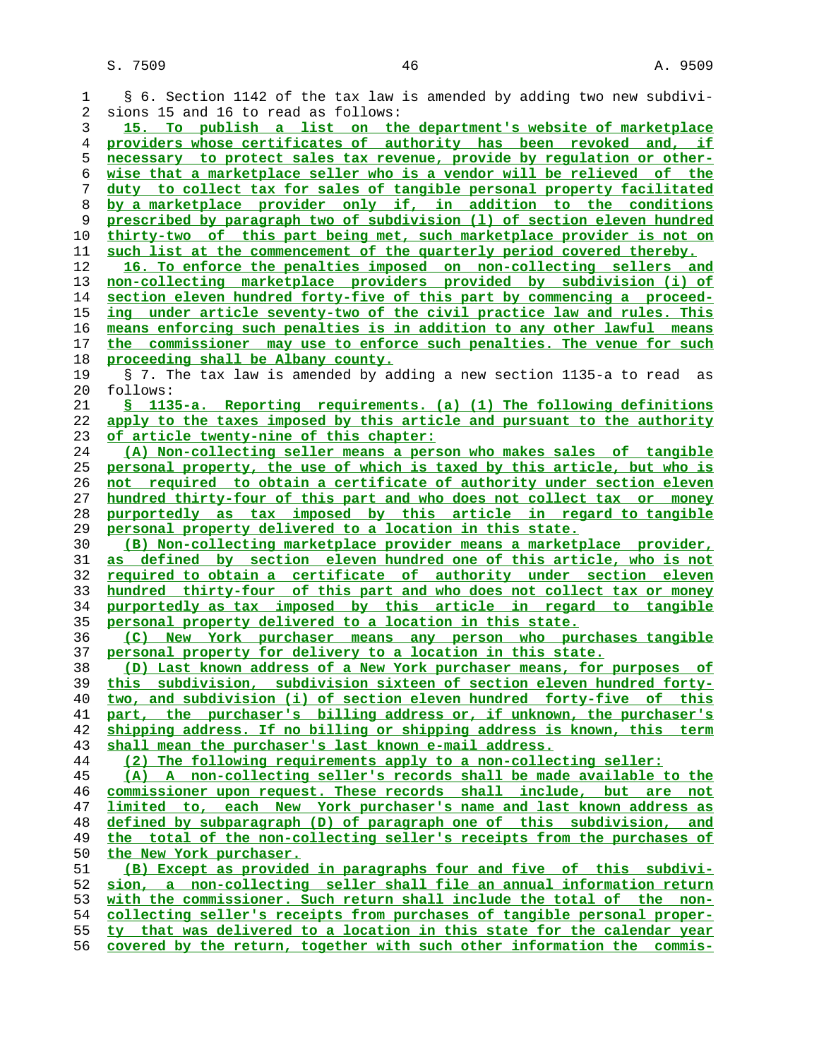§ 6. Section 1142 of the tax law is amended by adding two new subdivisions 15 and 16 to read as follows:

15. To publish a list on the department's website of marketplace providers whose certificates of authority has been revoked and, if necessary to protect sales tax revenue, provide by regulation or otherwise that a marketplace seller who is a vendor will be relieved of the duty to collect tax for sales of tangible personal property facilitated by a marketplace provider only if, in addition to the conditions prescribed by paragraph two of subdivision (l) of section eleven hundred thirty-two of this part being met, such marketplace provider is not on such list at the commencement of the quarterly period covered thereby.

16. To enforce the penalties imposed on non-collecting sellers and non-collecting marketplace providers provided by subdivision (i) of section eleven hundred forty-five of this part by commencing a proceeding under article seventy-two of the civil practice law and rules. This means enforcing such penalties is in addition to any other lawful means the commissioner may use to enforce such penalties. The venue for such proceeding shall be Albany county.

§ 7. The tax law is amended by adding a new section 1135-a to read as follows:

§ 1135-a. Reporting requirements. (a) (1) The following definitions apply to the taxes imposed by this article and pursuant to the authority of article twenty-nine of this chapter:

(A) Non-collecting seller means a person who makes sales of tangible personal property, the use of which is taxed by this article, but who is not required to obtain a certificate of authority under section eleven hundred thirty-four of this part and who does not collect tax or money purportedly as tax imposed by this article in regard to tangible personal property delivered to a location in this state.

(B) Non-collecting marketplace provider means a marketplace provider, as defined by section eleven hundred one of this article, who is not required to obtain a certificate of authority under section eleven hundred thirty-four of this part and who does not collect tax or money purportedly as tax imposed by this article in regard to tangible personal property delivered to a location in this state.

(C) New York purchaser means any person who purchases tangible personal property for delivery to a location in this state.

(D) Last known address of a New York purchaser means, for purposes of this subdivision, subdivision sixteen of section eleven hundred forty-two, and subdivision (i) of section eleven hundred forty-five of this part, the purchaser's billing address or, if unknown, the purchaser's shipping address. If no billing or shipping address is known, this term shall mean the purchaser's last known e-mail address.

(2) The following requirements apply to a non-collecting seller:

(A) A non-collecting seller's records shall be made available to the commissioner upon request. These records shall include, but are not limited to, each New York purchaser's name and last known address as defined by subparagraph (D) of paragraph one of this subdivision, and the total of the non-collecting seller's receipts from the purchases of the New York purchaser.

(B) Except as provided in paragraphs four and five of this subdivision, a non-collecting seller shall file an annual information return with the commissioner. Such return shall include the total of the non-collecting seller's receipts from purchases of tangible personal property that was delivered to a location in this state for the calendar year covered by the return, together with such other information the commis-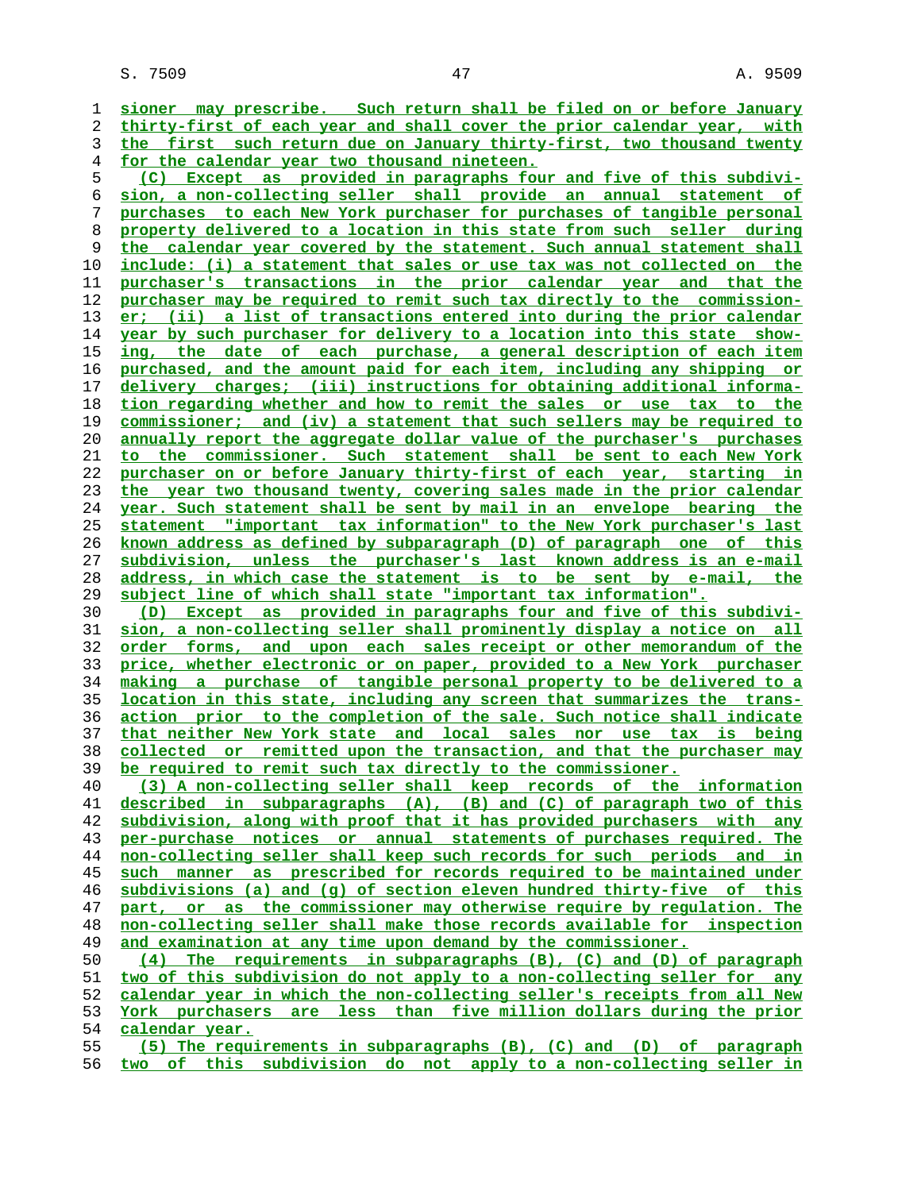sioner may prescribe. Such return shall be filed on or before January thirty-first of each year and shall cover the prior calendar year, with the first such return due on January thirty-first, two thousand twenty for the calendar year two thousand nineteen.

(C) Except as provided in paragraphs four and five of this subdivision, a non-collecting seller shall provide an annual statement of purchases to each New York purchaser for purchases of tangible personal property delivered to a location in this state from such seller during the calendar year covered by the statement. Such annual statement shall include: (i) a statement that sales or use tax was not collected on the purchaser's transactions in the prior calendar year and that the purchaser may be required to remit such tax directly to the commissioner; (ii) a list of transactions entered into during the prior calendar year by such purchaser for delivery to a location into this state showing, the date of each purchase, a general description of each item purchased, and the amount paid for each item, including any shipping or delivery charges; (iii) instructions for obtaining additional information regarding whether and how to remit the sales or use tax to the commissioner; and (iv) a statement that such sellers may be required to annually report the aggregate dollar value of the purchaser's purchases to the commissioner. Such statement shall be sent to each New York purchaser on or before January thirty-first of each year, starting in the year two thousand twenty, covering sales made in the prior calendar year. Such statement shall be sent by mail in an envelope bearing the statement "important tax information" to the New York purchaser's last known address as defined by subparagraph (D) of paragraph one of this subdivision, unless the purchaser's last known address is an e-mail address, in which case the statement is to be sent by e-mail, the subject line of which shall state "important tax information".

(D) Except as provided in paragraphs four and five of this subdivision, a non-collecting seller shall prominently display a notice on all order forms, and upon each sales receipt or other memorandum of the price, whether electronic or on paper, provided to a New York purchaser making a purchase of tangible personal property to be delivered to a location in this state, including any screen that summarizes the transaction prior to the completion of the sale. Such notice shall indicate that neither New York state and local sales nor use tax is being collected or remitted upon the transaction, and that the purchaser may be required to remit such tax directly to the commissioner.

(3) A non-collecting seller shall keep records of the information described in subparagraphs (A), (B) and (C) of paragraph two of this subdivision, along with proof that it has provided purchasers with any per-purchase notices or annual statements of purchases required. The non-collecting seller shall keep such records for such periods and in such manner as prescribed for records required to be maintained under subdivisions (a) and (g) of section eleven hundred thirty-five of this part, or as the commissioner may otherwise require by regulation. The non-collecting seller shall make those records available for inspection and examination at any time upon demand by the commissioner.

(4) The requirements in subparagraphs (B), (C) and (D) of paragraph two of this subdivision do not apply to a non-collecting seller for any calendar year in which the non-collecting seller's receipts from all New York purchasers are less than five million dollars during the prior calendar year.

(5) The requirements in subparagraphs (B), (C) and (D) of paragraph two of this subdivision do not apply to a non-collecting seller in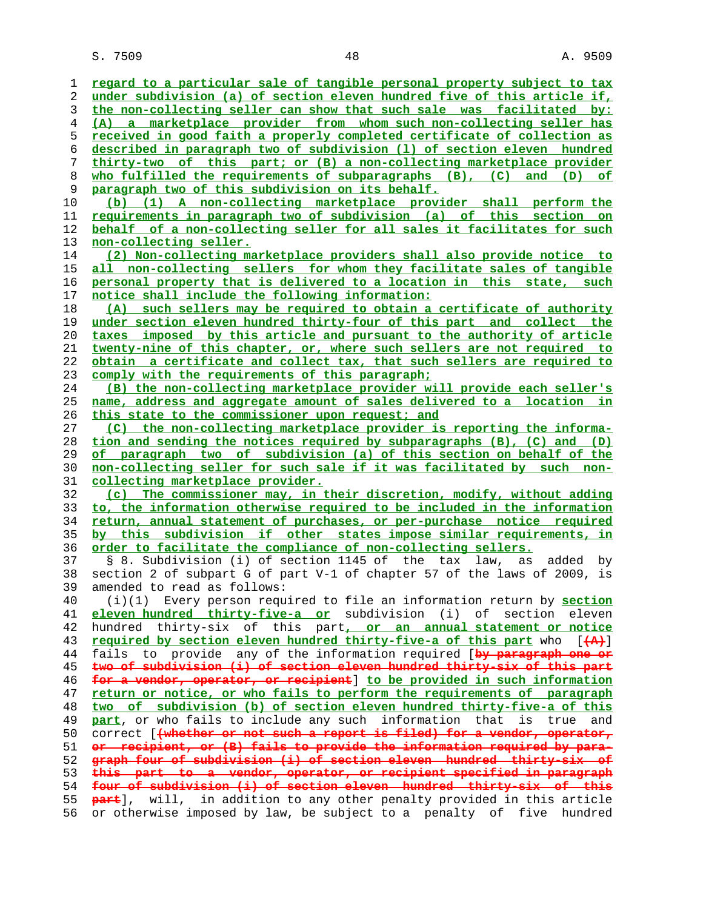regard to a particular sale of tangible personal property subject to tax under subdivision (a) of section eleven hundred five of this article if, the non-collecting seller can show that such sale was facilitated by: (A) a marketplace provider from whom such non-collecting seller has received in good faith a properly completed certificate of collection as described in paragraph two of subdivision (l) of section eleven hundred thirty-two of this part; or (B) a non-collecting marketplace provider who fulfilled the requirements of subparagraphs (B), (C) and (D) of paragraph two of this subdivision on its behalf.

(b) (1) A non-collecting marketplace provider shall perform the requirements in paragraph two of subdivision (a) of this section on behalf of a non-collecting seller for all sales it facilitates for such non-collecting seller.

(2) Non-collecting marketplace providers shall also provide notice to all non-collecting sellers for whom they facilitate sales of tangible personal property that is delivered to a location in this state, such notice shall include the following information:

(A) such sellers may be required to obtain a certificate of authority under section eleven hundred thirty-four of this part and collect the taxes imposed by this article and pursuant to the authority of article twenty-nine of this chapter, or, where such sellers are not required to obtain a certificate and collect tax, that such sellers are required to comply with the requirements of this paragraph;

(B) the non-collecting marketplace provider will provide each seller's name, address and aggregate amount of sales delivered to a location in this state to the commissioner upon request; and

(C) the non-collecting marketplace provider is reporting the information and sending the notices required by subparagraphs (B), (C) and (D) of paragraph two of subdivision (a) of this section on behalf of the non-collecting seller for such sale if it was facilitated by such non-collecting marketplace provider.

(c) The commissioner may, in their discretion, modify, without adding to, the information otherwise required to be included in the information return, annual statement of purchases, or per-purchase notice required by this subdivision if other states impose similar requirements, in order to facilitate the compliance of non-collecting sellers.

§ 8. Subdivision (i) of section 1145 of the tax law, as added by section 2 of subpart G of part V-1 of chapter 57 of the laws of 2009, is amended to read as follows:

(i)(1) Every person required to file an information return by section eleven hundred thirty-five-a or subdivision (i) of section eleven hundred thirty-six of this part, or an annual statement or notice required by section eleven hundred thirty-five-a of this part who [(A)] fails to provide any of the information required [by paragraph one or two of subdivision (i) of section eleven hundred thirty-six of this part for a vendor, operator, or recipient] to be provided in such information return or notice, or who fails to perform the requirements of paragraph two of subdivision (b) of section eleven hundred thirty-five-a of this part, or who fails to include any such information that is true and correct [(whether or not such a report is filed) for a vendor, operator, or recipient, or (B) fails to provide the information required by paragraph four of subdivision (i) of section eleven hundred thirty-six of this part to a vendor, operator, or recipient specified in paragraph four of subdivision (i) of section eleven hundred thirty-six of this part], will, in addition to any other penalty provided in this article or otherwise imposed by law, be subject to a penalty of five hundred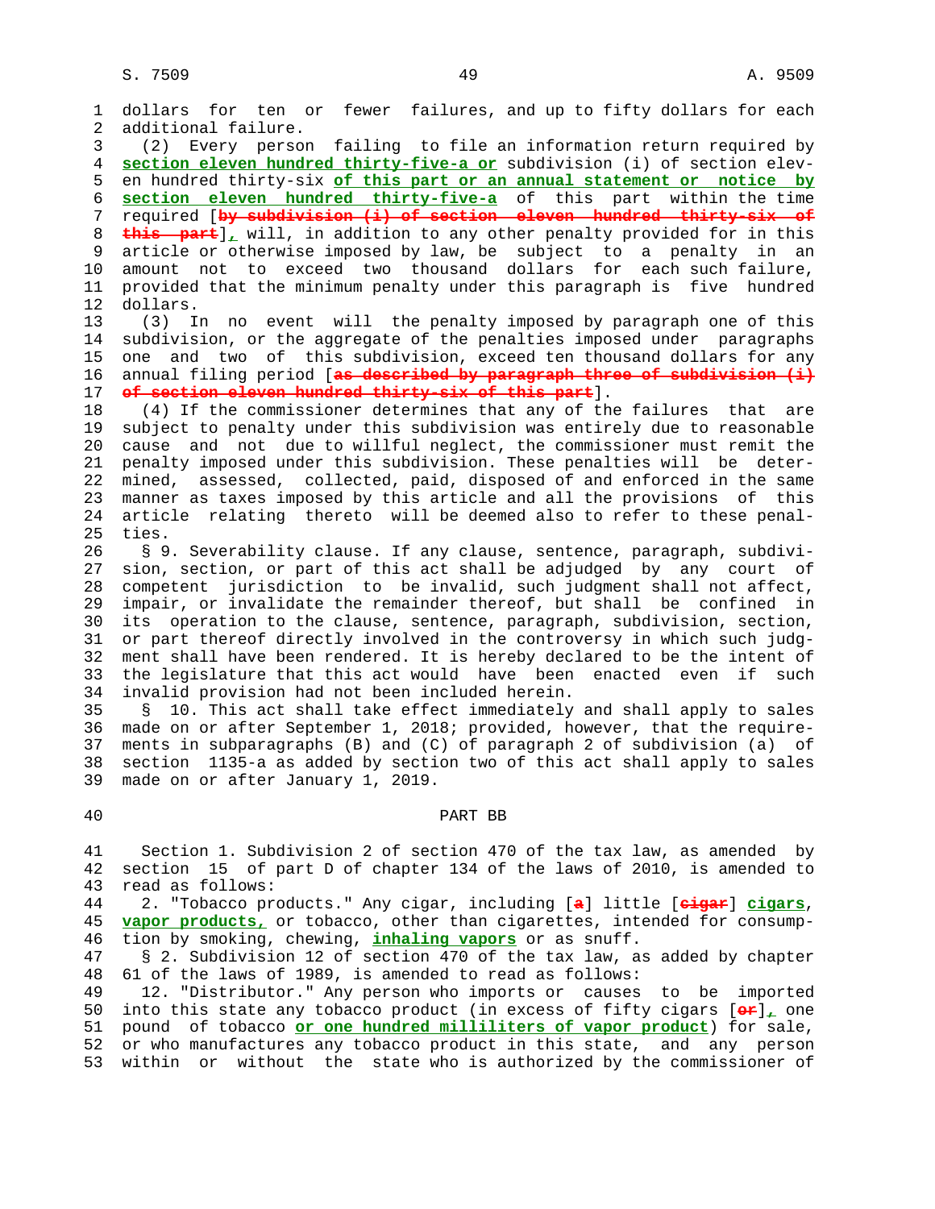dollars for ten or fewer failures, and up to fifty dollars for each additional failure.

(2) Every person failing to file an information return required by **section eleven hundred thirty-five-a or** subdivision (i) of section eleven hundred thirty-six **of this part or an annual statement or notice by section eleven hundred thirty-five-a** of this part within the time required [~~by subdivision (i) of section eleven hundred thirty-six of this part~~]**,** will, in addition to any other penalty provided for in this article or otherwise imposed by law, be subject to a penalty in an amount not to exceed two thousand dollars for each such failure, provided that the minimum penalty under this paragraph is five hundred dollars.

(3) In no event will the penalty imposed by paragraph one of this subdivision, or the aggregate of the penalties imposed under paragraphs one and two of this subdivision, exceed ten thousand dollars for any annual filing period [~~as described by paragraph three of subdivision (i) of section eleven hundred thirty-six of this part~~].

(4) If the commissioner determines that any of the failures that are subject to penalty under this subdivision was entirely due to reasonable cause and not due to willful neglect, the commissioner must remit the penalty imposed under this subdivision. These penalties will be determined, assessed, collected, paid, disposed of and enforced in the same manner as taxes imposed by this article and all the provisions of this article relating thereto will be deemed also to refer to these penalties.

§ 9. Severability clause. If any clause, sentence, paragraph, subdivision, section, or part of this act shall be adjudged by any court of competent jurisdiction to be invalid, such judgment shall not affect, impair, or invalidate the remainder thereof, but shall be confined in its operation to the clause, sentence, paragraph, subdivision, section, or part thereof directly involved in the controversy in which such judgment shall have been rendered. It is hereby declared to be the intent of the legislature that this act would have been enacted even if such invalid provision had not been included herein.

§ 10. This act shall take effect immediately and shall apply to sales made on or after September 1, 2018; provided, however, that the requirements in subparagraphs (B) and (C) of paragraph 2 of subdivision (a) of section 1135-a as added by section two of this act shall apply to sales made on or after January 1, 2019.

PART BB

Section 1. Subdivision 2 of section 470 of the tax law, as amended by section 15 of part D of chapter 134 of the laws of 2010, is amended to read as follows:

2. "Tobacco products." Any cigar, including [~~a~~] little [~~cigar~~] **cigars**, **vapor products,** or tobacco, other than cigarettes, intended for consumption by smoking, chewing, **inhaling vapors** or as snuff.

§ 2. Subdivision 12 of section 470 of the tax law, as added by chapter 61 of the laws of 1989, is amended to read as follows:

12. "Distributor." Any person who imports or causes to be imported into this state any tobacco product (in excess of fifty cigars [~~or~~]**,** one pound of tobacco **or one hundred milliliters of vapor product**) for sale, or who manufactures any tobacco product in this state, and any person within or without the state who is authorized by the commissioner of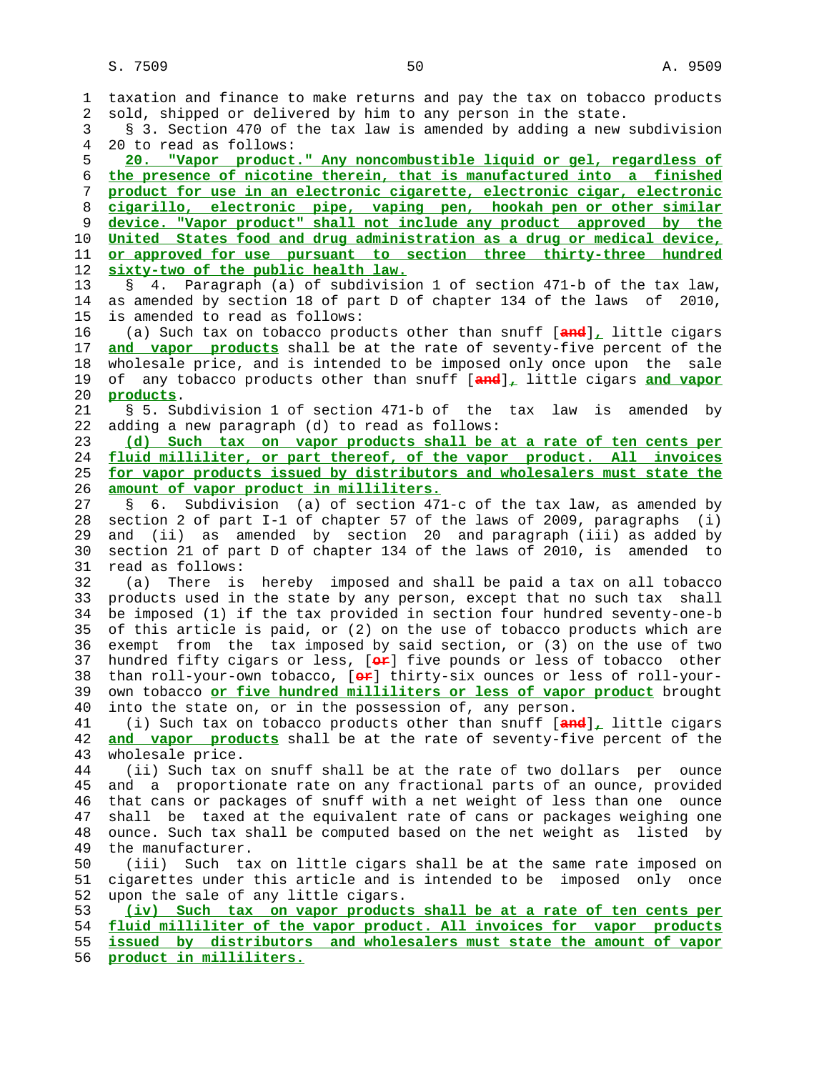taxation and finance to make returns and pay the tax on tobacco products sold, shipped or delivered by him to any person in the state.

§ 3. Section 470 of the tax law is amended by adding a new subdivision 20 to read as follows:

<u>**20. "Vapor product." Any noncombustible liquid or gel, regardless of the presence of nicotine therein, that is manufactured into a finished product for use in an electronic cigarette, electronic cigar, electronic cigarillo, electronic pipe, vaping pen, hookah pen or other similar device. "Vapor product" shall not include any product approved by the United States food and drug administration as a drug or medical device, or approved for use pursuant to section three thirty-three hundred sixty-two of the public health law.**</u>

§ 4. Paragraph (a) of subdivision 1 of section 471-b of the tax law, as amended by section 18 of part D of chapter 134 of the laws of 2010, is amended to read as follows:

(a) Such tax on tobacco products other than snuff [~~and~~]<u>**,**</u> little cigars <u>**and vapor products**</u> shall be at the rate of seventy-five percent of the wholesale price, and is intended to be imposed only once upon the sale of any tobacco products other than snuff [~~and~~]<u>**,**</u> little cigars <u>**and vapor products**</u>.

§ 5. Subdivision 1 of section 471-b of the tax law is amended by adding a new paragraph (d) to read as follows:

<u>**(d) Such tax on vapor products shall be at a rate of ten cents per fluid milliliter, or part thereof, of the vapor product. All invoices for vapor products issued by distributors and wholesalers must state the amount of vapor product in milliliters.**</u>

§ 6. Subdivision (a) of section 471-c of the tax law, as amended by section 2 of part I-1 of chapter 57 of the laws of 2009, paragraphs (i) and (ii) as amended by section 20 and paragraph (iii) as added by section 21 of part D of chapter 134 of the laws of 2010, is amended to read as follows:

(a) There is hereby imposed and shall be paid a tax on all tobacco products used in the state by any person, except that no such tax shall be imposed (1) if the tax provided in section four hundred seventy-one-b of this article is paid, or (2) on the use of tobacco products which are exempt from the tax imposed by said section, or (3) on the use of two hundred fifty cigars or less, [~~or~~] five pounds or less of tobacco other than roll-your-own tobacco, [~~or~~] thirty-six ounces or less of roll-your-own tobacco <u>**or five hundred milliliters or less of vapor product**</u> brought into the state on, or in the possession of, any person.

(i) Such tax on tobacco products other than snuff [~~and~~]<u>**,**</u> little cigars <u>**and vapor products**</u> shall be at the rate of seventy-five percent of the wholesale price.

(ii) Such tax on snuff shall be at the rate of two dollars per ounce and a proportionate rate on any fractional parts of an ounce, provided that cans or packages of snuff with a net weight of less than one ounce shall be taxed at the equivalent rate of cans or packages weighing one ounce. Such tax shall be computed based on the net weight as listed by the manufacturer.

(iii) Such tax on little cigars shall be at the same rate imposed on cigarettes under this article and is intended to be imposed only once upon the sale of any little cigars.

<u>**(iv) Such tax on vapor products shall be at a rate of ten cents per fluid milliliter of the vapor product. All invoices for vapor products issued by distributors and wholesalers must state the amount of vapor product in milliliters.**</u>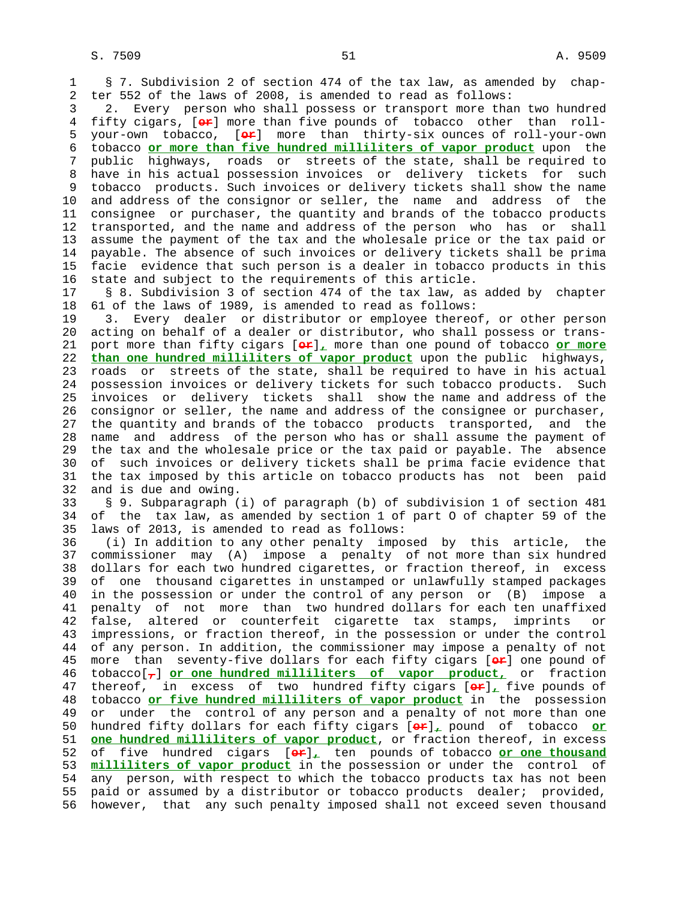§ 7. Subdivision 2 of section 474 of the tax law, as amended by chapter 552 of the laws of 2008, is amended to read as follows:

2. Every person who shall possess or transport more than two hundred fifty cigars, [or] more than five pounds of tobacco other than roll-your-own tobacco, [or] more than thirty-six ounces of roll-your-own tobacco **or more than five hundred milliliters of vapor product** upon the public highways, roads or streets of the state, shall be required to have in his actual possession invoices or delivery tickets for such tobacco products. Such invoices or delivery tickets shall show the name and address of the consignor or seller, the name and address of the consignee or purchaser, the quantity and brands of the tobacco products transported, and the name and address of the person who has or shall assume the payment of the tax and the wholesale price or the tax paid or payable. The absence of such invoices or delivery tickets shall be prima facie evidence that such person is a dealer in tobacco products in this state and subject to the requirements of this article.

§ 8. Subdivision 3 of section 474 of the tax law, as added by chapter 61 of the laws of 1989, is amended to read as follows:

3. Every dealer or distributor or employee thereof, or other person acting on behalf of a dealer or distributor, who shall possess or transport more than fifty cigars [or]**,** more than one pound of tobacco **or more than one hundred milliliters of vapor product** upon the public highways, roads or streets of the state, shall be required to have in his actual possession invoices or delivery tickets for such tobacco products. Such invoices or delivery tickets shall show the name and address of the consignor or seller, the name and address of the consignee or purchaser, the quantity and brands of the tobacco products transported, and the name and address of the person who has or shall assume the payment of the tax and the wholesale price or the tax paid or payable. The absence of such invoices or delivery tickets shall be prima facie evidence that the tax imposed by this article on tobacco products has not been paid and is due and owing.

§ 9. Subparagraph (i) of paragraph (b) of subdivision 1 of section 481 of the tax law, as amended by section 1 of part O of chapter 59 of the laws of 2013, is amended to read as follows:

(i) In addition to any other penalty imposed by this article, the commissioner may (A) impose a penalty of not more than six hundred dollars for each two hundred cigarettes, or fraction thereof, in excess of one thousand cigarettes in unstamped or unlawfully stamped packages in the possession or under the control of any person or (B) impose a penalty of not more than two hundred dollars for each ten unaffixed false, altered or counterfeit cigarette tax stamps, imprints or impressions, or fraction thereof, in the possession or under the control of any person. In addition, the commissioner may impose a penalty of not more than seventy-five dollars for each fifty cigars [or] one pound of tobacco[,] **or one hundred milliliters of vapor product,** or fraction thereof, in excess of two hundred fifty cigars [or]**,** five pounds of tobacco **or five hundred milliliters of vapor product** in the possession or under the control of any person and a penalty of not more than one hundred fifty dollars for each fifty cigars [or]**,** pound of tobacco **or one hundred milliliters of vapor product**, or fraction thereof, in excess of five hundred cigars [or]**,** ten pounds of tobacco **or one thousand milliliters of vapor product** in the possession or under the control of any person, with respect to which the tobacco products tax has not been paid or assumed by a distributor or tobacco products dealer; provided, however, that any such penalty imposed shall not exceed seven thousand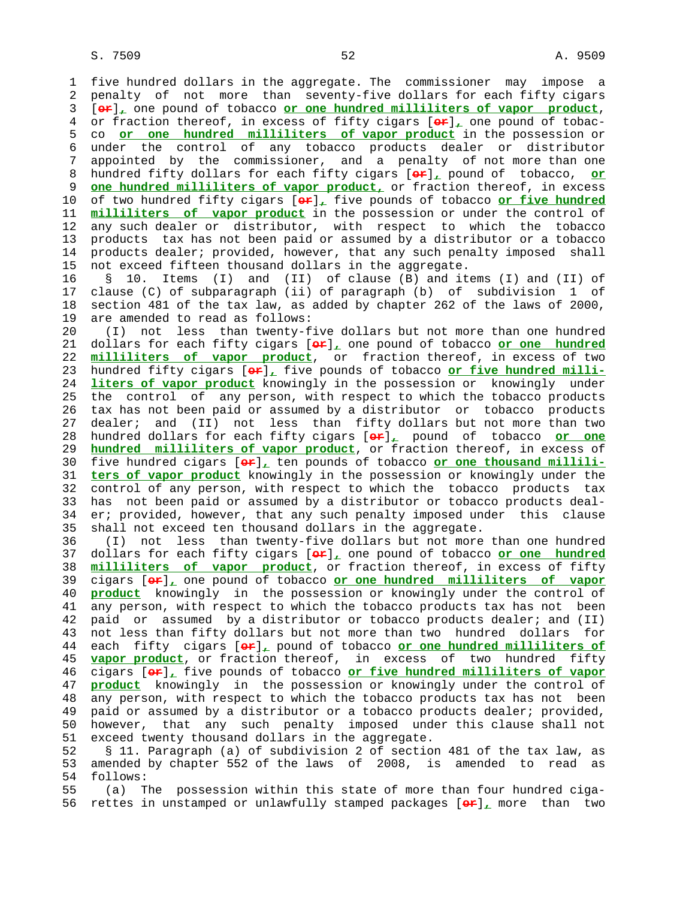five hundred dollars in the aggregate. The commissioner may impose a penalty of not more than seventy-five dollars for each fifty cigars [or], one pound of tobacco **or one hundred milliliters of vapor product**, or fraction thereof, in excess of fifty cigars [or], one pound of tobacco **or one hundred milliliters of vapor product** in the possession or under the control of any tobacco products dealer or distributor appointed by the commissioner, and a penalty of not more than one hundred fifty dollars for each fifty cigars [or], pound of tobacco, **or one hundred milliliters of vapor product,** or fraction thereof, in excess of two hundred fifty cigars [or], five pounds of tobacco **or five hundred milliliters of vapor product** in the possession or under the control of any such dealer or distributor, with respect to which the tobacco products tax has not been paid or assumed by a distributor or a tobacco products dealer; provided, however, that any such penalty imposed shall not exceed fifteen thousand dollars in the aggregate.

§ 10. Items (I) and (II) of clause (B) and items (I) and (II) of clause (C) of subparagraph (ii) of paragraph (b) of subdivision 1 of section 481 of the tax law, as added by chapter 262 of the laws of 2000, are amended to read as follows:

(I) not less than twenty-five dollars but not more than one hundred dollars for each fifty cigars [or], one pound of tobacco **or one hundred milliliters of vapor product**, or fraction thereof, in excess of two hundred fifty cigars [or], five pounds of tobacco **or five hundred milliliters of vapor product** knowingly in the possession or knowingly under the control of any person, with respect to which the tobacco products tax has not been paid or assumed by a distributor or tobacco products dealer; and (II) not less than fifty dollars but not more than two hundred dollars for each fifty cigars [or], pound of tobacco **or one hundred milliliters of vapor product**, or fraction thereof, in excess of five hundred cigars [or], ten pounds of tobacco **or one thousand milliliters of vapor product** knowingly in the possession or knowingly under the control of any person, with respect to which the tobacco products tax has not been paid or assumed by a distributor or tobacco products dealer; provided, however, that any such penalty imposed under this clause shall not exceed ten thousand dollars in the aggregate.

(I) not less than twenty-five dollars but not more than one hundred dollars for each fifty cigars [or], one pound of tobacco **or one hundred milliliters of vapor product**, or fraction thereof, in excess of fifty cigars [or], one pound of tobacco **or one hundred milliliters of vapor product** knowingly in the possession or knowingly under the control of any person, with respect to which the tobacco products tax has not been paid or assumed by a distributor or tobacco products dealer; and (II) not less than fifty dollars but not more than two hundred dollars for each fifty cigars [or], pound of tobacco **or one hundred milliliters of vapor product**, or fraction thereof, in excess of two hundred fifty cigars [or], five pounds of tobacco **or five hundred milliliters of vapor product** knowingly in the possession or knowingly under the control of any person, with respect to which the tobacco products tax has not been paid or assumed by a distributor or a tobacco products dealer; provided, however, that any such penalty imposed under this clause shall not exceed twenty thousand dollars in the aggregate.

§ 11. Paragraph (a) of subdivision 2 of section 481 of the tax law, as amended by chapter 552 of the laws of 2008, is amended to read as follows:

(a) The possession within this state of more than four hundred cigarettes in unstamped or unlawfully stamped packages [or], more than two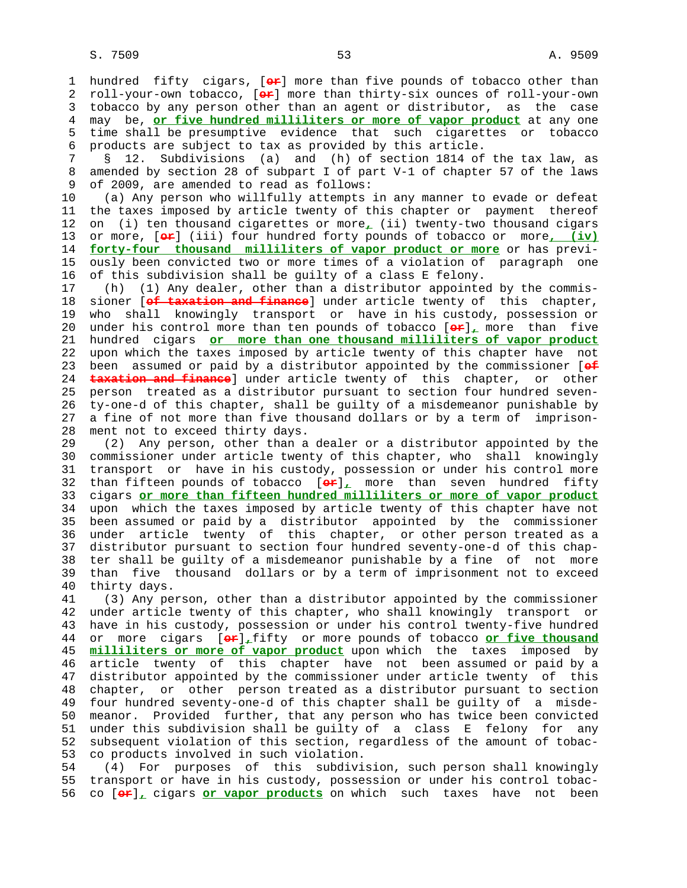hundred fifty cigars, [~~or~~] more than five pounds of tobacco other than roll-your-own tobacco, [~~or~~] more than thirty-six ounces of roll-your-own tobacco by any person other than an agent or distributor, as the case may be, **or five hundred milliliters or more of vapor product** at any one time shall be presumptive evidence that such cigarettes or tobacco products are subject to tax as provided by this article.

§ 12. Subdivisions (a) and (h) of section 1814 of the tax law, as amended by section 28 of subpart I of part V-1 of chapter 57 of the laws of 2009, are amended to read as follows:

(a) Any person who willfully attempts in any manner to evade or defeat the taxes imposed by article twenty of this chapter or payment thereof on (i) ten thousand cigarettes or more**,** (ii) twenty-two thousand cigars or more, [~~or~~] (iii) four hundred forty pounds of tobacco or more**, (iv) forty-four thousand milliliters of vapor product or more** or has previously been convicted two or more times of a violation of paragraph one of this subdivision shall be guilty of a class E felony.

(h) (1) Any dealer, other than a distributor appointed by the commissioner [~~of taxation and finance~~] under article twenty of this chapter, who shall knowingly transport or have in his custody, possession or under his control more than ten pounds of tobacco [~~or~~]**,** more than five hundred cigars **or more than one thousand milliliters of vapor product** upon which the taxes imposed by article twenty of this chapter have not been assumed or paid by a distributor appointed by the commissioner [~~of taxation and finance~~] under article twenty of this chapter, or other person treated as a distributor pursuant to section four hundred seventy-one-d of this chapter, shall be guilty of a misdemeanor punishable by a fine of not more than five thousand dollars or by a term of imprisonment not to exceed thirty days.

(2) Any person, other than a dealer or a distributor appointed by the commissioner under article twenty of this chapter, who shall knowingly transport or have in his custody, possession or under his control more than fifteen pounds of tobacco [~~or~~]**,** more than seven hundred fifty cigars **or more than fifteen hundred milliliters or more of vapor product** upon which the taxes imposed by article twenty of this chapter have not been assumed or paid by a distributor appointed by the commissioner under article twenty of this chapter, or other person treated as a distributor pursuant to section four hundred seventy-one-d of this chapter shall be guilty of a misdemeanor punishable by a fine of not more than five thousand dollars or by a term of imprisonment not to exceed thirty days.

(3) Any person, other than a distributor appointed by the commissioner under article twenty of this chapter, who shall knowingly transport or have in his custody, possession or under his control twenty-five hundred or more cigars [~~or~~]**,**fifty or more pounds of tobacco **or five thousand milliliters or more of vapor product** upon which the taxes imposed by article twenty of this chapter have not been assumed or paid by a distributor appointed by the commissioner under article twenty of this chapter, or other person treated as a distributor pursuant to section four hundred seventy-one-d of this chapter shall be guilty of a misdemeanor. Provided further, that any person who has twice been convicted under this subdivision shall be guilty of a class E felony for any subsequent violation of this section, regardless of the amount of tobacco products involved in such violation.

(4) For purposes of this subdivision, such person shall knowingly transport or have in his custody, possession or under his control tobacco [~~or~~]**,** cigars **or vapor products** on which such taxes have not been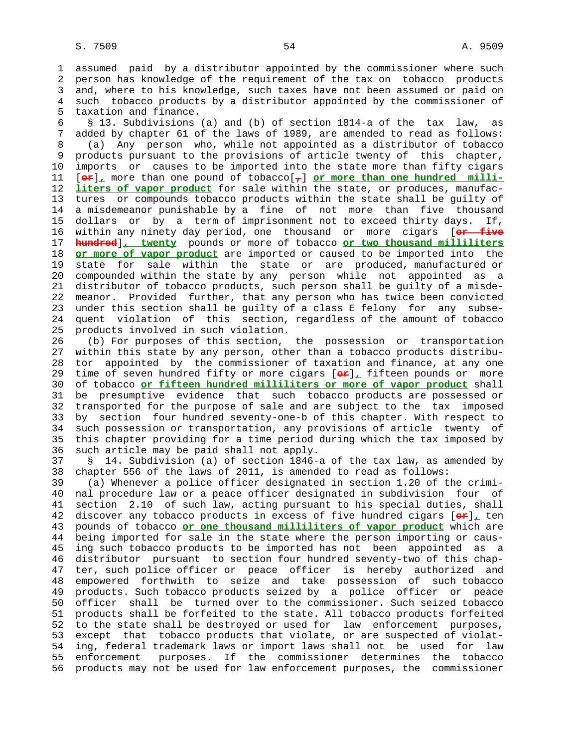assumed paid by a distributor appointed by the commissioner where such person has knowledge of the requirement of the tax on tobacco products and, where to his knowledge, such taxes have not been assumed or paid on such tobacco products by a distributor appointed by the commissioner of taxation and finance.

§ 13. Subdivisions (a) and (b) of section 1814-a of the tax law, as added by chapter 61 of the laws of 1989, are amended to read as follows:

(a) Any person who, while not appointed as a distributor of tobacco products pursuant to the provisions of article twenty of this chapter, imports or causes to be imported into the state more than fifty cigars [~~or~~]**,** more than one pound of tobacco[~~,~~] **or more than one hundred milliliters of vapor product** for sale within the state, or produces, manufactures or compounds tobacco products within the state shall be guilty of a misdemeanor punishable by a fine of not more than five thousand dollars or by a term of imprisonment not to exceed thirty days. If, within any ninety day period, one thousand or more cigars [~~or five hundred~~]**, twenty** pounds or more of tobacco **or two thousand milliliters or more of vapor product** are imported or caused to be imported into the state for sale within the state or are produced, manufactured or compounded within the state by any person while not appointed as a distributor of tobacco products, such person shall be guilty of a misdemeanor. Provided further, that any person who has twice been convicted under this section shall be guilty of a class E felony for any subsequent violation of this section, regardless of the amount of tobacco products involved in such violation.

(b) For purposes of this section, the possession or transportation within this state by any person, other than a tobacco products distributor appointed by the commissioner of taxation and finance, at any one time of seven hundred fifty or more cigars [~~or~~]**,** fifteen pounds or more of tobacco **or fifteen hundred milliliters or more of vapor product** shall be presumptive evidence that such tobacco products are possessed or transported for the purpose of sale and are subject to the tax imposed by section four hundred seventy-one-b of this chapter. With respect to such possession or transportation, any provisions of article twenty of this chapter providing for a time period during which the tax imposed by such article may be paid shall not apply.

§ 14. Subdivision (a) of section 1846-a of the tax law, as amended by chapter 556 of the laws of 2011, is amended to read as follows:

(a) Whenever a police officer designated in section 1.20 of the criminal procedure law or a peace officer designated in subdivision four of section 2.10 of such law, acting pursuant to his special duties, shall discover any tobacco products in excess of five hundred cigars [~~or~~]**,** ten pounds of tobacco **or one thousand milliliters of vapor product** which are being imported for sale in the state where the person importing or causing such tobacco products to be imported has not been appointed as a distributor pursuant to section four hundred seventy-two of this chapter, such police officer or peace officer is hereby authorized and empowered forthwith to seize and take possession of such tobacco products. Such tobacco products seized by a police officer or peace officer shall be turned over to the commissioner. Such seized tobacco products shall be forfeited to the state. All tobacco products forfeited to the state shall be destroyed or used for law enforcement purposes, except that tobacco products that violate, or are suspected of violating, federal trademark laws or import laws shall not be used for law enforcement purposes. If the commissioner determines the tobacco products may not be used for law enforcement purposes, the commissioner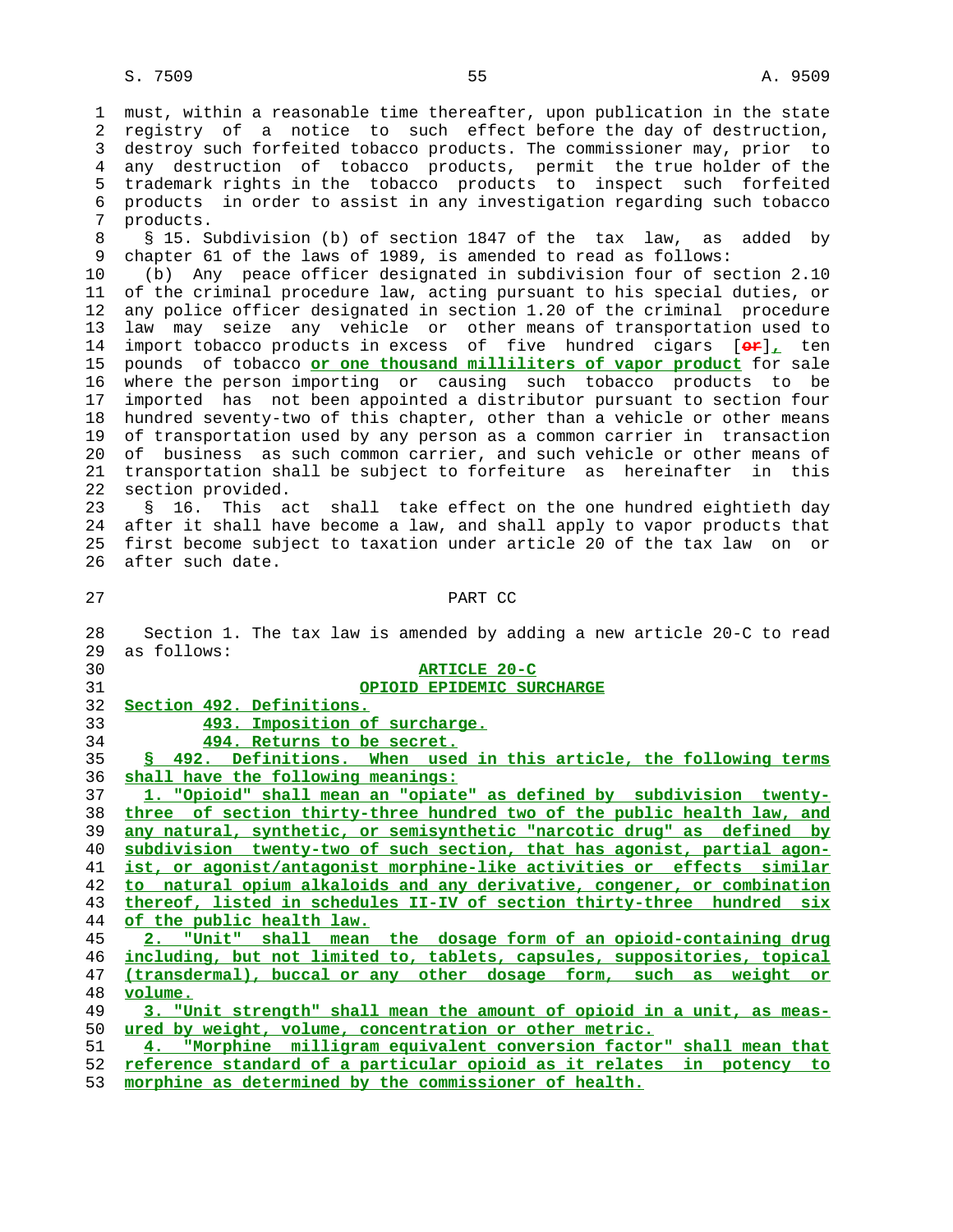must, within a reasonable time thereafter, upon publication in the state registry of a notice to such effect before the day of destruction, destroy such forfeited tobacco products. The commissioner may, prior to any destruction of tobacco products, permit the true holder of the trademark rights in the tobacco products to inspect such forfeited products in order to assist in any investigation regarding such tobacco products.

§ 15. Subdivision (b) of section 1847 of the tax law, as added by chapter 61 of the laws of 1989, is amended to read as follows:

(b) Any peace officer designated in subdivision four of section 2.10 of the criminal procedure law, acting pursuant to his special duties, or any police officer designated in section 1.20 of the criminal procedure law may seize any vehicle or other means of transportation used to import tobacco products in excess of five hundred cigars [~~or~~]**_,_** ten pounds of tobacco **_or one thousand milliliters of vapor product_** for sale where the person importing or causing such tobacco products to be imported has not been appointed a distributor pursuant to section four hundred seventy-two of this chapter, other than a vehicle or other means of transportation used by any person as a common carrier in transaction of business as such common carrier, and such vehicle or other means of transportation shall be subject to forfeiture as hereinafter in this section provided.

§ 16. This act shall take effect on the one hundred eightieth day after it shall have become a law, and shall apply to vapor products that first become subject to taxation under article 20 of the tax law on or after such date.

PART CC

Section 1. The tax law is amended by adding a new article 20-C to read as follows:

**_ARTICLE 20-C_**

**_OPIOID EPIDEMIC SURCHARGE_**

**_Section 492. Definitions._**

**_493. Imposition of surcharge._**

**_494. Returns to be secret._**

**_§ 492. Definitions. When used in this article, the following terms shall have the following meanings:_**

**_1. "Opioid" shall mean an "opiate" as defined by subdivision twenty-three of section thirty-three hundred two of the public health law, and any natural, synthetic, or semisynthetic "narcotic drug" as defined by subdivision twenty-two of such section, that has agonist, partial agonist, or agonist/antagonist morphine-like activities or effects similar to natural opium alkaloids and any derivative, congener, or combination thereof, listed in schedules II-IV of section thirty-three hundred six of the public health law._**

**_2. "Unit" shall mean the dosage form of an opioid-containing drug including, but not limited to, tablets, capsules, suppositories, topical (transdermal), buccal or any other dosage form, such as weight or volume._**

**_3. "Unit strength" shall mean the amount of opioid in a unit, as measured by weight, volume, concentration or other metric._**

**_4. "Morphine milligram equivalent conversion factor" shall mean that reference standard of a particular opioid as it relates in potency to morphine as determined by the commissioner of health._**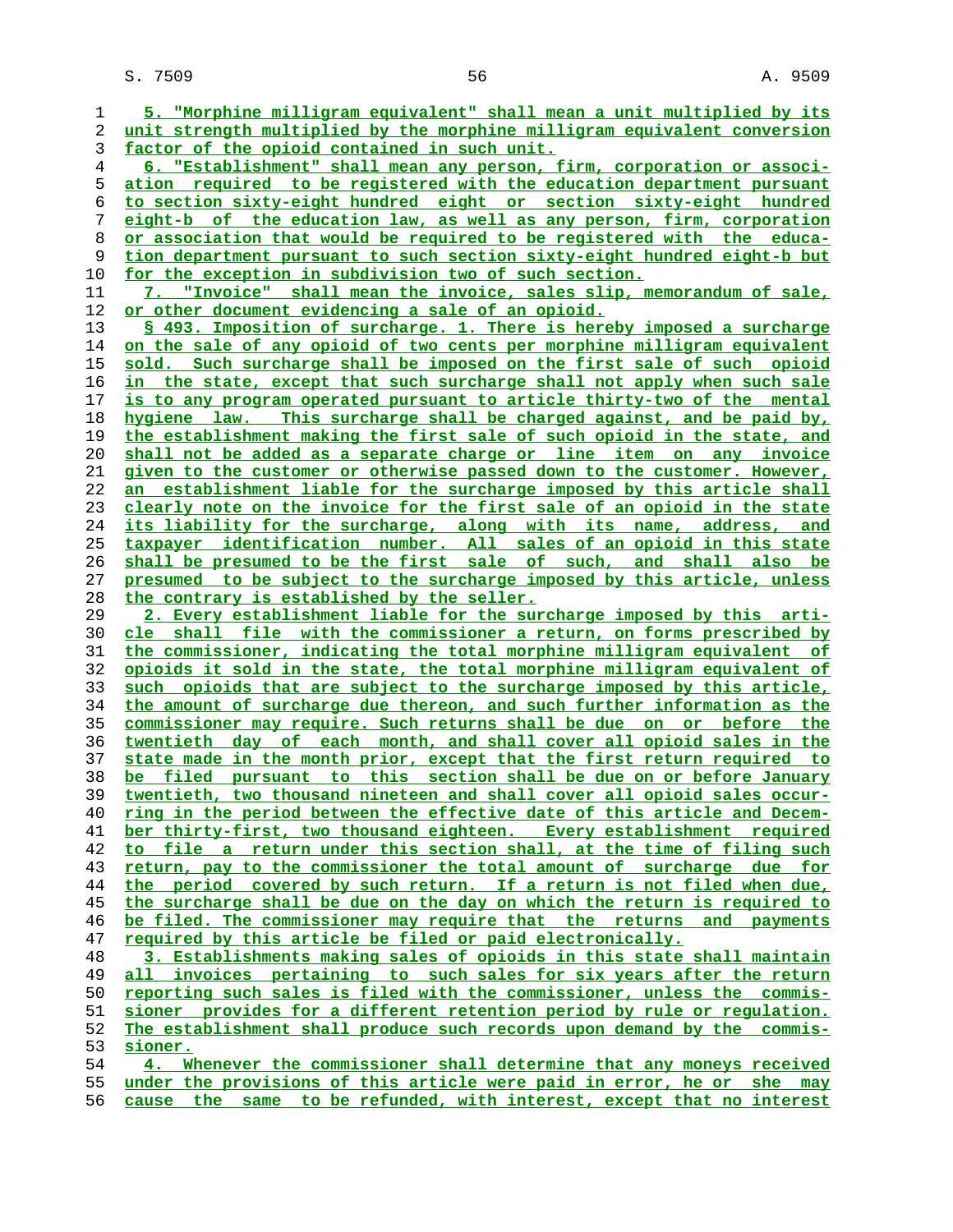5. "Morphine milligram equivalent" shall mean a unit multiplied by its unit strength multiplied by the morphine milligram equivalent conversion factor of the opioid contained in such unit.

6. "Establishment" shall mean any person, firm, corporation or association required to be registered with the education department pursuant to section sixty-eight hundred eight or section sixty-eight hundred eight-b of the education law, as well as any person, firm, corporation or association that would be required to be registered with the education department pursuant to such section sixty-eight hundred eight-b but for the exception in subdivision two of such section.

7. "Invoice" shall mean the invoice, sales slip, memorandum of sale, or other document evidencing a sale of an opioid.

§ 493. Imposition of surcharge. 1. There is hereby imposed a surcharge on the sale of any opioid of two cents per morphine milligram equivalent sold. Such surcharge shall be imposed on the first sale of such opioid in the state, except that such surcharge shall not apply when such sale is to any program operated pursuant to article thirty-two of the mental hygiene law. This surcharge shall be charged against, and be paid by, the establishment making the first sale of such opioid in the state, and shall not be added as a separate charge or line item on any invoice given to the customer or otherwise passed down to the customer. However, an establishment liable for the surcharge imposed by this article shall clearly note on the invoice for the first sale of an opioid in the state its liability for the surcharge, along with its name, address, and taxpayer identification number. All sales of an opioid in this state shall be presumed to be the first sale of such, and shall also be presumed to be subject to the surcharge imposed by this article, unless the contrary is established by the seller.

2. Every establishment liable for the surcharge imposed by this article shall file with the commissioner a return, on forms prescribed by the commissioner, indicating the total morphine milligram equivalent of opioids it sold in the state, the total morphine milligram equivalent of such opioids that are subject to the surcharge imposed by this article, the amount of surcharge due thereon, and such further information as the commissioner may require. Such returns shall be due on or before the twentieth day of each month, and shall cover all opioid sales in the state made in the month prior, except that the first return required to be filed pursuant to this section shall be due on or before January twentieth, two thousand nineteen and shall cover all opioid sales occurring in the period between the effective date of this article and December thirty-first, two thousand eighteen. Every establishment required to file a return under this section shall, at the time of filing such return, pay to the commissioner the total amount of surcharge due for the period covered by such return. If a return is not filed when due, the surcharge shall be due on the day on which the return is required to be filed. The commissioner may require that the returns and payments required by this article be filed or paid electronically.

3. Establishments making sales of opioids in this state shall maintain all invoices pertaining to such sales for six years after the return reporting such sales is filed with the commissioner, unless the commissioner provides for a different retention period by rule or regulation. The establishment shall produce such records upon demand by the commissioner.

4. Whenever the commissioner shall determine that any moneys received under the provisions of this article were paid in error, he or she may cause the same to be refunded, with interest, except that no interest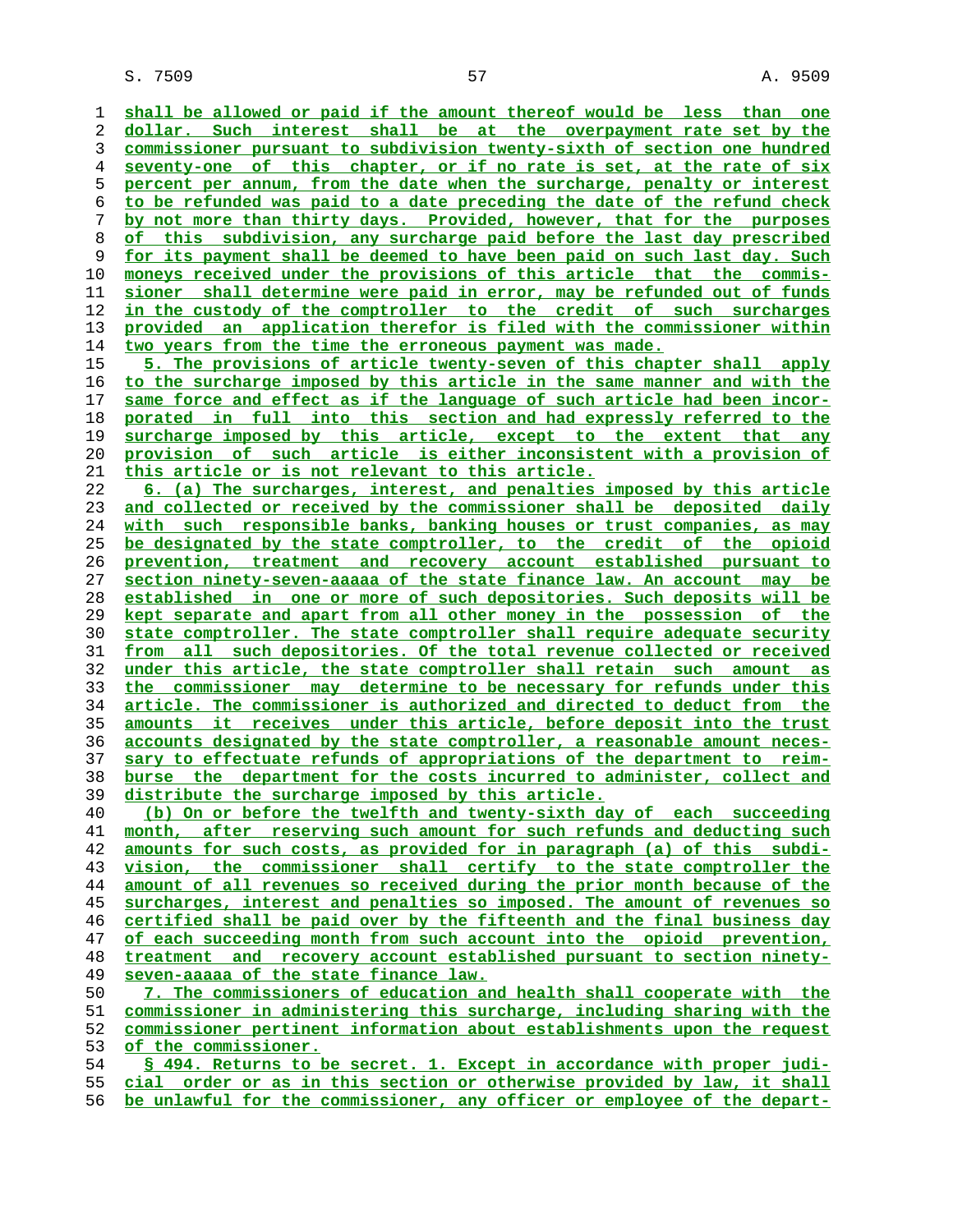shall be allowed or paid if the amount thereof would be less than one dollar. Such interest shall be at the overpayment rate set by the commissioner pursuant to subdivision twenty-sixth of section one hundred seventy-one of this chapter, or if no rate is set, at the rate of six percent per annum, from the date when the surcharge, penalty or interest to be refunded was paid to a date preceding the date of the refund check by not more than thirty days. Provided, however, that for the purposes of this subdivision, any surcharge paid before the last day prescribed for its payment shall be deemed to have been paid on such last day. Such moneys received under the provisions of this article that the commissioner shall determine were paid in error, may be refunded out of funds in the custody of the comptroller to the credit of such surcharges provided an application therefor is filed with the commissioner within two years from the time the erroneous payment was made.

5. The provisions of article twenty-seven of this chapter shall apply to the surcharge imposed by this article in the same manner and with the same force and effect as if the language of such article had been incorporated in full into this section and had expressly referred to the surcharge imposed by this article, except to the extent that any provision of such article is either inconsistent with a provision of this article or is not relevant to this article.

6. (a) The surcharges, interest, and penalties imposed by this article and collected or received by the commissioner shall be deposited daily with such responsible banks, banking houses or trust companies, as may be designated by the state comptroller, to the credit of the opioid prevention, treatment and recovery account established pursuant to section ninety-seven-aaaaa of the state finance law. An account may be established in one or more of such depositories. Such deposits will be kept separate and apart from all other money in the possession of the state comptroller. The state comptroller shall require adequate security from all such depositories. Of the total revenue collected or received under this article, the state comptroller shall retain such amount as the commissioner may determine to be necessary for refunds under this article. The commissioner is authorized and directed to deduct from the amounts it receives under this article, before deposit into the trust accounts designated by the state comptroller, a reasonable amount necessary to effectuate refunds of appropriations of the department to reimburse the department for the costs incurred to administer, collect and distribute the surcharge imposed by this article.

(b) On or before the twelfth and twenty-sixth day of each succeeding month, after reserving such amount for such refunds and deducting such amounts for such costs, as provided for in paragraph (a) of this subdivision, the commissioner shall certify to the state comptroller the amount of all revenues so received during the prior month because of the surcharges, interest and penalties so imposed. The amount of revenues so certified shall be paid over by the fifteenth and the final business day of each succeeding month from such account into the opioid prevention, treatment and recovery account established pursuant to section ninety-seven-aaaaa of the state finance law.

7. The commissioners of education and health shall cooperate with the commissioner in administering this surcharge, including sharing with the commissioner pertinent information about establishments upon the request of the commissioner.

§ 494. Returns to be secret. 1. Except in accordance with proper judicial order or as in this section or otherwise provided by law, it shall be unlawful for the commissioner, any officer or employee of the depart-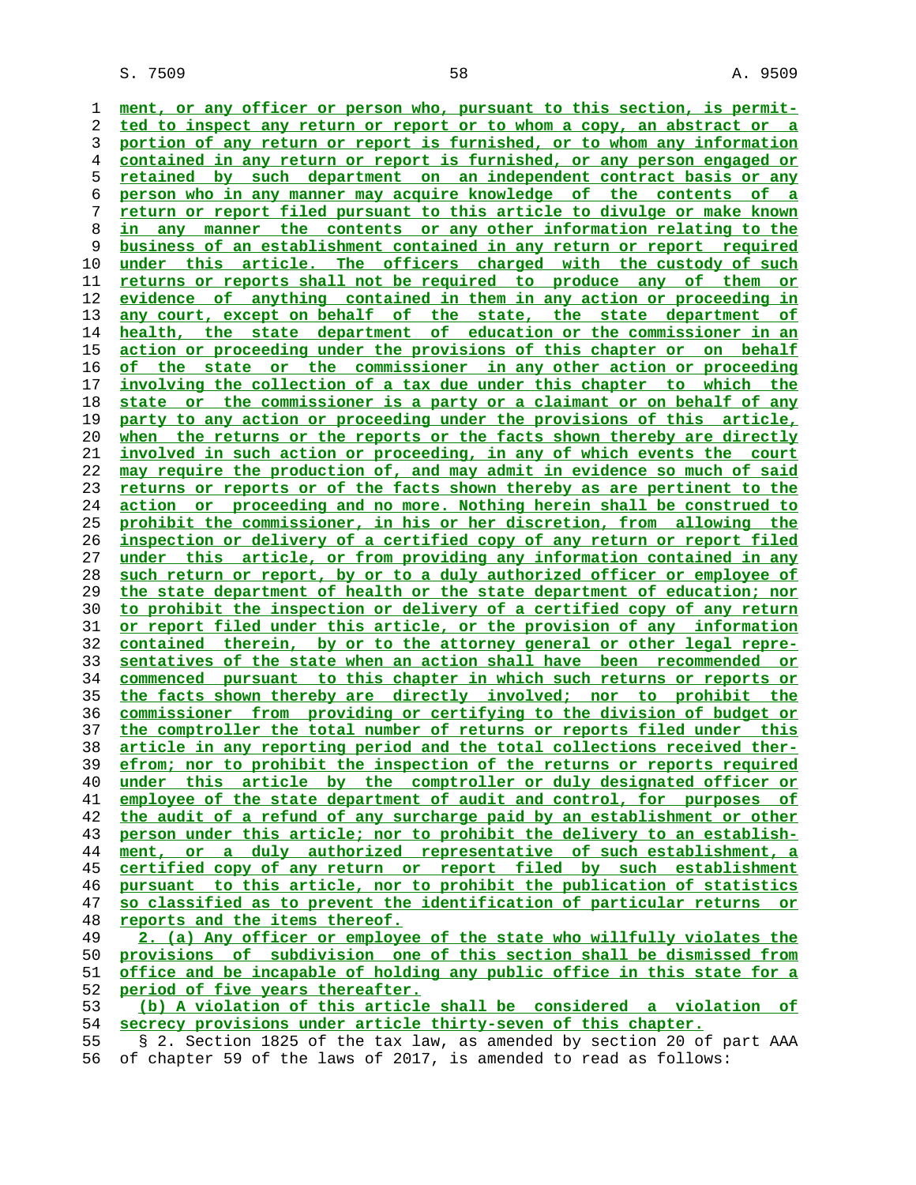ment, or any officer or person who, pursuant to this section, is permitted to inspect any return or report or to whom a copy, an abstract or a portion of any return or report is furnished, or to whom any information contained in any return or report is furnished, or any person engaged or retained by such department on an independent contract basis or any person who in any manner may acquire knowledge of the contents of a return or report filed pursuant to this article to divulge or make known in any manner the contents or any other information relating to the business of an establishment contained in any return or report required under this article. The officers charged with the custody of such returns or reports shall not be required to produce any of them or evidence of anything contained in them in any action or proceeding in any court, except on behalf of the state, the state department of health, the state department of education or the commissioner in an action or proceeding under the provisions of this chapter or on behalf of the state or the commissioner in any other action or proceeding involving the collection of a tax due under this chapter to which the state or the commissioner is a party or a claimant or on behalf of any party to any action or proceeding under the provisions of this article, when the returns or the reports or the facts shown thereby are directly involved in such action or proceeding, in any of which events the court may require the production of, and may admit in evidence so much of said returns or reports or of the facts shown thereby as are pertinent to the action or proceeding and no more. Nothing herein shall be construed to prohibit the commissioner, in his or her discretion, from allowing the inspection or delivery of a certified copy of any return or report filed under this article, or from providing any information contained in any such return or report, by or to a duly authorized officer or employee of the state department of health or the state department of education; nor to prohibit the inspection or delivery of a certified copy of any return or report filed under this article, or the provision of any information contained therein, by or to the attorney general or other legal representatives of the state when an action shall have been recommended or commenced pursuant to this chapter in which such returns or reports or the facts shown thereby are directly involved; nor to prohibit the commissioner from providing or certifying to the division of budget or the comptroller the total number of returns or reports filed under this article in any reporting period and the total collections received therefrom; nor to prohibit the inspection of the returns or reports required under this article by the comptroller or duly designated officer or employee of the state department of audit and control, for purposes of the audit of a refund of any surcharge paid by an establishment or other person under this article; nor to prohibit the delivery to an establishment, or a duly authorized representative of such establishment, a certified copy of any return or report filed by such establishment pursuant to this article, nor to prohibit the publication of statistics so classified as to prevent the identification of particular returns or reports and the items thereof.

2. (a) Any officer or employee of the state who willfully violates the provisions of subdivision one of this section shall be dismissed from office and be incapable of holding any public office in this state for a period of five years thereafter.

(b) A violation of this article shall be considered a violation of secrecy provisions under article thirty-seven of this chapter.

§ 2. Section 1825 of the tax law, as amended by section 20 of part AAA of chapter 59 of the laws of 2017, is amended to read as follows: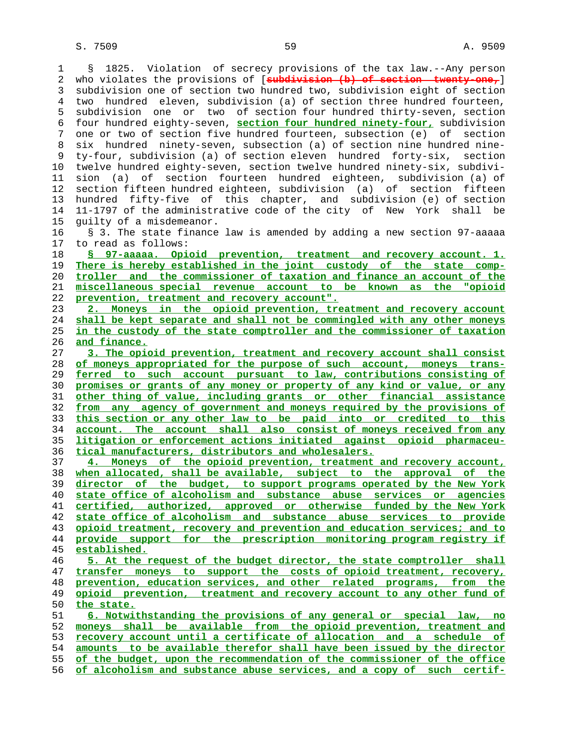§ 1825. Violation of secrecy provisions of the tax law.--Any person who violates the provisions of [~~subdivision (b) of section twenty-one,~~] subdivision one of section two hundred two, subdivision eight of section two hundred eleven, subdivision (a) of section three hundred fourteen, subdivision one or two of section four hundred thirty-seven, section four hundred eighty-seven, **section four hundred ninety-four,** subdivision one or two of section five hundred fourteen, subsection (e) of section six hundred ninety-seven, subsection (a) of section nine hundred ninety-four, subdivision (a) of section eleven hundred forty-six, section twelve hundred eighty-seven, section twelve hundred ninety-six, subdivision (a) of section fourteen hundred eighteen, subdivision (a) of section fifteen hundred eighteen, subdivision (a) of section fifteen hundred fifty-five of this chapter, and subdivision (e) of section 11-1797 of the administrative code of the city of New York shall be guilty of a misdemeanor.

§ 3. The state finance law is amended by adding a new section 97-aaaaa to read as follows:

**§ 97-aaaaa. Opioid prevention, treatment and recovery account. 1. There is hereby established in the joint custody of the state comptroller and the commissioner of taxation and finance an account of the miscellaneous special revenue account to be known as the "opioid prevention, treatment and recovery account".**

**2. Moneys in the opioid prevention, treatment and recovery account shall be kept separate and shall not be commingled with any other moneys in the custody of the state comptroller and the commissioner of taxation and finance.**

**3. The opioid prevention, treatment and recovery account shall consist of moneys appropriated for the purpose of such account, moneys transferred to such account pursuant to law, contributions consisting of promises or grants of any money or property of any kind or value, or any other thing of value, including grants or other financial assistance from any agency of government and moneys required by the provisions of this section or any other law to be paid into or credited to this account. The account shall also consist of moneys received from any litigation or enforcement actions initiated against opioid pharmaceutical manufacturers, distributors and wholesalers.**

**4. Moneys of the opioid prevention, treatment and recovery account, when allocated, shall be available, subject to the approval of the director of the budget, to support programs operated by the New York state office of alcoholism and substance abuse services or agencies certified, authorized, approved or otherwise funded by the New York state office of alcoholism and substance abuse services to provide opioid treatment, recovery and prevention and education services; and to provide support for the prescription monitoring program registry if established.**

**5. At the request of the budget director, the state comptroller shall transfer moneys to support the costs of opioid treatment, recovery, prevention, education services, and other related programs, from the opioid prevention, treatment and recovery account to any other fund of the state.**

**6. Notwithstanding the provisions of any general or special law, no moneys shall be available from the opioid prevention, treatment and recovery account until a certificate of allocation and a schedule of amounts to be available therefor shall have been issued by the director of the budget, upon the recommendation of the commissioner of the office of alcoholism and substance abuse services, and a copy of such certif-**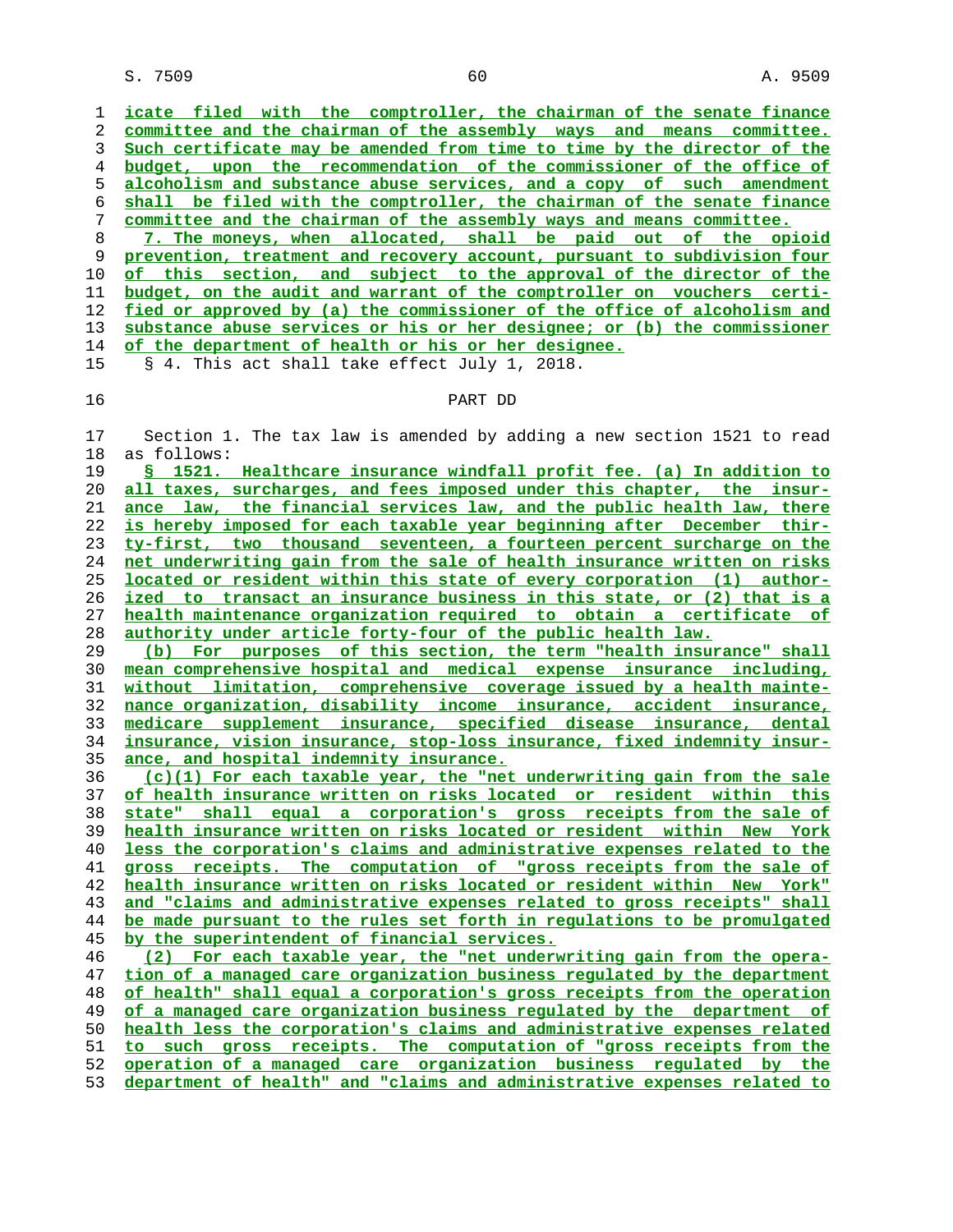icate filed with the comptroller, the chairman of the senate finance committee and the chairman of the assembly ways and means committee. Such certificate may be amended from time to time by the director of the budget, upon the recommendation of the commissioner of the office of alcoholism and substance abuse services, and a copy of such amendment shall be filed with the comptroller, the chairman of the senate finance committee and the chairman of the assembly ways and means committee.

7. The moneys, when allocated, shall be paid out of the opioid prevention, treatment and recovery account, pursuant to subdivision four of this section, and subject to the approval of the director of the budget, on the audit and warrant of the comptroller on vouchers certified or approved by (a) the commissioner of the office of alcoholism and substance abuse services or his or her designee; or (b) the commissioner of the department of health or his or her designee.

§ 4. This act shall take effect July 1, 2018.

PART DD

Section 1. The tax law is amended by adding a new section 1521 to read as follows:

§ 1521. Healthcare insurance windfall profit fee. (a) In addition to all taxes, surcharges, and fees imposed under this chapter, the insurance law, the financial services law, and the public health law, there is hereby imposed for each taxable year beginning after December thirty-first, two thousand seventeen, a fourteen percent surcharge on the net underwriting gain from the sale of health insurance written on risks located or resident within this state of every corporation (1) authorized to transact an insurance business in this state, or (2) that is a health maintenance organization required to obtain a certificate of authority under article forty-four of the public health law.

(b) For purposes of this section, the term "health insurance" shall mean comprehensive hospital and medical expense insurance including, without limitation, comprehensive coverage issued by a health maintenance organization, disability income insurance, accident insurance, medicare supplement insurance, specified disease insurance, dental insurance, vision insurance, stop-loss insurance, fixed indemnity insurance, and hospital indemnity insurance.

(c)(1) For each taxable year, the "net underwriting gain from the sale of health insurance written on risks located or resident within this state" shall equal a corporation's gross receipts from the sale of health insurance written on risks located or resident within New York less the corporation's claims and administrative expenses related to the gross receipts. The computation of "gross receipts from the sale of health insurance written on risks located or resident within New York" and "claims and administrative expenses related to gross receipts" shall be made pursuant to the rules set forth in regulations to be promulgated by the superintendent of financial services.

(2) For each taxable year, the "net underwriting gain from the operation of a managed care organization business regulated by the department of health" shall equal a corporation's gross receipts from the operation of a managed care organization business regulated by the department of health less the corporation's claims and administrative expenses related to such gross receipts. The computation of "gross receipts from the operation of a managed care organization business regulated by the department of health" and "claims and administrative expenses related to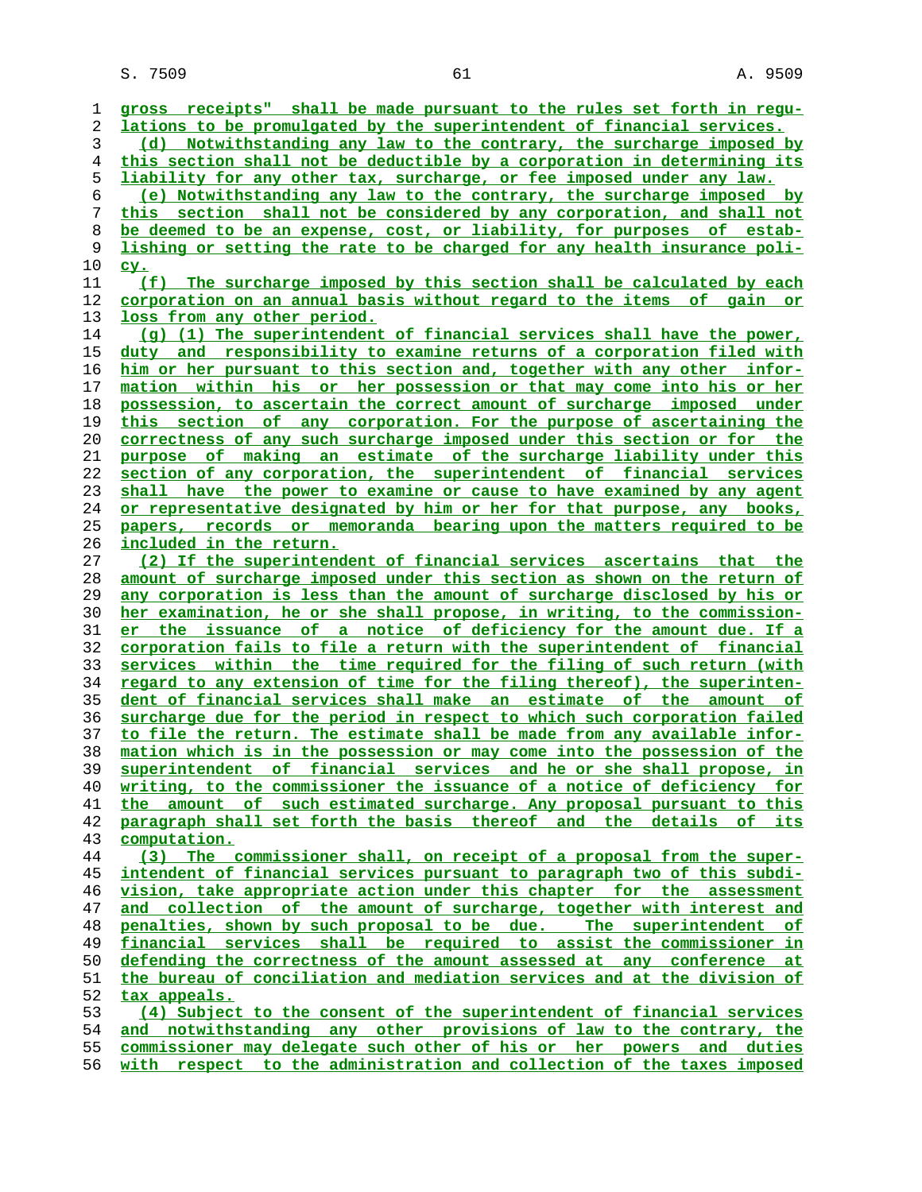gross receipts" shall be made pursuant to the rules set forth in regulations to be promulgated by the superintendent of financial services.

(d) Notwithstanding any law to the contrary, the surcharge imposed by this section shall not be deductible by a corporation in determining its liability for any other tax, surcharge, or fee imposed under any law.

(e) Notwithstanding any law to the contrary, the surcharge imposed by this section shall not be considered by any corporation, and shall not be deemed to be an expense, cost, or liability, for purposes of establishing or setting the rate to be charged for any health insurance policy.

(f) The surcharge imposed by this section shall be calculated by each corporation on an annual basis without regard to the items of gain or loss from any other period.

(g) (1) The superintendent of financial services shall have the power, duty and responsibility to examine returns of a corporation filed with him or her pursuant to this section and, together with any other information within his or her possession or that may come into his or her possession, to ascertain the correct amount of surcharge imposed under this section of any corporation. For the purpose of ascertaining the correctness of any such surcharge imposed under this section or for the purpose of making an estimate of the surcharge liability under this section of any corporation, the superintendent of financial services shall have the power to examine or cause to have examined by any agent or representative designated by him or her for that purpose, any books, papers, records or memoranda bearing upon the matters required to be included in the return.

(2) If the superintendent of financial services ascertains that the amount of surcharge imposed under this section as shown on the return of any corporation is less than the amount of surcharge disclosed by his or her examination, he or she shall propose, in writing, to the commissioner the issuance of a notice of deficiency for the amount due. If a corporation fails to file a return with the superintendent of financial services within the time required for the filing of such return (with regard to any extension of time for the filing thereof), the superintendent of financial services shall make an estimate of the amount of surcharge due for the period in respect to which such corporation failed to file the return. The estimate shall be made from any available information which is in the possession or may come into the possession of the superintendent of financial services and he or she shall propose, in writing, to the commissioner the issuance of a notice of deficiency for the amount of such estimated surcharge. Any proposal pursuant to this paragraph shall set forth the basis thereof and the details of its computation.

(3) The commissioner shall, on receipt of a proposal from the superintendent of financial services pursuant to paragraph two of this subdivision, take appropriate action under this chapter for the assessment and collection of the amount of surcharge, together with interest and penalties, shown by such proposal to be due. The superintendent of financial services shall be required to assist the commissioner in defending the correctness of the amount assessed at any conference at the bureau of conciliation and mediation services and at the division of tax appeals.

(4) Subject to the consent of the superintendent of financial services and notwithstanding any other provisions of law to the contrary, the commissioner may delegate such other of his or her powers and duties with respect to the administration and collection of the taxes imposed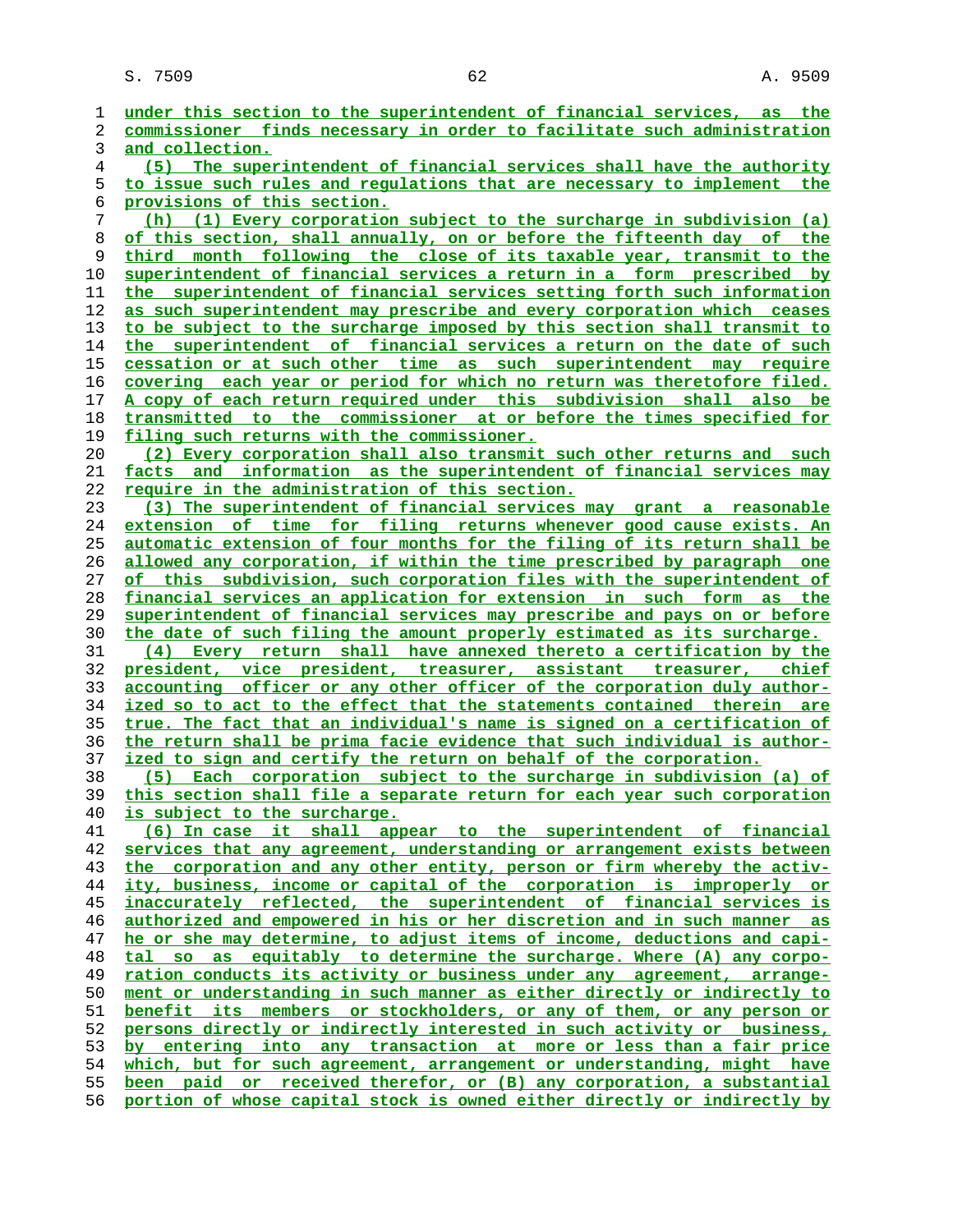under this section to the superintendent of financial services, as the commissioner finds necessary in order to facilitate such administration and collection.

(5) The superintendent of financial services shall have the authority to issue such rules and regulations that are necessary to implement the provisions of this section.

(h) (1) Every corporation subject to the surcharge in subdivision (a) of this section, shall annually, on or before the fifteenth day of the third month following the close of its taxable year, transmit to the superintendent of financial services a return in a form prescribed by the superintendent of financial services setting forth such information as such superintendent may prescribe and every corporation which ceases to be subject to the surcharge imposed by this section shall transmit to the superintendent of financial services a return on the date of such cessation or at such other time as such superintendent may require covering each year or period for which no return was theretofore filed. A copy of each return required under this subdivision shall also be transmitted to the commissioner at or before the times specified for filing such returns with the commissioner.

(2) Every corporation shall also transmit such other returns and such facts and information as the superintendent of financial services may require in the administration of this section.

(3) The superintendent of financial services may grant a reasonable extension of time for filing returns whenever good cause exists. An automatic extension of four months for the filing of its return shall be allowed any corporation, if within the time prescribed by paragraph one of this subdivision, such corporation files with the superintendent of financial services an application for extension in such form as the superintendent of financial services may prescribe and pays on or before the date of such filing the amount properly estimated as its surcharge.

(4) Every return shall have annexed thereto a certification by the president, vice president, treasurer, assistant treasurer, chief accounting officer or any other officer of the corporation duly authorized so to act to the effect that the statements contained therein are true. The fact that an individual's name is signed on a certification of the return shall be prima facie evidence that such individual is authorized to sign and certify the return on behalf of the corporation.

(5) Each corporation subject to the surcharge in subdivision (a) of this section shall file a separate return for each year such corporation is subject to the surcharge.

(6) In case it shall appear to the superintendent of financial services that any agreement, understanding or arrangement exists between the corporation and any other entity, person or firm whereby the activity, business, income or capital of the corporation is improperly or inaccurately reflected, the superintendent of financial services is authorized and empowered in his or her discretion and in such manner as he or she may determine, to adjust items of income, deductions and capital so as equitably to determine the surcharge. Where (A) any corporation conducts its activity or business under any agreement, arrangement or understanding in such manner as either directly or indirectly to benefit its members or stockholders, or any of them, or any person or persons directly or indirectly interested in such activity or business, by entering into any transaction at more or less than a fair price which, but for such agreement, arrangement or understanding, might have been paid or received therefor, or (B) any corporation, a substantial portion of whose capital stock is owned either directly or indirectly by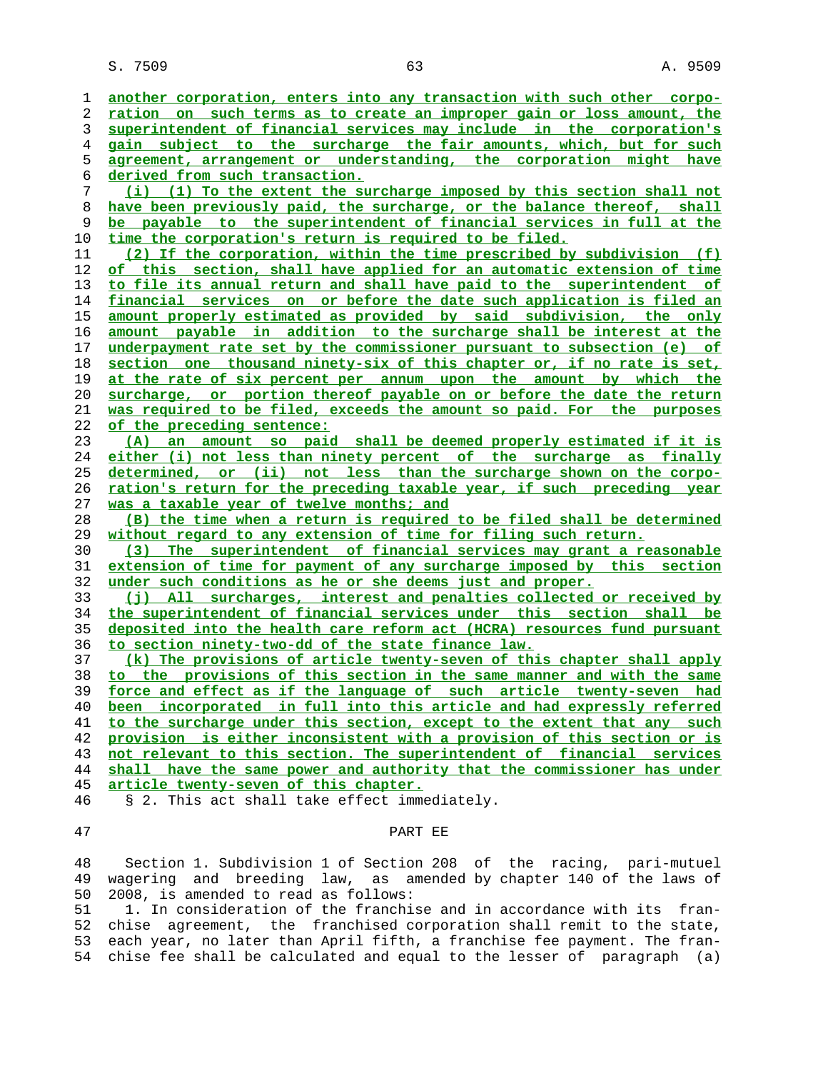another corporation, enters into any transaction with such other corporation on such terms as to create an improper gain or loss amount, the superintendent of financial services may include in the corporation's gain subject to the surcharge the fair amounts, which, but for such agreement, arrangement or understanding, the corporation might have derived from such transaction.

(i) (1) To the extent the surcharge imposed by this section shall not have been previously paid, the surcharge, or the balance thereof, shall be payable to the superintendent of financial services in full at the time the corporation's return is required to be filed.

(2) If the corporation, within the time prescribed by subdivision (f) of this section, shall have applied for an automatic extension of time to file its annual return and shall have paid to the superintendent of financial services on or before the date such application is filed an amount properly estimated as provided by said subdivision, the only amount payable in addition to the surcharge shall be interest at the underpayment rate set by the commissioner pursuant to subsection (e) of section one thousand ninety-six of this chapter or, if no rate is set, at the rate of six percent per annum upon the amount by which the surcharge, or portion thereof payable on or before the date the return was required to be filed, exceeds the amount so paid. For the purposes of the preceding sentence:

(A) an amount so paid shall be deemed properly estimated if it is either (i) not less than ninety percent of the surcharge as finally determined, or (ii) not less than the surcharge shown on the corporation's return for the preceding taxable year, if such preceding year was a taxable year of twelve months; and

(B) the time when a return is required to be filed shall be determined without regard to any extension of time for filing such return.

(3) The superintendent of financial services may grant a reasonable extension of time for payment of any surcharge imposed by this section under such conditions as he or she deems just and proper.

(j) All surcharges, interest and penalties collected or received by the superintendent of financial services under this section shall be deposited into the health care reform act (HCRA) resources fund pursuant to section ninety-two-dd of the state finance law.

(k) The provisions of article twenty-seven of this chapter shall apply to the provisions of this section in the same manner and with the same force and effect as if the language of such article twenty-seven had been incorporated in full into this article and had expressly referred to the surcharge under this section, except to the extent that any such provision is either inconsistent with a provision of this section or is not relevant to this section. The superintendent of financial services shall have the same power and authority that the commissioner has under article twenty-seven of this chapter.

§ 2. This act shall take effect immediately.

PART EE

Section 1. Subdivision 1 of Section 208 of the racing, pari-mutuel wagering and breeding law, as amended by chapter 140 of the laws of 2008, is amended to read as follows:

1. In consideration of the franchise and in accordance with its franchise agreement, the franchised corporation shall remit to the state, each year, no later than April fifth, a franchise fee payment. The franchise fee shall be calculated and equal to the lesser of paragraph (a)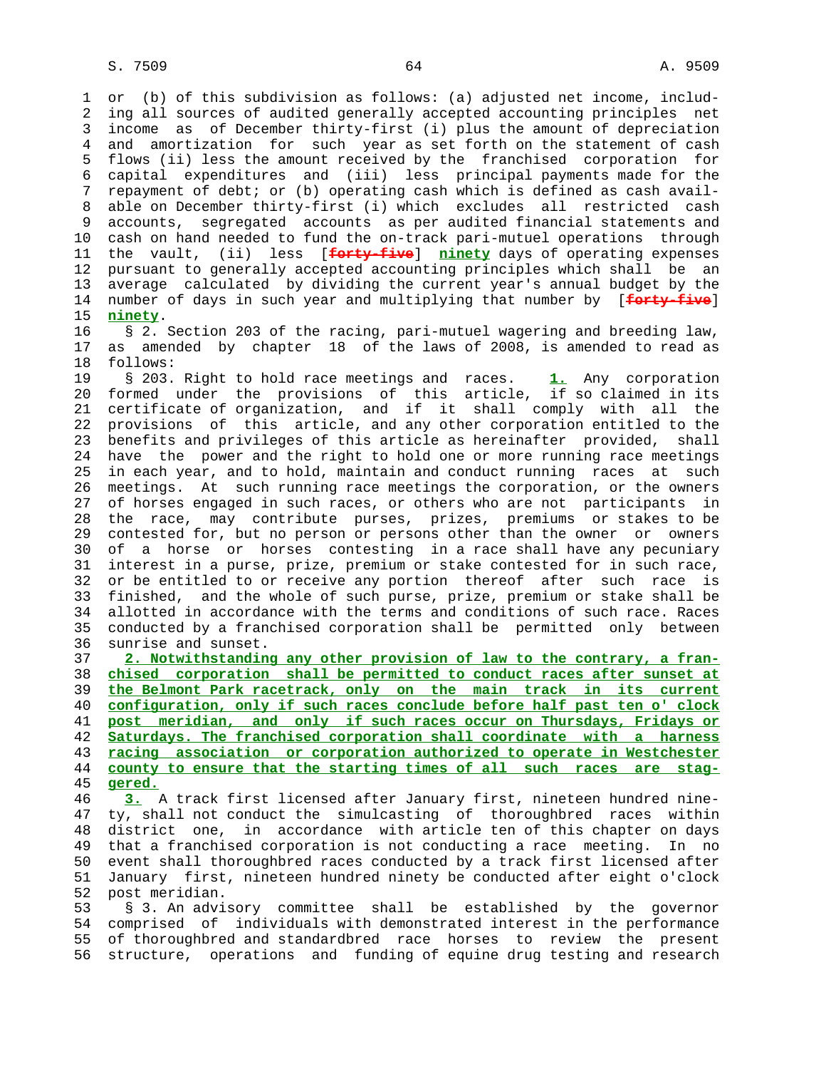or (b) of this subdivision as follows: (a) adjusted net income, including all sources of audited generally accepted accounting principles net income as of December thirty-first (i) plus the amount of depreciation and amortization for such year as set forth on the statement of cash flows (ii) less the amount received by the franchised corporation for capital expenditures and (iii) less principal payments made for the repayment of debt; or (b) operating cash which is defined as cash available on December thirty-first (i) which excludes all restricted cash accounts, segregated accounts as per audited financial statements and cash on hand needed to fund the on-track pari-mutuel operations through the vault, (ii) less [~~forty-five~~] **ninety** days of operating expenses pursuant to generally accepted accounting principles which shall be an average calculated by dividing the current year's annual budget by the number of days in such year and multiplying that number by [~~forty-five~~] **ninety**.

§ 2. Section 203 of the racing, pari-mutuel wagering and breeding law, as amended by chapter 18 of the laws of 2008, is amended to read as follows:

§ 203. Right to hold race meetings and races. **1.** Any corporation formed under the provisions of this article, if so claimed in its certificate of organization, and if it shall comply with all the provisions of this article, and any other corporation entitled to the benefits and privileges of this article as hereinafter provided, shall have the power and the right to hold one or more running race meetings in each year, and to hold, maintain and conduct running races at such meetings. At such running race meetings the corporation, or the owners of horses engaged in such races, or others who are not participants in the race, may contribute purses, prizes, premiums or stakes to be contested for, but no person or persons other than the owner or owners of a horse or horses contesting in a race shall have any pecuniary interest in a purse, prize, premium or stake contested for in such race, or be entitled to or receive any portion thereof after such race is finished, and the whole of such purse, prize, premium or stake shall be allotted in accordance with the terms and conditions of such race. Races conducted by a franchised corporation shall be permitted only between sunrise and sunset.

**2. Notwithstanding any other provision of law to the contrary, a franchised corporation shall be permitted to conduct races after sunset at the Belmont Park racetrack, only on the main track in its current configuration, only if such races conclude before half past ten o' clock post meridian, and only if such races occur on Thursdays, Fridays or Saturdays. The franchised corporation shall coordinate with a harness racing association or corporation authorized to operate in Westchester county to ensure that the starting times of all such races are staggered.**

**3.** A track first licensed after January first, nineteen hundred ninety, shall not conduct the simulcasting of thoroughbred races within district one, in accordance with article ten of this chapter on days that a franchised corporation is not conducting a race meeting. In no event shall thoroughbred races conducted by a track first licensed after January first, nineteen hundred ninety be conducted after eight o'clock post meridian.

§ 3. An advisory committee shall be established by the governor comprised of individuals with demonstrated interest in the performance of thoroughbred and standardbred race horses to review the present structure, operations and funding of equine drug testing and research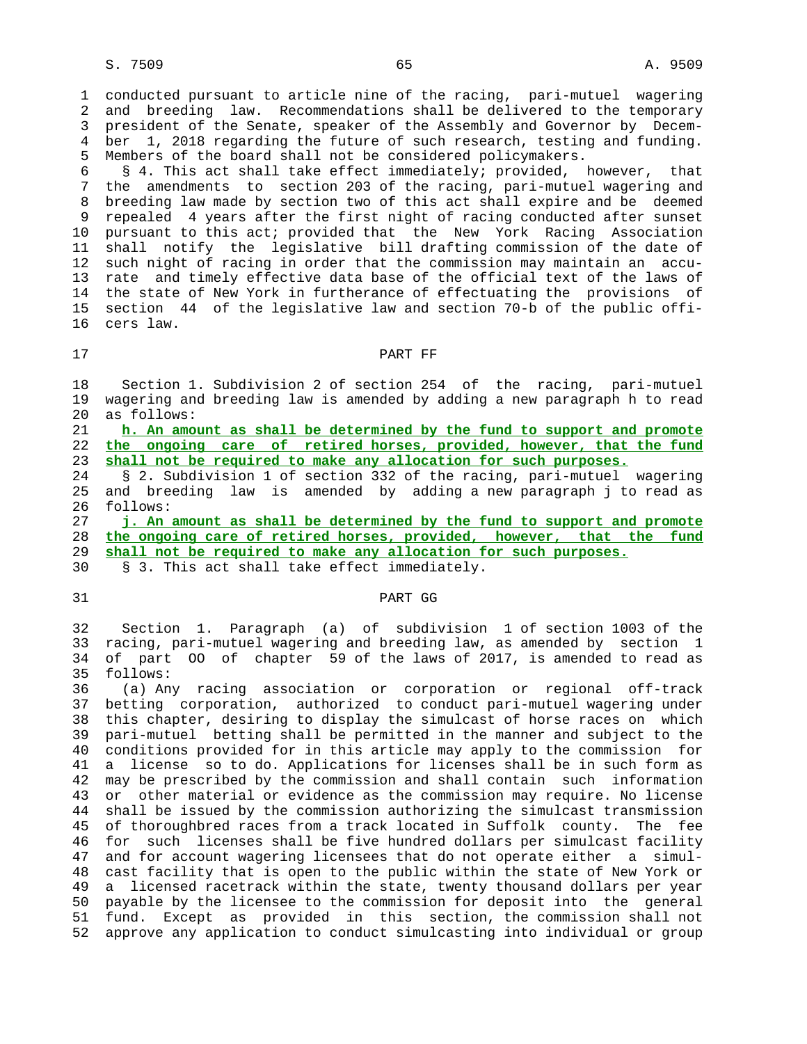conducted pursuant to article nine of the racing, pari-mutuel wagering and breeding law. Recommendations shall be delivered to the temporary president of the Senate, speaker of the Assembly and Governor by December 1, 2018 regarding the future of such research, testing and funding. Members of the board shall not be considered policymakers.

§ 4. This act shall take effect immediately; provided, however, that the amendments to section 203 of the racing, pari-mutuel wagering and breeding law made by section two of this act shall expire and be deemed repealed 4 years after the first night of racing conducted after sunset pursuant to this act; provided that the New York Racing Association shall notify the legislative bill drafting commission of the date of such night of racing in order that the commission may maintain an accurate and timely effective data base of the official text of the laws of the state of New York in furtherance of effectuating the provisions of section 44 of the legislative law and section 70-b of the public officers law.

## PART FF

Section 1. Subdivision 2 of section 254 of the racing, pari-mutuel wagering and breeding law is amended by adding a new paragraph h to read as follows:

**h. An amount as shall be determined by the fund to support and promote the ongoing care of retired horses, provided, however, that the fund shall not be required to make any allocation for such purposes.**

§ 2. Subdivision 1 of section 332 of the racing, pari-mutuel wagering and breeding law is amended by adding a new paragraph j to read as follows:

**j. An amount as shall be determined by the fund to support and promote the ongoing care of retired horses, provided, however, that the fund shall not be required to make any allocation for such purposes.**

§ 3. This act shall take effect immediately.

## PART GG

Section 1. Paragraph (a) of subdivision 1 of section 1003 of the racing, pari-mutuel wagering and breeding law, as amended by section 1 of part OO of chapter 59 of the laws of 2017, is amended to read as follows:

(a) Any racing association or corporation or regional off-track betting corporation, authorized to conduct pari-mutuel wagering under this chapter, desiring to display the simulcast of horse races on which pari-mutuel betting shall be permitted in the manner and subject to the conditions provided for in this article may apply to the commission for a license so to do. Applications for licenses shall be in such form as may be prescribed by the commission and shall contain such information or other material or evidence as the commission may require. No license shall be issued by the commission authorizing the simulcast transmission of thoroughbred races from a track located in Suffolk county. The fee for such licenses shall be five hundred dollars per simulcast facility and for account wagering licensees that do not operate either a simulcast facility that is open to the public within the state of New York or a licensed racetrack within the state, twenty thousand dollars per year payable by the licensee to the commission for deposit into the general fund. Except as provided in this section, the commission shall not approve any application to conduct simulcasting into individual or group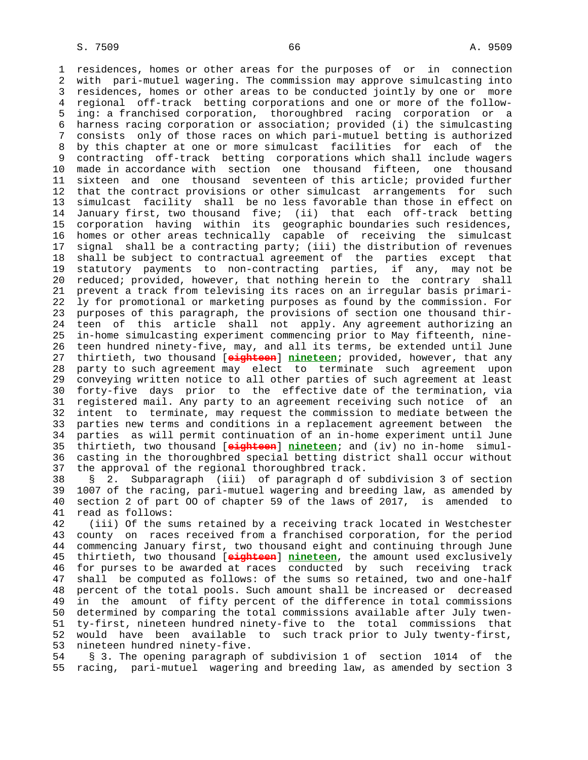residences, homes or other areas for the purposes of or in connection with pari-mutuel wagering. The commission may approve simulcasting into residences, homes or other areas to be conducted jointly by one or more regional off-track betting corporations and one or more of the following: a franchised corporation, thoroughbred racing corporation or a harness racing corporation or association; provided (i) the simulcasting consists only of those races on which pari-mutuel betting is authorized by this chapter at one or more simulcast facilities for each of the contracting off-track betting corporations which shall include wagers made in accordance with section one thousand fifteen, one thousand sixteen and one thousand seventeen of this article; provided further that the contract provisions or other simulcast arrangements for such simulcast facility shall be no less favorable than those in effect on January first, two thousand five; (ii) that each off-track betting corporation having within its geographic boundaries such residences, homes or other areas technically capable of receiving the simulcast signal shall be a contracting party; (iii) the distribution of revenues shall be subject to contractual agreement of the parties except that statutory payments to non-contracting parties, if any, may not be reduced; provided, however, that nothing herein to the contrary shall prevent a track from televising its races on an irregular basis primarily for promotional or marketing purposes as found by the commission. For purposes of this paragraph, the provisions of section one thousand thirteen of this article shall not apply. Any agreement authorizing an in-home simulcasting experiment commencing prior to May fifteenth, nineteen hundred ninety-five, may, and all its terms, be extended until June thirtieth, two thousand [~~eighteen~~] **nineteen**; provided, however, that any party to such agreement may elect to terminate such agreement upon conveying written notice to all other parties of such agreement at least forty-five days prior to the effective date of the termination, via registered mail. Any party to an agreement receiving such notice of an intent to terminate, may request the commission to mediate between the parties new terms and conditions in a replacement agreement between the parties as will permit continuation of an in-home experiment until June thirtieth, two thousand [~~eighteen~~] **nineteen**; and (iv) no in-home simulcasting in the thoroughbred special betting district shall occur without the approval of the regional thoroughbred track.

§ 2. Subparagraph (iii) of paragraph d of subdivision 3 of section 1007 of the racing, pari-mutuel wagering and breeding law, as amended by section 2 of part OO of chapter 59 of the laws of 2017, is amended to read as follows:

(iii) Of the sums retained by a receiving track located in Westchester county on races received from a franchised corporation, for the period commencing January first, two thousand eight and continuing through June thirtieth, two thousand [~~eighteen~~] **nineteen**, the amount used exclusively for purses to be awarded at races conducted by such receiving track shall be computed as follows: of the sums so retained, two and one-half percent of the total pools. Such amount shall be increased or decreased in the amount of fifty percent of the difference in total commissions determined by comparing the total commissions available after July twenty-first, nineteen hundred ninety-five to the total commissions that would have been available to such track prior to July twenty-first, nineteen hundred ninety-five.

§ 3. The opening paragraph of subdivision 1 of section 1014 of the racing, pari-mutuel wagering and breeding law, as amended by section 3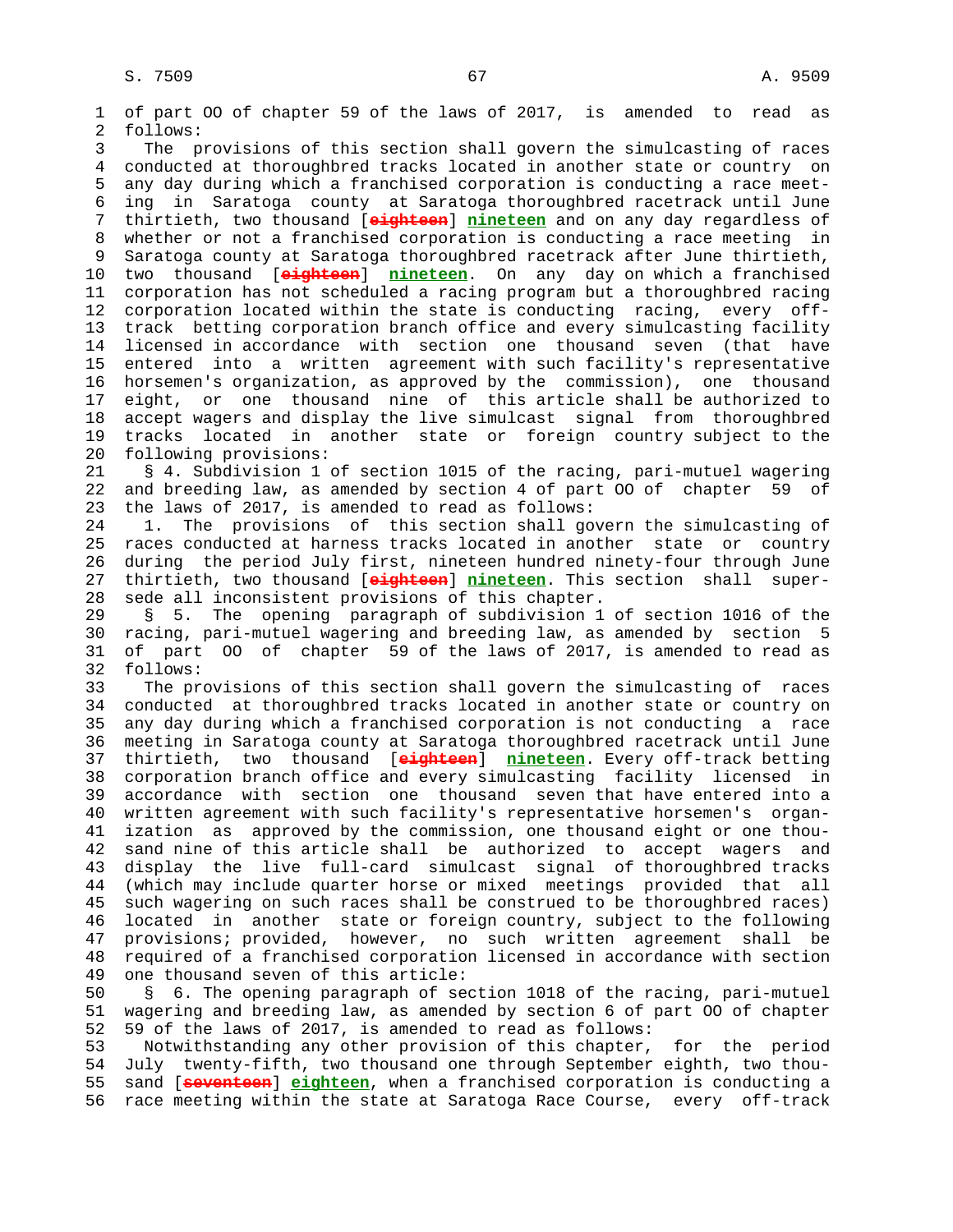of part OO of chapter 59 of the laws of 2017, is amended to read as follows:

The provisions of this section shall govern the simulcasting of races conducted at thoroughbred tracks located in another state or country on any day during which a franchised corporation is conducting a race meeting in Saratoga county at Saratoga thoroughbred racetrack until June thirtieth, two thousand [~~eighteen~~] **nineteen** and on any day regardless of whether or not a franchised corporation is conducting a race meeting in Saratoga county at Saratoga thoroughbred racetrack after June thirtieth, two thousand [~~eighteen~~] **nineteen**. On any day on which a franchised corporation has not scheduled a racing program but a thoroughbred racing corporation located within the state is conducting racing, every off-track betting corporation branch office and every simulcasting facility licensed in accordance with section one thousand seven (that have entered into a written agreement with such facility's representative horsemen's organization, as approved by the commission), one thousand eight, or one thousand nine of this article shall be authorized to accept wagers and display the live simulcast signal from thoroughbred tracks located in another state or foreign country subject to the following provisions:

§ 4. Subdivision 1 of section 1015 of the racing, pari-mutuel wagering and breeding law, as amended by section 4 of part OO of chapter 59 of the laws of 2017, is amended to read as follows:

1. The provisions of this section shall govern the simulcasting of races conducted at harness tracks located in another state or country during the period July first, nineteen hundred ninety-four through June thirtieth, two thousand [~~eighteen~~] **nineteen**. This section shall supersede all inconsistent provisions of this chapter.

§ 5. The opening paragraph of subdivision 1 of section 1016 of the racing, pari-mutuel wagering and breeding law, as amended by section 5 of part OO of chapter 59 of the laws of 2017, is amended to read as follows:

The provisions of this section shall govern the simulcasting of races conducted at thoroughbred tracks located in another state or country on any day during which a franchised corporation is not conducting a race meeting in Saratoga county at Saratoga thoroughbred racetrack until June thirtieth, two thousand [~~eighteen~~] **nineteen**. Every off-track betting corporation branch office and every simulcasting facility licensed in accordance with section one thousand seven that have entered into a written agreement with such facility's representative horsemen's organization as approved by the commission, one thousand eight or one thousand nine of this article shall be authorized to accept wagers and display the live full-card simulcast signal of thoroughbred tracks (which may include quarter horse or mixed meetings provided that all such wagering on such races shall be construed to be thoroughbred races) located in another state or foreign country, subject to the following provisions; provided, however, no such written agreement shall be required of a franchised corporation licensed in accordance with section one thousand seven of this article:

§ 6. The opening paragraph of section 1018 of the racing, pari-mutuel wagering and breeding law, as amended by section 6 of part OO of chapter 59 of the laws of 2017, is amended to read as follows:

Notwithstanding any other provision of this chapter, for the period July twenty-fifth, two thousand one through September eighth, two thousand [~~seventeen~~] **eighteen**, when a franchised corporation is conducting a race meeting within the state at Saratoga Race Course, every off-track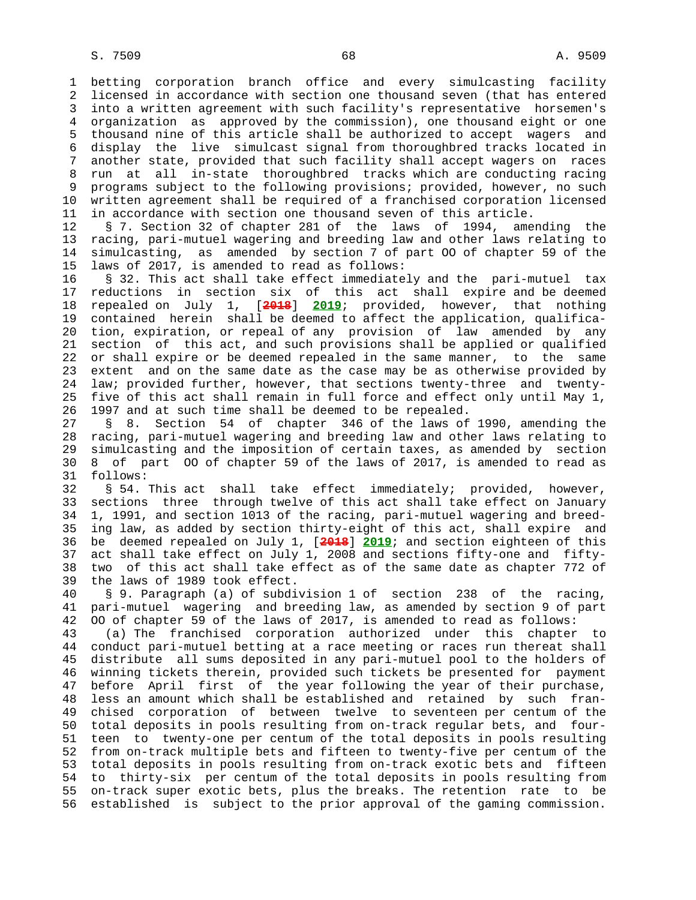betting corporation branch office and every simulcasting facility licensed in accordance with section one thousand seven (that has entered into a written agreement with such facility's representative horsemen's organization as approved by the commission), one thousand eight or one thousand nine of this article shall be authorized to accept wagers and display the live simulcast signal from thoroughbred tracks located in another state, provided that such facility shall accept wagers on races run at all in-state thoroughbred tracks which are conducting racing programs subject to the following provisions; provided, however, no such written agreement shall be required of a franchised corporation licensed in accordance with section one thousand seven of this article.

§ 7. Section 32 of chapter 281 of the laws of 1994, amending the racing, pari-mutuel wagering and breeding law and other laws relating to simulcasting, as amended by section 7 of part OO of chapter 59 of the laws of 2017, is amended to read as follows:

§ 32. This act shall take effect immediately and the pari-mutuel tax reductions in section six of this act shall expire and be deemed repealed on July 1, [~~2018~~] **2019**; provided, however, that nothing contained herein shall be deemed to affect the application, qualification, expiration, or repeal of any provision of law amended by any section of this act, and such provisions shall be applied or qualified or shall expire or be deemed repealed in the same manner, to the same extent and on the same date as the case may be as otherwise provided by law; provided further, however, that sections twenty-three and twenty-five of this act shall remain in full force and effect only until May 1, 1997 and at such time shall be deemed to be repealed.

§ 8. Section 54 of chapter 346 of the laws of 1990, amending the racing, pari-mutuel wagering and breeding law and other laws relating to simulcasting and the imposition of certain taxes, as amended by section 8 of part OO of chapter 59 of the laws of 2017, is amended to read as follows:

§ 54. This act shall take effect immediately; provided, however, sections three through twelve of this act shall take effect on January 1, 1991, and section 1013 of the racing, pari-mutuel wagering and breeding law, as added by section thirty-eight of this act, shall expire and be deemed repealed on July 1, [~~2018~~] **2019**; and section eighteen of this act shall take effect on July 1, 2008 and sections fifty-one and fifty-two of this act shall take effect as of the same date as chapter 772 of the laws of 1989 took effect.

§ 9. Paragraph (a) of subdivision 1 of section 238 of the racing, pari-mutuel wagering and breeding law, as amended by section 9 of part OO of chapter 59 of the laws of 2017, is amended to read as follows:

(a) The franchised corporation authorized under this chapter to conduct pari-mutuel betting at a race meeting or races run thereat shall distribute all sums deposited in any pari-mutuel pool to the holders of winning tickets therein, provided such tickets be presented for payment before April first of the year following the year of their purchase, less an amount which shall be established and retained by such franchised corporation of between twelve to seventeen per centum of the total deposits in pools resulting from on-track regular bets, and fourteen to twenty-one per centum of the total deposits in pools resulting from on-track multiple bets and fifteen to twenty-five per centum of the total deposits in pools resulting from on-track exotic bets and fifteen to thirty-six per centum of the total deposits in pools resulting from on-track super exotic bets, plus the breaks. The retention rate to be established is subject to the prior approval of the gaming commission.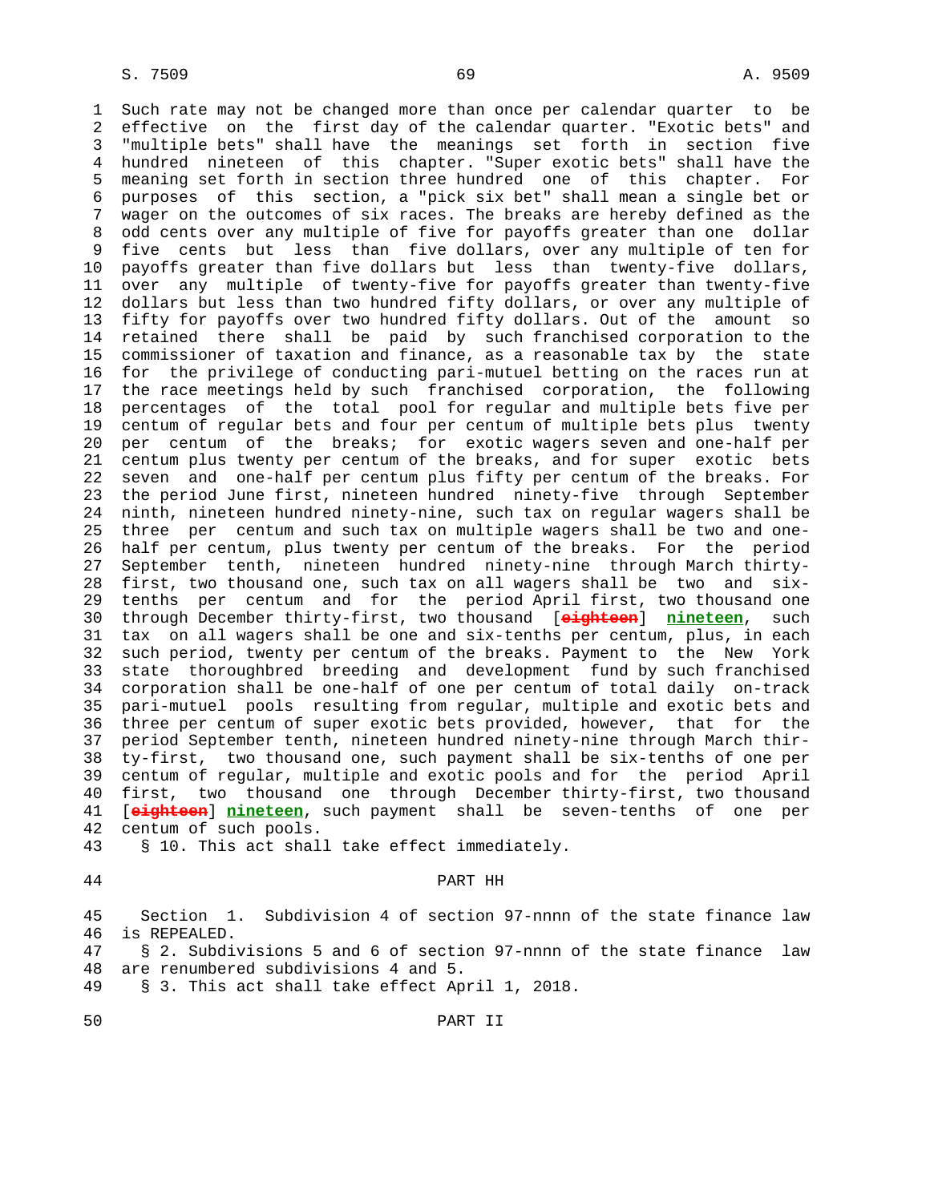Such rate may not be changed more than once per calendar quarter to be effective on the first day of the calendar quarter. "Exotic bets" and "multiple bets" shall have the meanings set forth in section five hundred nineteen of this chapter. "Super exotic bets" shall have the meaning set forth in section three hundred one of this chapter. For purposes of this section, a "pick six bet" shall mean a single bet or wager on the outcomes of six races. The breaks are hereby defined as the odd cents over any multiple of five for payoffs greater than one dollar five cents but less than five dollars, over any multiple of ten for payoffs greater than five dollars but less than twenty-five dollars, over any multiple of twenty-five for payoffs greater than twenty-five dollars but less than two hundred fifty dollars, or over any multiple of fifty for payoffs over two hundred fifty dollars. Out of the amount so retained there shall be paid by such franchised corporation to the commissioner of taxation and finance, as a reasonable tax by the state for the privilege of conducting pari-mutuel betting on the races run at the race meetings held by such franchised corporation, the following percentages of the total pool for regular and multiple bets five per centum of regular bets and four per centum of multiple bets plus twenty per centum of the breaks; for exotic wagers seven and one-half per centum plus twenty per centum of the breaks, and for super exotic bets seven and one-half per centum plus fifty per centum of the breaks. For the period June first, nineteen hundred ninety-five through September ninth, nineteen hundred ninety-nine, such tax on regular wagers shall be three per centum and such tax on multiple wagers shall be two and one-half per centum, plus twenty per centum of the breaks. For the period September tenth, nineteen hundred ninety-nine through March thirty-first, two thousand one, such tax on all wagers shall be two and six-tenths per centum and for the period April first, two thousand one through December thirty-first, two thousand [~~eighteen~~] **nineteen**, such tax on all wagers shall be one and six-tenths per centum, plus, in each such period, twenty per centum of the breaks. Payment to the New York state thoroughbred breeding and development fund by such franchised corporation shall be one-half of one per centum of total daily on-track pari-mutuel pools resulting from regular, multiple and exotic bets and three per centum of super exotic bets provided, however, that for the period September tenth, nineteen hundred ninety-nine through March thirty-first, two thousand one, such payment shall be six-tenths of one per centum of regular, multiple and exotic pools and for the period April first, two thousand one through December thirty-first, two thousand [~~eighteen~~] **nineteen**, such payment shall be seven-tenths of one per centum of such pools.

§ 10. This act shall take effect immediately.

## PART HH

Section 1. Subdivision 4 of section 97-nnnn of the state finance law is REPEALED.

§ 2. Subdivisions 5 and 6 of section 97-nnnn of the state finance law are renumbered subdivisions 4 and 5.

§ 3. This act shall take effect April 1, 2018.

## PART II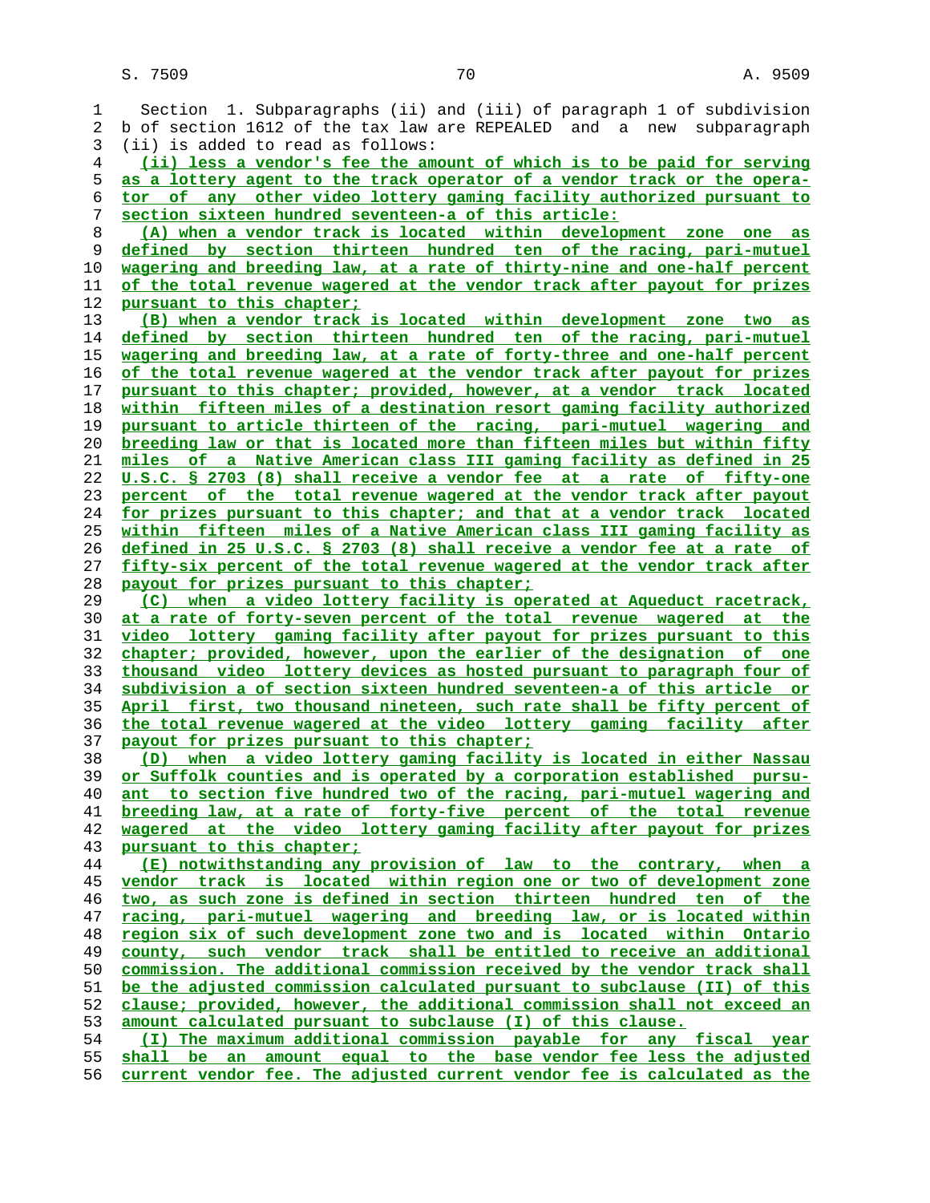Section 1. Subparagraphs (ii) and (iii) of paragraph 1 of subdivision b of section 1612 of the tax law are REPEALED and a new subparagraph (ii) is added to read as follows:

(ii) less a vendor's fee the amount of which is to be paid for serving as a lottery agent to the track operator of a vendor track or the operator of any other video lottery gaming facility authorized pursuant to section sixteen hundred seventeen-a of this article:

(A) when a vendor track is located within development zone one as defined by section thirteen hundred ten of the racing, pari-mutuel wagering and breeding law, at a rate of thirty-nine and one-half percent of the total revenue wagered at the vendor track after payout for prizes pursuant to this chapter;

(B) when a vendor track is located within development zone two as defined by section thirteen hundred ten of the racing, pari-mutuel wagering and breeding law, at a rate of forty-three and one-half percent of the total revenue wagered at the vendor track after payout for prizes pursuant to this chapter; provided, however, at a vendor track located within fifteen miles of a destination resort gaming facility authorized pursuant to article thirteen of the racing, pari-mutuel wagering and breeding law or that is located more than fifteen miles but within fifty miles of a Native American class III gaming facility as defined in 25 U.S.C. § 2703 (8) shall receive a vendor fee at a rate of fifty-one percent of the total revenue wagered at the vendor track after payout for prizes pursuant to this chapter; and that at a vendor track located within fifteen miles of a Native American class III gaming facility as defined in 25 U.S.C. § 2703 (8) shall receive a vendor fee at a rate of fifty-six percent of the total revenue wagered at the vendor track after payout for prizes pursuant to this chapter;

(C) when a video lottery facility is operated at Aqueduct racetrack, at a rate of forty-seven percent of the total revenue wagered at the video lottery gaming facility after payout for prizes pursuant to this chapter; provided, however, upon the earlier of the designation of one thousand video lottery devices as hosted pursuant to paragraph four of subdivision a of section sixteen hundred seventeen-a of this article or April first, two thousand nineteen, such rate shall be fifty percent of the total revenue wagered at the video lottery gaming facility after payout for prizes pursuant to this chapter;

(D) when a video lottery gaming facility is located in either Nassau or Suffolk counties and is operated by a corporation established pursuant to section five hundred two of the racing, pari-mutuel wagering and breeding law, at a rate of forty-five percent of the total revenue wagered at the video lottery gaming facility after payout for prizes pursuant to this chapter;

(E) notwithstanding any provision of law to the contrary, when a vendor track is located within region one or two of development zone two, as such zone is defined in section thirteen hundred ten of the racing, pari-mutuel wagering and breeding law, or is located within region six of such development zone two and is located within Ontario county, such vendor track shall be entitled to receive an additional commission. The additional commission received by the vendor track shall be the adjusted commission calculated pursuant to subclause (II) of this clause; provided, however, the additional commission shall not exceed an amount calculated pursuant to subclause (I) of this clause.

(I) The maximum additional commission payable for any fiscal year shall be an amount equal to the base vendor fee less the adjusted current vendor fee. The adjusted current vendor fee is calculated as the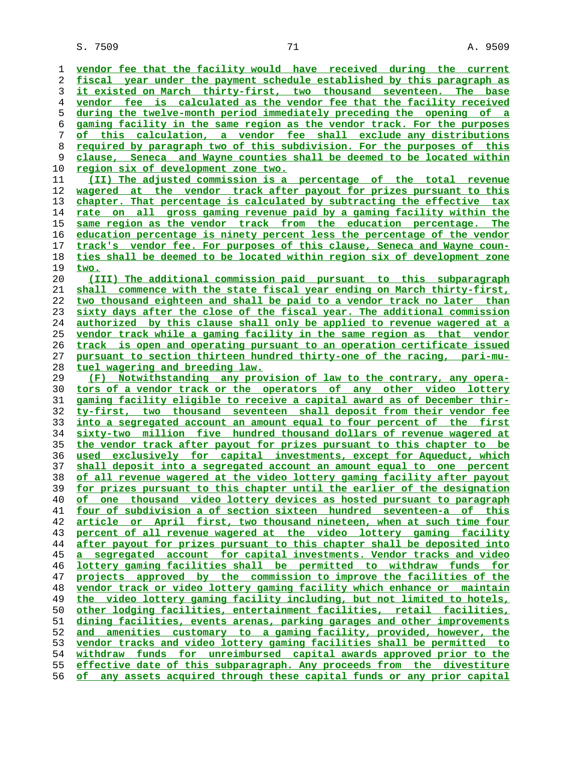vendor fee that the facility would have received during the current fiscal year under the payment schedule established by this paragraph as it existed on March thirty-first, two thousand seventeen. The base vendor fee is calculated as the vendor fee that the facility received during the twelve-month period immediately preceding the opening of a gaming facility in the same region as the vendor track. For the purposes of this calculation, a vendor fee shall exclude any distributions required by paragraph two of this subdivision. For the purposes of this clause, Seneca and Wayne counties shall be deemed to be located within region six of development zone two.

(II) The adjusted commission is a percentage of the total revenue wagered at the vendor track after payout for prizes pursuant to this chapter. That percentage is calculated by subtracting the effective tax rate on all gross gaming revenue paid by a gaming facility within the same region as the vendor track from the education percentage. The education percentage is ninety percent less the percentage of the vendor track's vendor fee. For purposes of this clause, Seneca and Wayne counties shall be deemed to be located within region six of development zone two.

(III) The additional commission paid pursuant to this subparagraph shall commence with the state fiscal year ending on March thirty-first, two thousand eighteen and shall be paid to a vendor track no later than sixty days after the close of the fiscal year. The additional commission authorized by this clause shall only be applied to revenue wagered at a vendor track while a gaming facility in the same region as that vendor track is open and operating pursuant to an operation certificate issued pursuant to section thirteen hundred thirty-one of the racing, pari-mutuel wagering and breeding law.

(F) Notwithstanding any provision of law to the contrary, any operators of a vendor track or the operators of any other video lottery gaming facility eligible to receive a capital award as of December thirty-first, two thousand seventeen shall deposit from their vendor fee into a segregated account an amount equal to four percent of the first sixty-two million five hundred thousand dollars of revenue wagered at the vendor track after payout for prizes pursuant to this chapter to be used exclusively for capital investments, except for Aqueduct, which shall deposit into a segregated account an amount equal to one percent of all revenue wagered at the video lottery gaming facility after payout for prizes pursuant to this chapter until the earlier of the designation of one thousand video lottery devices as hosted pursuant to paragraph four of subdivision a of section sixteen hundred seventeen-a of this article or April first, two thousand nineteen, when at such time four percent of all revenue wagered at the video lottery gaming facility after payout for prizes pursuant to this chapter shall be deposited into a segregated account for capital investments. Vendor tracks and video lottery gaming facilities shall be permitted to withdraw funds for projects approved by the commission to improve the facilities of the vendor track or video lottery gaming facility which enhance or maintain the video lottery gaming facility including, but not limited to hotels, other lodging facilities, entertainment facilities, retail facilities, dining facilities, events arenas, parking garages and other improvements and amenities customary to a gaming facility, provided, however, the vendor tracks and video lottery gaming facilities shall be permitted to withdraw funds for unreimbursed capital awards approved prior to the effective date of this subparagraph. Any proceeds from the divestiture of any assets acquired through these capital funds or any prior capital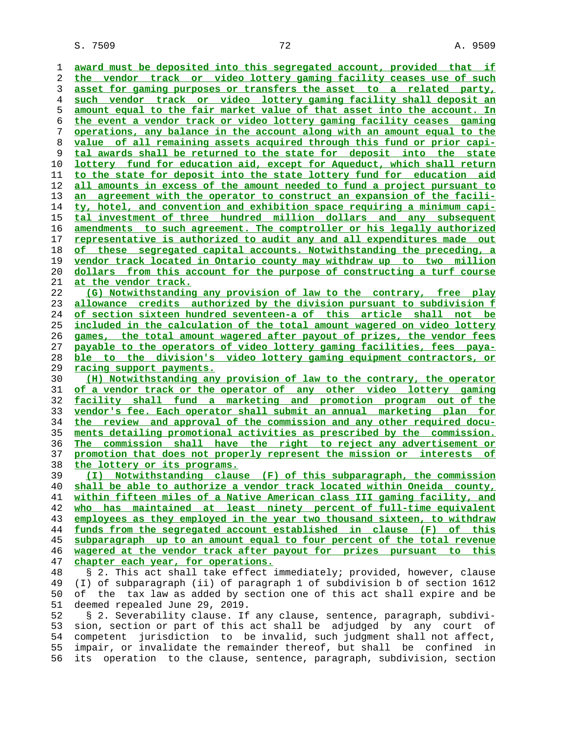award must be deposited into this segregated account, provided that if the vendor track or video lottery gaming facility ceases use of such asset for gaming purposes or transfers the asset to a related party, such vendor track or video lottery gaming facility shall deposit an amount equal to the fair market value of that asset into the account. In the event a vendor track or video lottery gaming facility ceases gaming operations, any balance in the account along with an amount equal to the value of all remaining assets acquired through this fund or prior capital awards shall be returned to the state for deposit into the state lottery fund for education aid, except for Aqueduct, which shall return to the state for deposit into the state lottery fund for education aid all amounts in excess of the amount needed to fund a project pursuant to an agreement with the operator to construct an expansion of the facility, hotel, and convention and exhibition space requiring a minimum capital investment of three hundred million dollars and any subsequent amendments to such agreement. The comptroller or his legally authorized representative is authorized to audit any and all expenditures made out of these segregated capital accounts. Notwithstanding the preceding, a vendor track located in Ontario county may withdraw up to two million dollars from this account for the purpose of constructing a turf course at the vendor track.

(G) Notwithstanding any provision of law to the contrary, free play allowance credits authorized by the division pursuant to subdivision f of section sixteen hundred seventeen-a of this article shall not be included in the calculation of the total amount wagered on video lottery games, the total amount wagered after payout of prizes, the vendor fees payable to the operators of video lottery gaming facilities, fees payable to the division's video lottery gaming equipment contractors, or racing support payments.

(H) Notwithstanding any provision of law to the contrary, the operator of a vendor track or the operator of any other video lottery gaming facility shall fund a marketing and promotion program out of the vendor's fee. Each operator shall submit an annual marketing plan for the review and approval of the commission and any other required documents detailing promotional activities as prescribed by the commission. The commission shall have the right to reject any advertisement or promotion that does not properly represent the mission or interests of the lottery or its programs.

(I) Notwithstanding clause (F) of this subparagraph, the commission shall be able to authorize a vendor track located within Oneida county, within fifteen miles of a Native American class III gaming facility, and who has maintained at least ninety percent of full-time equivalent employees as they employed in the year two thousand sixteen, to withdraw funds from the segregated account established in clause (F) of this subparagraph up to an amount equal to four percent of the total revenue wagered at the vendor track after payout for prizes pursuant to this chapter each year, for operations.

§ 2. This act shall take effect immediately; provided, however, clause (I) of subparagraph (ii) of paragraph 1 of subdivision b of section 1612 of the tax law as added by section one of this act shall expire and be deemed repealed June 29, 2019.

§ 2. Severability clause. If any clause, sentence, paragraph, subdivision, section or part of this act shall be adjudged by any court of competent jurisdiction to be invalid, such judgment shall not affect, impair, or invalidate the remainder thereof, but shall be confined in its operation to the clause, sentence, paragraph, subdivision, section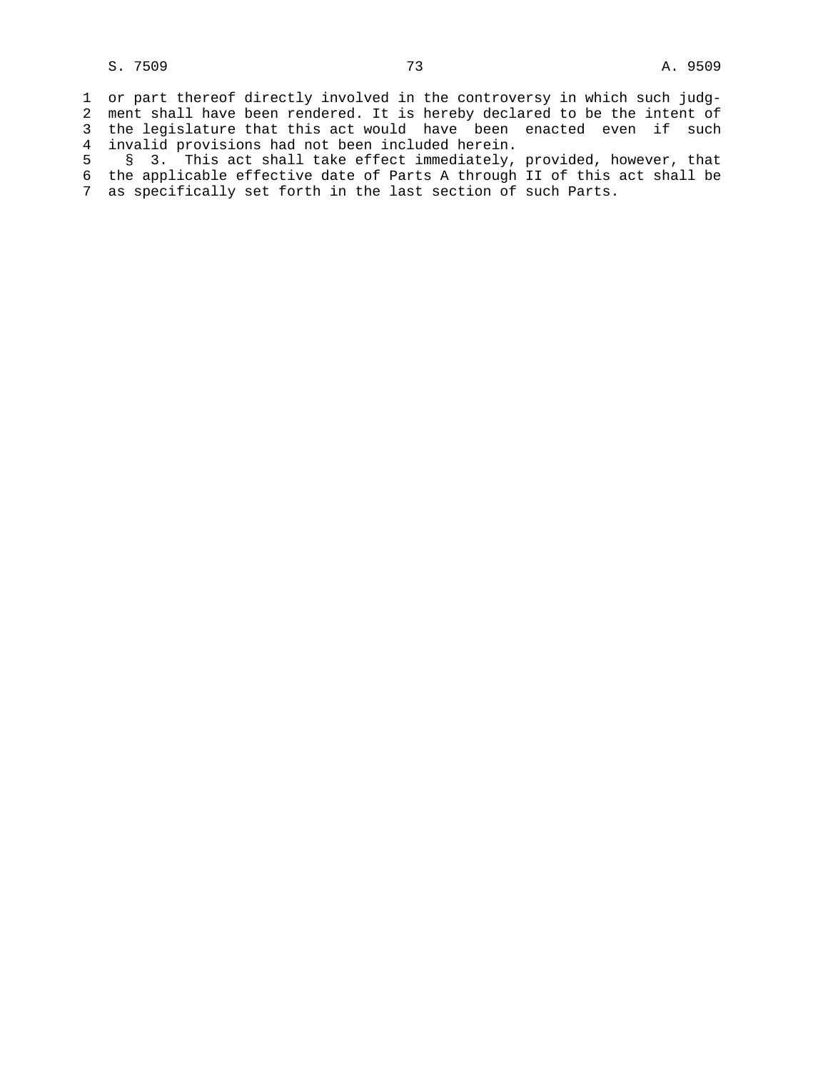or part thereof directly involved in the controversy in which such judgment shall have been rendered. It is hereby declared to be the intent of the legislature that this act would have been enacted even if such invalid provisions had not been included herein.

§ 3. This act shall take effect immediately, provided, however, that the applicable effective date of Parts A through II of this act shall be as specifically set forth in the last section of such Parts.